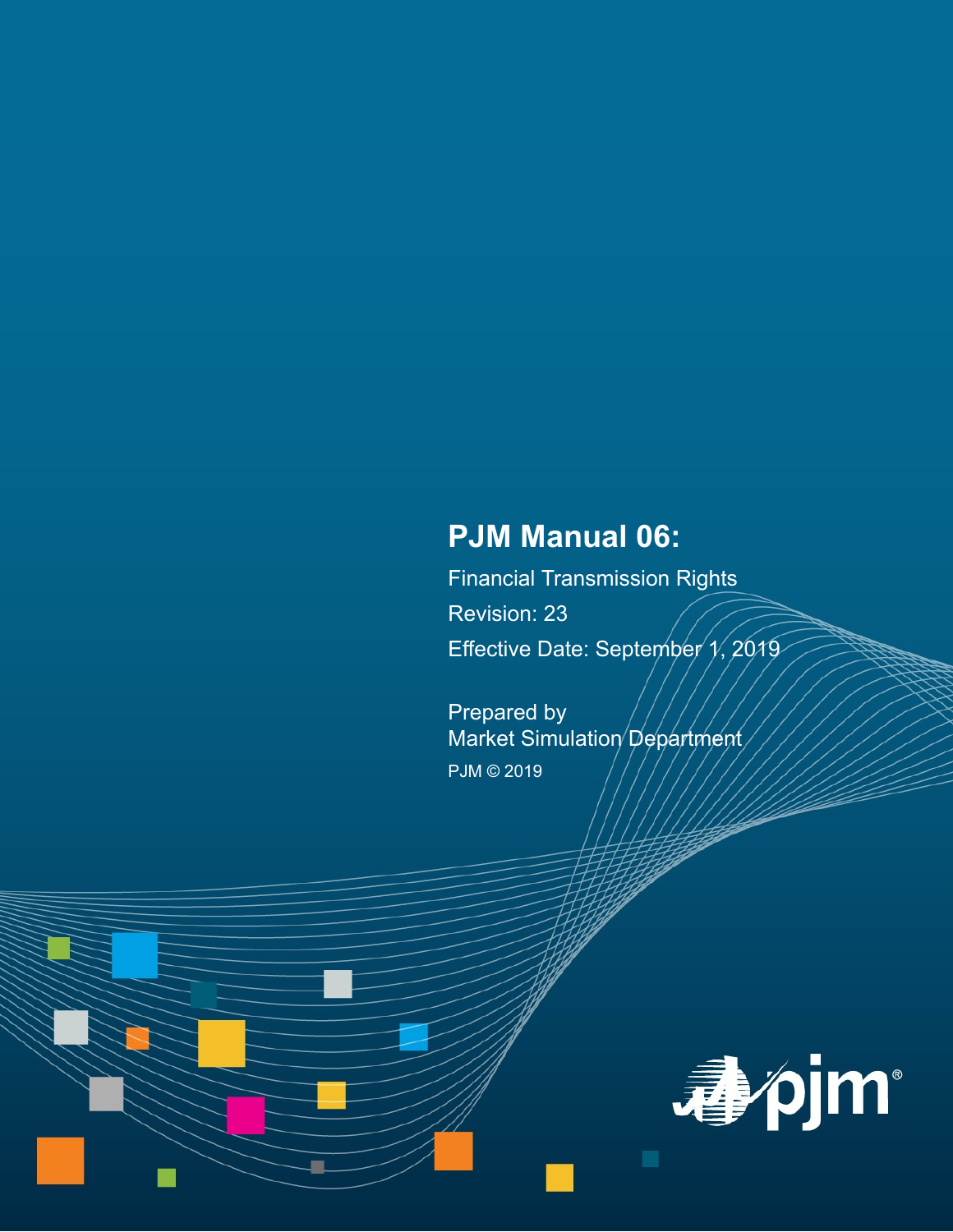# PJM Manual 06:

Financial Transmission Rights

Revision: 23

Effective Date: September 1, 2019

Prepared by
Market Simulation Department

PJM © 2019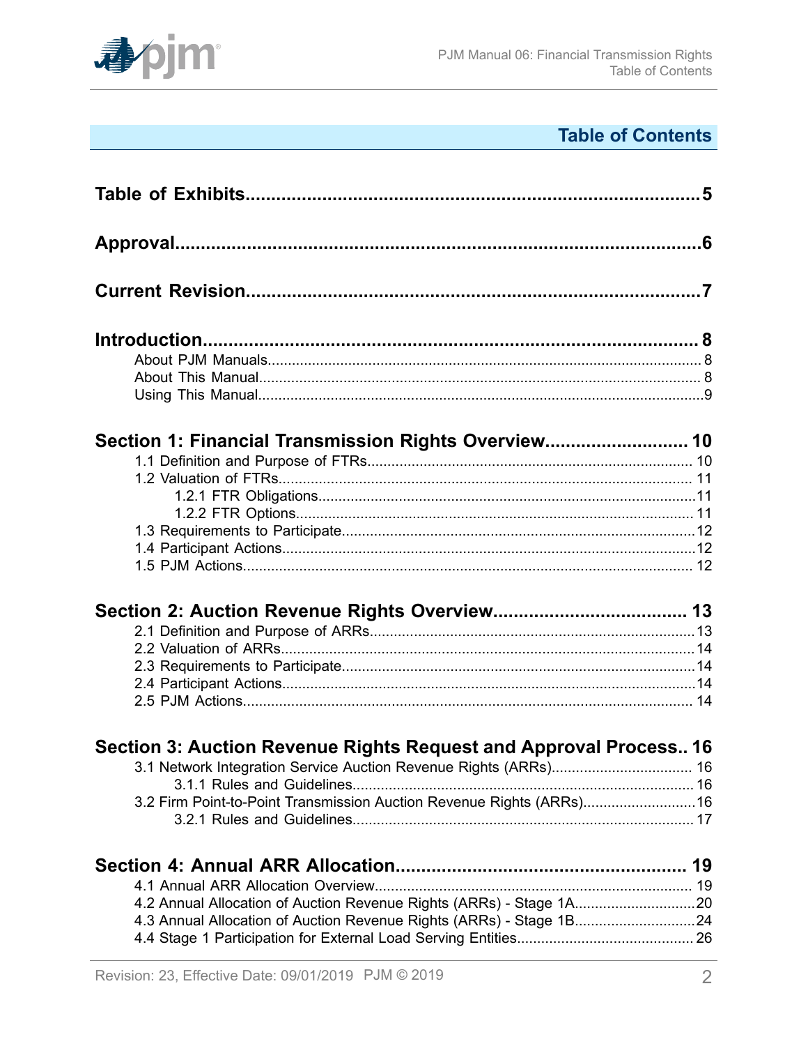# Table of Contents

**Table of Exhibits**......................................................................................5

**Approval**......................................................................................6

**Current Revision**......................................................................................7

**Introduction**......................................................................................8

- About PJM Manuals......................................................................................8
- About This Manual......................................................................................8
- Using This Manual......................................................................................9

**Section 1: Financial Transmission Rights Overview**......................................................................................10

- 1.1 Definition and Purpose of FTRs......................................................................................10
- 1.2 Valuation of FTRs......................................................................................11
  - 1.2.1 FTR Obligations......................................................................................11
  - 1.2.2 FTR Options......................................................................................11
- 1.3 Requirements to Participate......................................................................................12
- 1.4 Participant Actions......................................................................................12
- 1.5 PJM Actions......................................................................................12

**Section 2: Auction Revenue Rights Overview**......................................................................................13

- 2.1 Definition and Purpose of ARRs......................................................................................13
- 2.2 Valuation of ARRs......................................................................................14
- 2.3 Requirements to Participate......................................................................................14
- 2.4 Participant Actions......................................................................................14
- 2.5 PJM Actions......................................................................................14

**Section 3: Auction Revenue Rights Request and Approval Process**......................................................................................16

- 3.1 Network Integration Service Auction Revenue Rights (ARRs)......................................................................................16
  - 3.1.1 Rules and Guidelines......................................................................................16
- 3.2 Firm Point-to-Point Transmission Auction Revenue Rights (ARRs)......................................................................................16
  - 3.2.1 Rules and Guidelines......................................................................................17

**Section 4: Annual ARR Allocation**......................................................................................19

- 4.1 Annual ARR Allocation Overview......................................................................................19
- 4.2 Annual Allocation of Auction Revenue Rights (ARRs) - Stage 1A......................................................................................20
- 4.3 Annual Allocation of Auction Revenue Rights (ARRs) - Stage 1B......................................................................................24
- 4.4 Stage 1 Participation for External Load Serving Entities......................................................................................26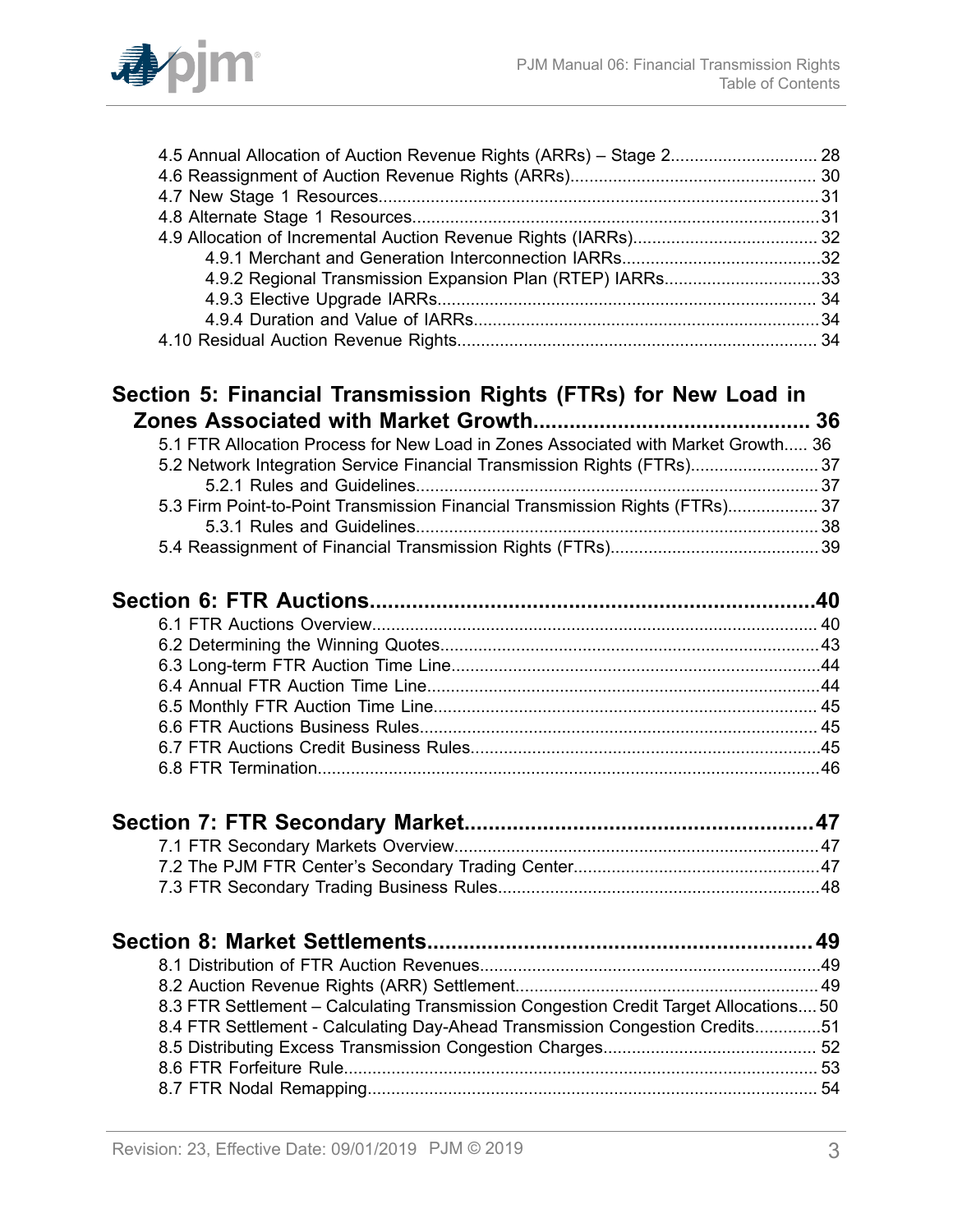4.5 Annual Allocation of Auction Revenue Rights (ARRs) – Stage 2............................... 28
4.6 Reassignment of Auction Revenue Rights (ARRs)..................................................... 30
4.7 New Stage 1 Resources.............................................................................................31
4.8 Alternate Stage 1 Resources......................................................................................31
4.9 Allocation of Incremental Auction Revenue Rights (IARRs)....................................... 32
  4.9.1 Merchant and Generation Interconnection IARRs..........................................32
  4.9.2 Regional Transmission Expansion Plan (RTEP) IARRs.................................33
  4.9.3 Elective Upgrade IARRs................................................................................ 34
  4.9.4 Duration and Value of IARRs.........................................................................34
4.10 Residual Auction Revenue Rights............................................................................ 34

## Section 5: Financial Transmission Rights (FTRs) for New Load in Zones Associated with Market Growth............................................. 36

5.1 FTR Allocation Process for New Load in Zones Associated with Market Growth..... 36
5.2 Network Integration Service Financial Transmission Rights (FTRs)........................... 37
  5.2.1 Rules and Guidelines..................................................................................... 37
5.3 Firm Point-to-Point Transmission Financial Transmission Rights (FTRs)................... 37
  5.3.1 Rules and Guidelines..................................................................................... 38
5.4 Reassignment of Financial Transmission Rights (FTRs)............................................ 39

## Section 6: FTR Auctions........................................................................40

6.1 FTR Auctions Overview............................................................................................. 40
6.2 Determining the Winning Quotes................................................................................43
6.3 Long-term FTR Auction Time Line.............................................................................44
6.4 Annual FTR Auction Time Line...................................................................................44
6.5 Monthly FTR Auction Time Line................................................................................. 45
6.6 FTR Auctions Business Rules.................................................................................... 45
6.7 FTR Auctions Credit Business Rules..........................................................................45
6.8 FTR Termination.........................................................................................................46

## Section 7: FTR Secondary Market..........................................................47

7.1 FTR Secondary Markets Overview.............................................................................47
7.2 The PJM FTR Center's Secondary Trading Center....................................................47
7.3 FTR Secondary Trading Business Rules....................................................................48

## Section 8: Market Settlements................................................................49

8.1 Distribution of FTR Auction Revenues........................................................................49
8.2 Auction Revenue Rights (ARR) Settlement................................................................ 49
8.3 FTR Settlement – Calculating Transmission Congestion Credit Target Allocations.... 50
8.4 FTR Settlement - Calculating Day-Ahead Transmission Congestion Credits..............51
8.5 Distributing Excess Transmission Congestion Charges............................................. 52
8.6 FTR Forfeiture Rule.................................................................................................... 53
8.7 FTR Nodal Remapping............................................................................................... 54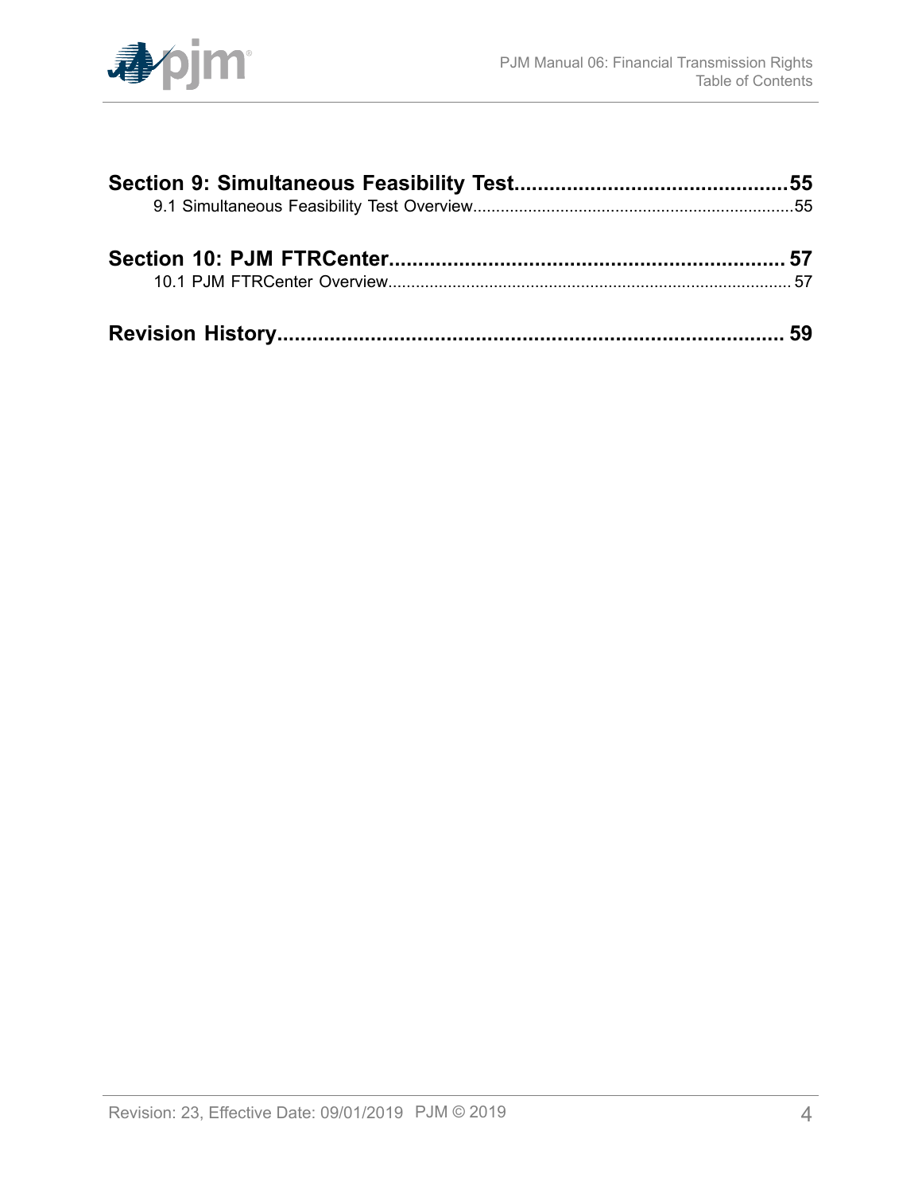**Section 9: Simultaneous Feasibility Test..............................................55**

9.1 Simultaneous Feasibility Test Overview......................................................................55

**Section 10: PJM FTRCenter.................................................................. 57**

10.1 PJM FTRCenter Overview....................................................................................... 57

**Revision History...................................................................................... 59**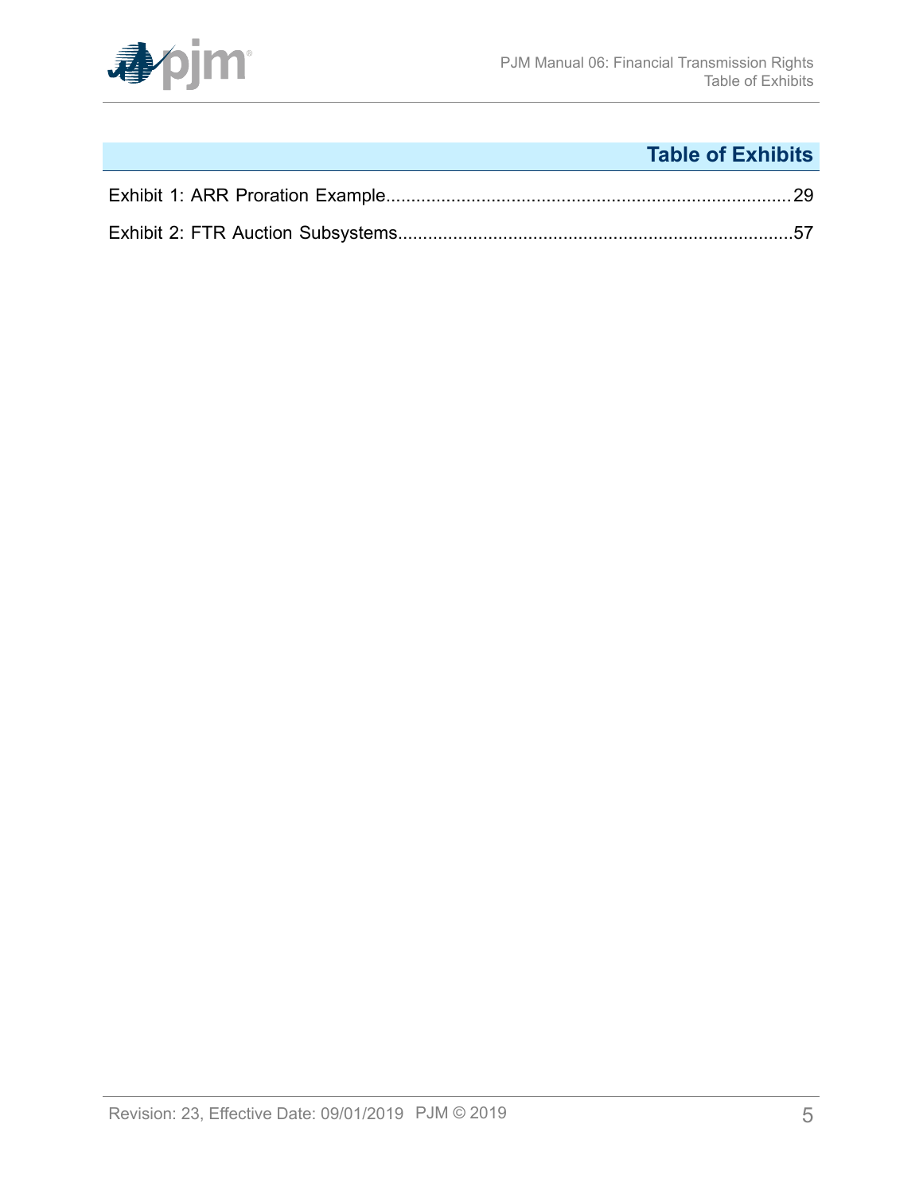# Table of Exhibits

Exhibit 1: ARR Proration Example....................................................................................29

Exhibit 2: FTR Auction Subsystems..................................................................................57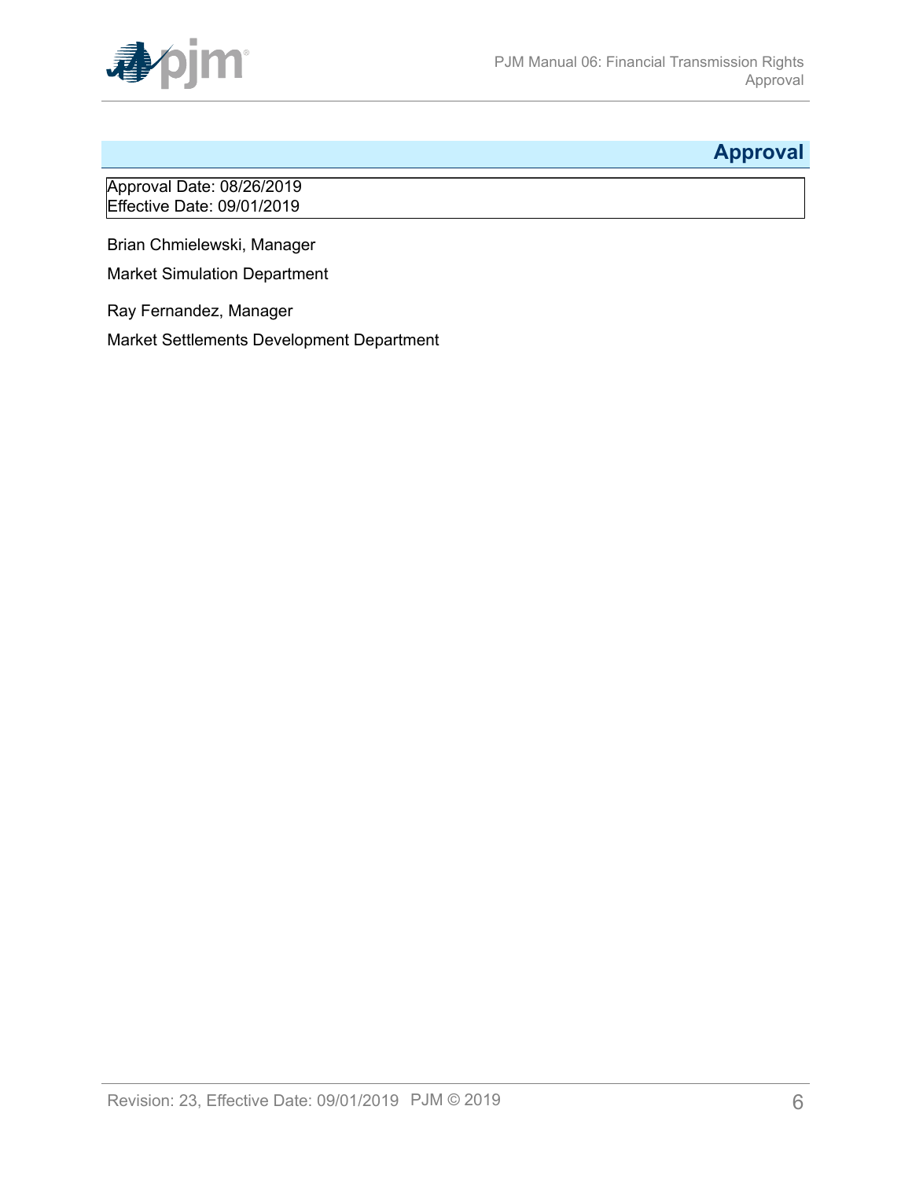# Approval

Approval Date: 08/26/2019
Effective Date: 09/01/2019

Brian Chmielewski, Manager

Market Simulation Department

Ray Fernandez, Manager

Market Settlements Development Department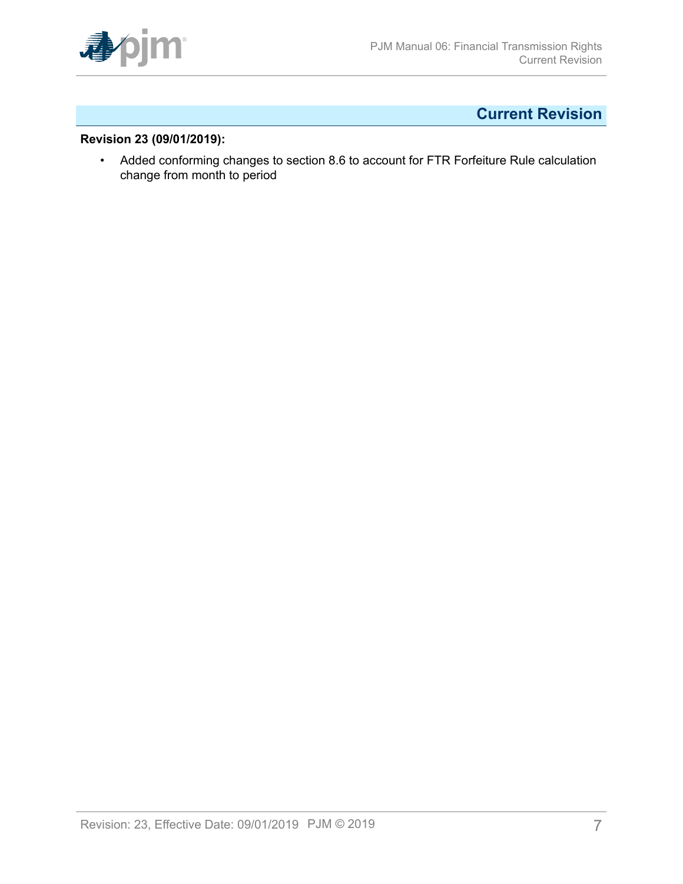# Current Revision

**Revision 23 (09/01/2019):**

- Added conforming changes to section 8.6 to account for FTR Forfeiture Rule calculation change from month to period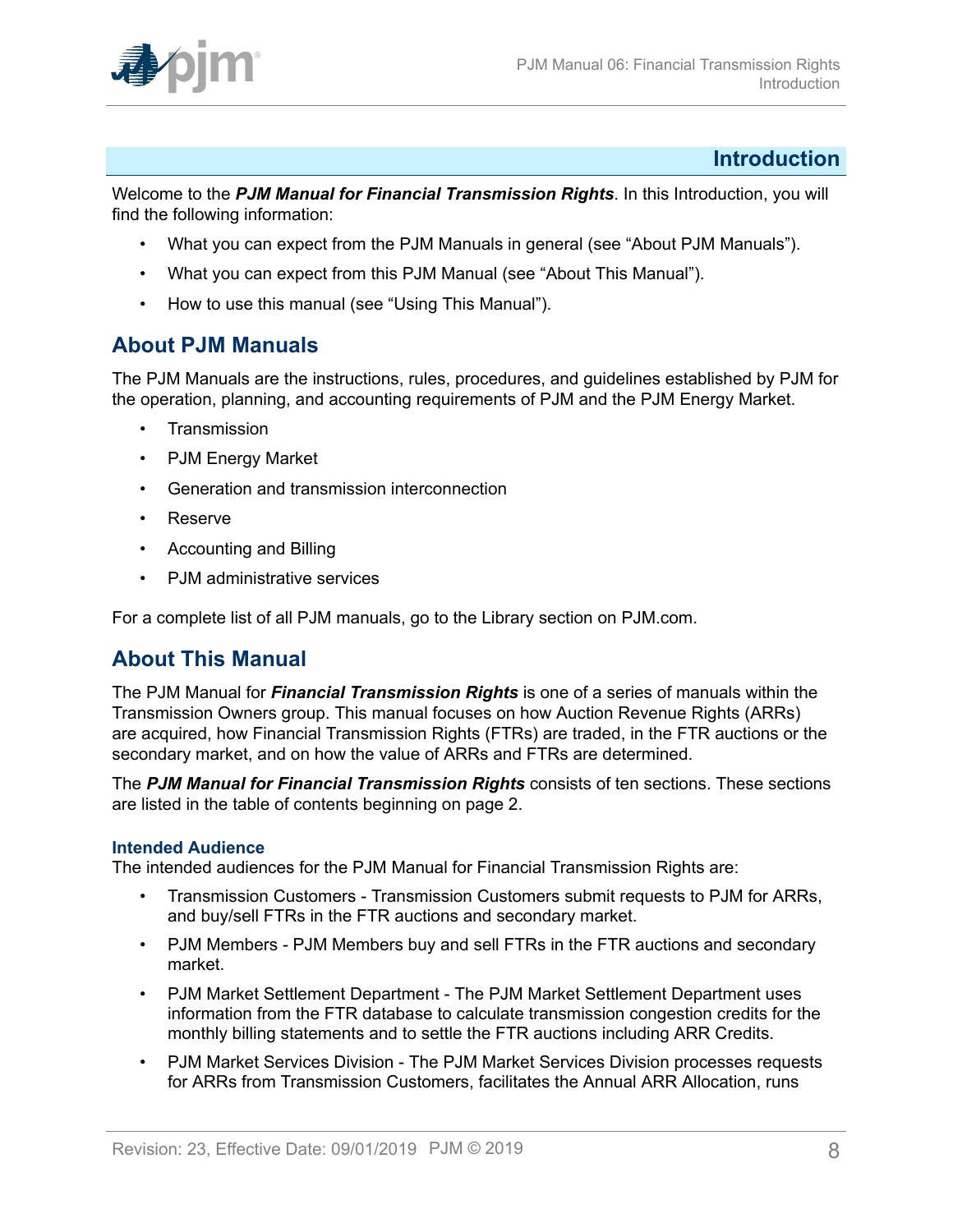# Introduction

Welcome to the ***PJM Manual for Financial Transmission Rights***. In this Introduction, you will find the following information:

- What you can expect from the PJM Manuals in general (see "About PJM Manuals").
- What you can expect from this PJM Manual (see "About This Manual").
- How to use this manual (see "Using This Manual").

## About PJM Manuals

The PJM Manuals are the instructions, rules, procedures, and guidelines established by PJM for the operation, planning, and accounting requirements of PJM and the PJM Energy Market.

- Transmission
- PJM Energy Market
- Generation and transmission interconnection
- Reserve
- Accounting and Billing
- PJM administrative services

For a complete list of all PJM manuals, go to the Library section on PJM.com.

## About This Manual

The PJM Manual for ***Financial Transmission Rights*** is one of a series of manuals within the Transmission Owners group. This manual focuses on how Auction Revenue Rights (ARRs) are acquired, how Financial Transmission Rights (FTRs) are traded, in the FTR auctions or the secondary market, and on how the value of ARRs and FTRs are determined.

The ***PJM Manual for Financial Transmission Rights*** consists of ten sections. These sections are listed in the table of contents beginning on page 2.

### Intended Audience

The intended audiences for the PJM Manual for Financial Transmission Rights are:

- Transmission Customers - Transmission Customers submit requests to PJM for ARRs, and buy/sell FTRs in the FTR auctions and secondary market.
- PJM Members - PJM Members buy and sell FTRs in the FTR auctions and secondary market.
- PJM Market Settlement Department - The PJM Market Settlement Department uses information from the FTR database to calculate transmission congestion credits for the monthly billing statements and to settle the FTR auctions including ARR Credits.
- PJM Market Services Division - The PJM Market Services Division processes requests for ARRs from Transmission Customers, facilitates the Annual ARR Allocation, runs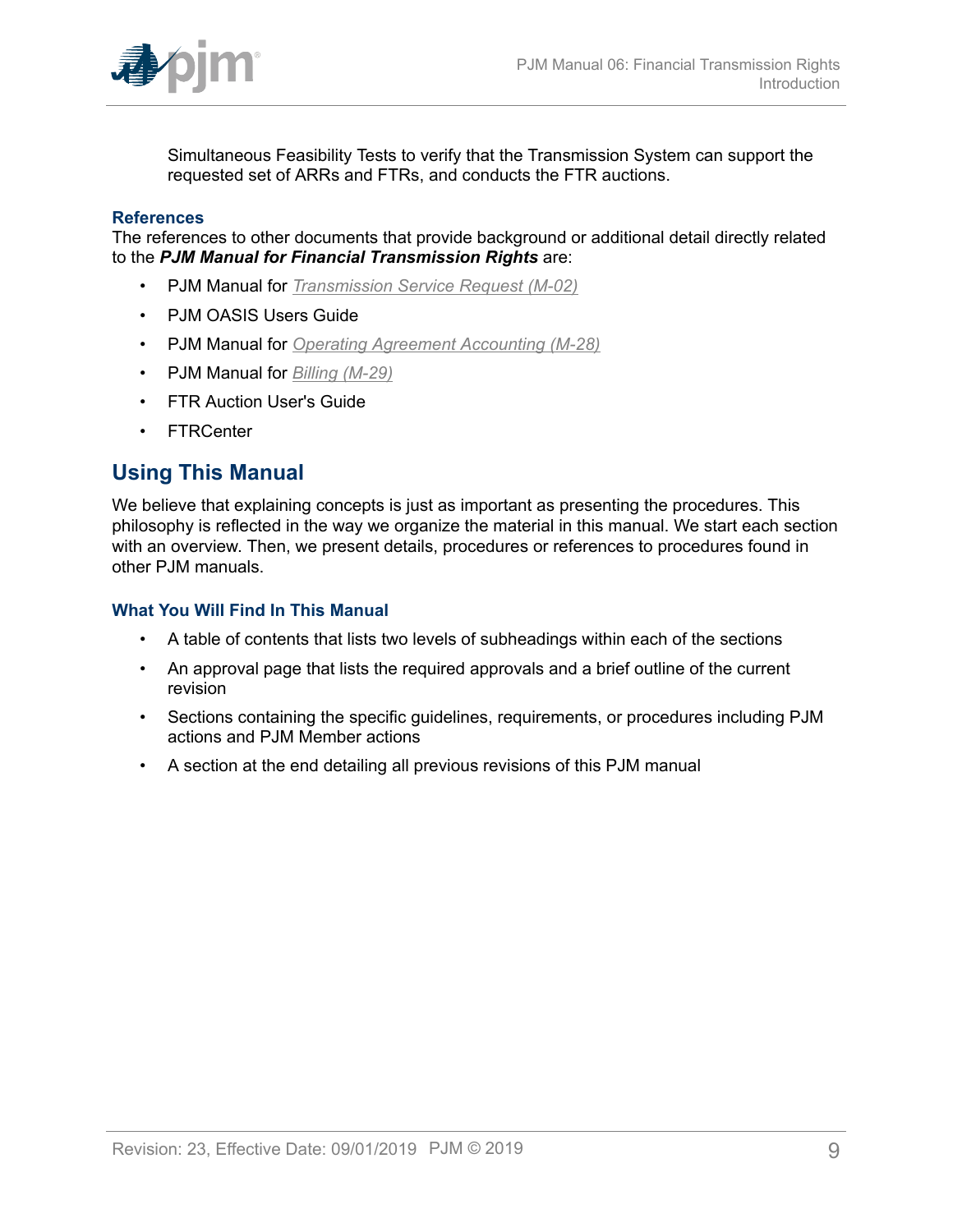Simultaneous Feasibility Tests to verify that the Transmission System can support the requested set of ARRs and FTRs, and conducts the FTR auctions.

### References

The references to other documents that provide background or additional detail directly related to the ***PJM Manual for Financial Transmission Rights*** are:

- PJM Manual for *Transmission Service Request (M-02)*
- PJM OASIS Users Guide
- PJM Manual for *Operating Agreement Accounting (M-28)*
- PJM Manual for *Billing (M-29)*
- FTR Auction User's Guide
- FTRCenter

## Using This Manual

We believe that explaining concepts is just as important as presenting the procedures. This philosophy is reflected in the way we organize the material in this manual. We start each section with an overview. Then, we present details, procedures or references to procedures found in other PJM manuals.

### What You Will Find In This Manual

- A table of contents that lists two levels of subheadings within each of the sections
- An approval page that lists the required approvals and a brief outline of the current revision
- Sections containing the specific guidelines, requirements, or procedures including PJM actions and PJM Member actions
- A section at the end detailing all previous revisions of this PJM manual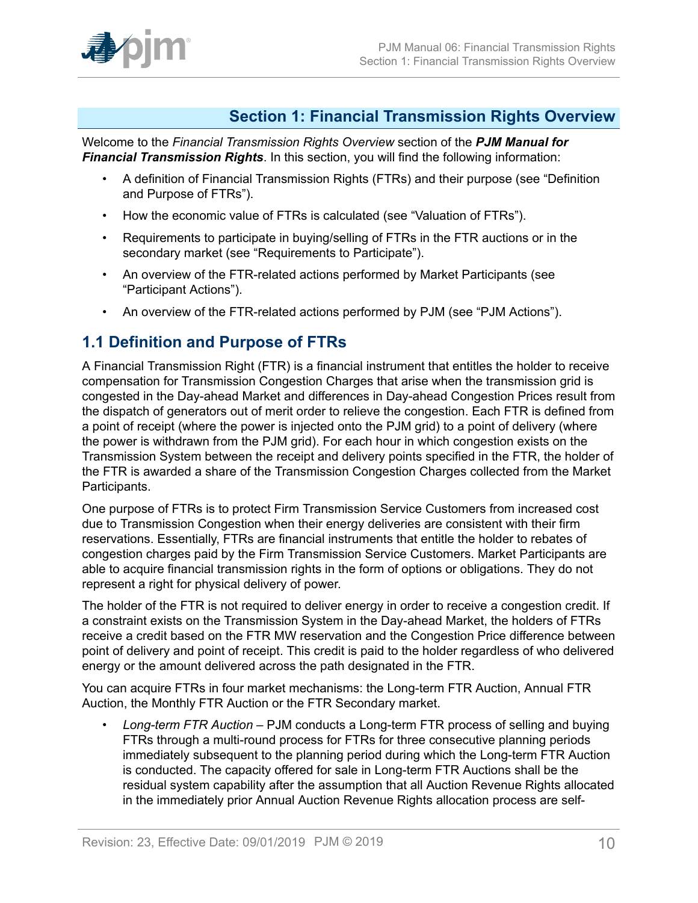## Section 1: Financial Transmission Rights Overview

Welcome to the *Financial Transmission Rights Overview* section of the ***PJM Manual for Financial Transmission Rights***. In this section, you will find the following information:

- A definition of Financial Transmission Rights (FTRs) and their purpose (see "Definition and Purpose of FTRs").
- How the economic value of FTRs is calculated (see "Valuation of FTRs").
- Requirements to participate in buying/selling of FTRs in the FTR auctions or in the secondary market (see "Requirements to Participate").
- An overview of the FTR-related actions performed by Market Participants (see "Participant Actions").
- An overview of the FTR-related actions performed by PJM (see "PJM Actions").

### 1.1 Definition and Purpose of FTRs

A Financial Transmission Right (FTR) is a financial instrument that entitles the holder to receive compensation for Transmission Congestion Charges that arise when the transmission grid is congested in the Day-ahead Market and differences in Day-ahead Congestion Prices result from the dispatch of generators out of merit order to relieve the congestion. Each FTR is defined from a point of receipt (where the power is injected onto the PJM grid) to a point of delivery (where the power is withdrawn from the PJM grid). For each hour in which congestion exists on the Transmission System between the receipt and delivery points specified in the FTR, the holder of the FTR is awarded a share of the Transmission Congestion Charges collected from the Market Participants.

One purpose of FTRs is to protect Firm Transmission Service Customers from increased cost due to Transmission Congestion when their energy deliveries are consistent with their firm reservations. Essentially, FTRs are financial instruments that entitle the holder to rebates of congestion charges paid by the Firm Transmission Service Customers. Market Participants are able to acquire financial transmission rights in the form of options or obligations. They do not represent a right for physical delivery of power.

The holder of the FTR is not required to deliver energy in order to receive a congestion credit. If a constraint exists on the Transmission System in the Day-ahead Market, the holders of FTRs receive a credit based on the FTR MW reservation and the Congestion Price difference between point of delivery and point of receipt. This credit is paid to the holder regardless of who delivered energy or the amount delivered across the path designated in the FTR.

You can acquire FTRs in four market mechanisms: the Long-term FTR Auction, Annual FTR Auction, the Monthly FTR Auction or the FTR Secondary market.

- *Long-term FTR Auction* – PJM conducts a Long-term FTR process of selling and buying FTRs through a multi-round process for FTRs for three consecutive planning periods immediately subsequent to the planning period during which the Long-term FTR Auction is conducted. The capacity offered for sale in Long-term FTR Auctions shall be the residual system capability after the assumption that all Auction Revenue Rights allocated in the immediately prior Annual Auction Revenue Rights allocation process are self-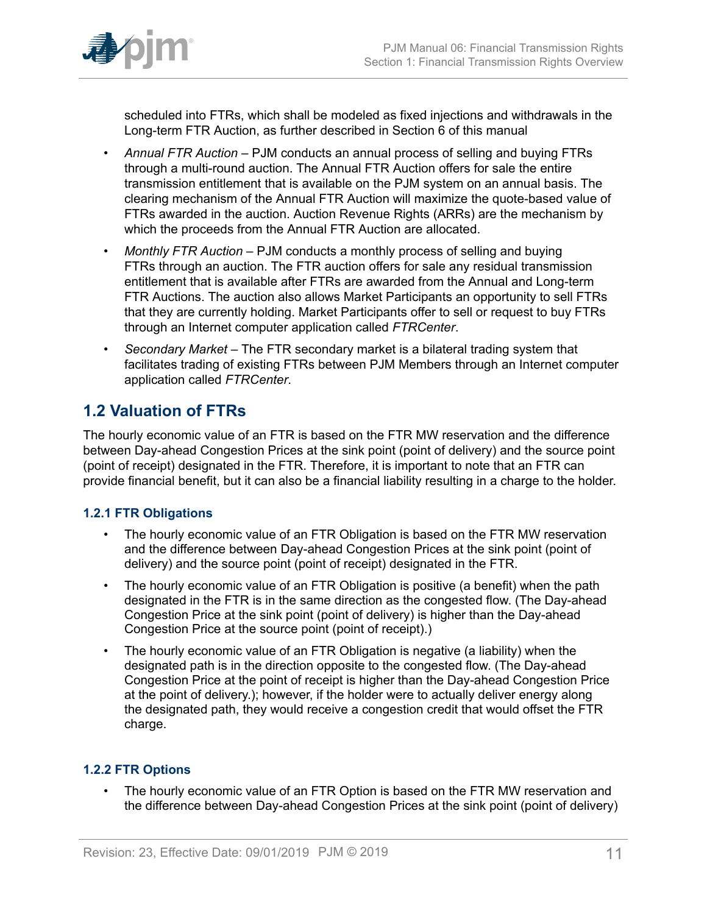scheduled into FTRs, which shall be modeled as fixed injections and withdrawals in the Long-term FTR Auction, as further described in Section 6 of this manual

- *Annual FTR Auction* – PJM conducts an annual process of selling and buying FTRs through a multi-round auction. The Annual FTR Auction offers for sale the entire transmission entitlement that is available on the PJM system on an annual basis. The clearing mechanism of the Annual FTR Auction will maximize the quote-based value of FTRs awarded in the auction. Auction Revenue Rights (ARRs) are the mechanism by which the proceeds from the Annual FTR Auction are allocated.
- *Monthly FTR Auction* – PJM conducts a monthly process of selling and buying FTRs through an auction. The FTR auction offers for sale any residual transmission entitlement that is available after FTRs are awarded from the Annual and Long-term FTR Auctions. The auction also allows Market Participants an opportunity to sell FTRs that they are currently holding. Market Participants offer to sell or request to buy FTRs through an Internet computer application called *FTRCenter*.
- *Secondary Market* – The FTR secondary market is a bilateral trading system that facilitates trading of existing FTRs between PJM Members through an Internet computer application called *FTRCenter*.

## 1.2 Valuation of FTRs

The hourly economic value of an FTR is based on the FTR MW reservation and the difference between Day-ahead Congestion Prices at the sink point (point of delivery) and the source point (point of receipt) designated in the FTR. Therefore, it is important to note that an FTR can provide financial benefit, but it can also be a financial liability resulting in a charge to the holder.

### 1.2.1 FTR Obligations

- The hourly economic value of an FTR Obligation is based on the FTR MW reservation and the difference between Day-ahead Congestion Prices at the sink point (point of delivery) and the source point (point of receipt) designated in the FTR.
- The hourly economic value of an FTR Obligation is positive (a benefit) when the path designated in the FTR is in the same direction as the congested flow. (The Day-ahead Congestion Price at the sink point (point of delivery) is higher than the Day-ahead Congestion Price at the source point (point of receipt).)
- The hourly economic value of an FTR Obligation is negative (a liability) when the designated path is in the direction opposite to the congested flow. (The Day-ahead Congestion Price at the point of receipt is higher than the Day-ahead Congestion Price at the point of delivery.); however, if the holder were to actually deliver energy along the designated path, they would receive a congestion credit that would offset the FTR charge.

### 1.2.2 FTR Options

- The hourly economic value of an FTR Option is based on the FTR MW reservation and the difference between Day-ahead Congestion Prices at the sink point (point of delivery)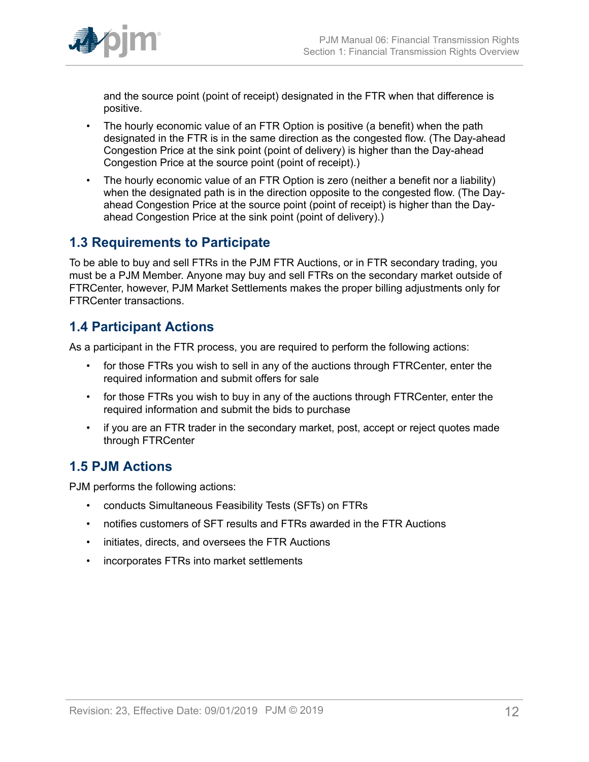and the source point (point of receipt) designated in the FTR when that difference is positive.

- The hourly economic value of an FTR Option is positive (a benefit) when the path designated in the FTR is in the same direction as the congested flow. (The Day-ahead Congestion Price at the sink point (point of delivery) is higher than the Day-ahead Congestion Price at the source point (point of receipt).)
- The hourly economic value of an FTR Option is zero (neither a benefit nor a liability) when the designated path is in the direction opposite to the congested flow. (The Day-ahead Congestion Price at the source point (point of receipt) is higher than the Day-ahead Congestion Price at the sink point (point of delivery).)

## 1.3 Requirements to Participate

To be able to buy and sell FTRs in the PJM FTR Auctions, or in FTR secondary trading, you must be a PJM Member. Anyone may buy and sell FTRs on the secondary market outside of FTRCenter, however, PJM Market Settlements makes the proper billing adjustments only for FTRCenter transactions.

## 1.4 Participant Actions

As a participant in the FTR process, you are required to perform the following actions:

- for those FTRs you wish to sell in any of the auctions through FTRCenter, enter the required information and submit offers for sale
- for those FTRs you wish to buy in any of the auctions through FTRCenter, enter the required information and submit the bids to purchase
- if you are an FTR trader in the secondary market, post, accept or reject quotes made through FTRCenter

## 1.5 PJM Actions

PJM performs the following actions:

- conducts Simultaneous Feasibility Tests (SFTs) on FTRs
- notifies customers of SFT results and FTRs awarded in the FTR Auctions
- initiates, directs, and oversees the FTR Auctions
- incorporates FTRs into market settlements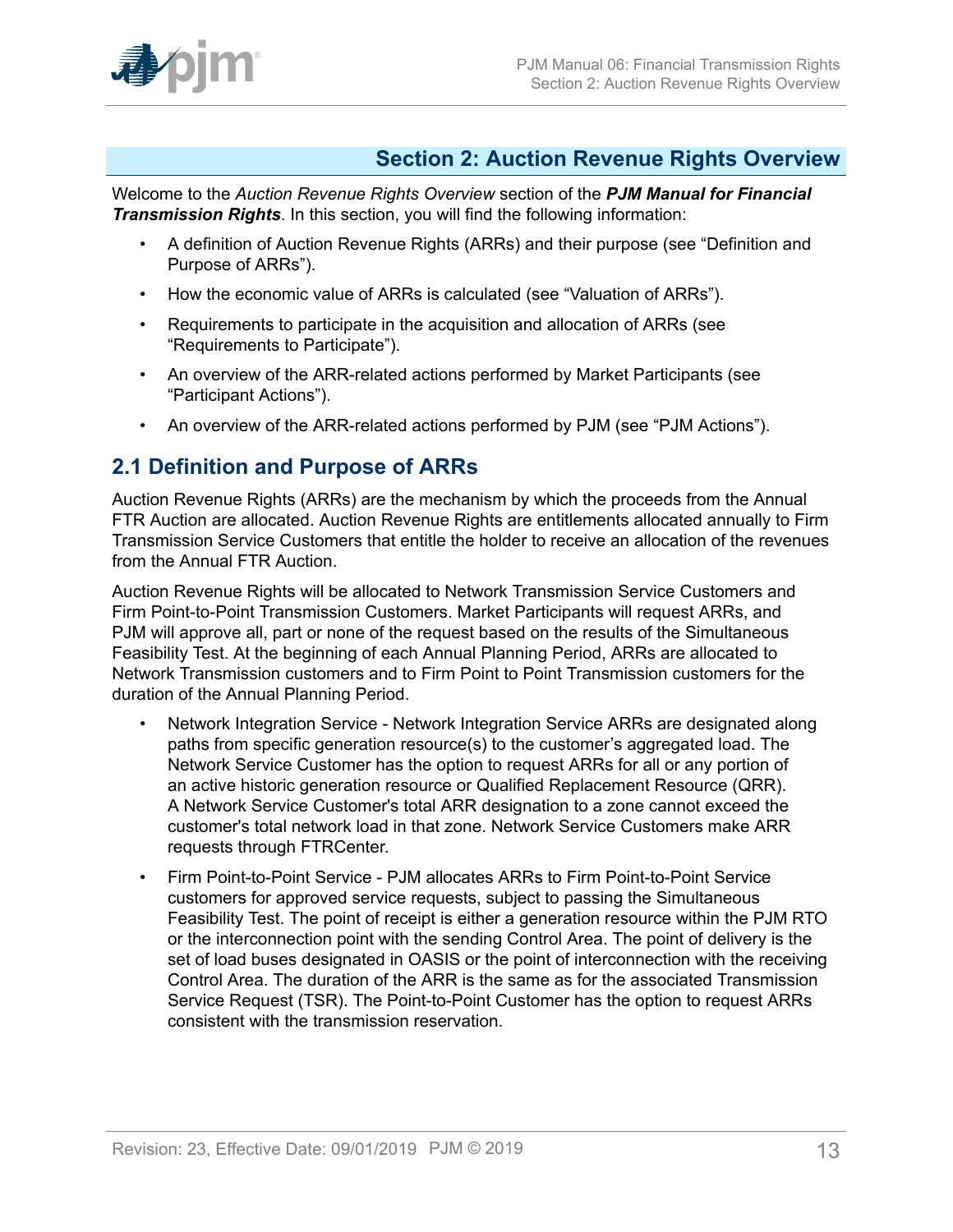## Section 2: Auction Revenue Rights Overview

Welcome to the *Auction Revenue Rights Overview* section of the ***PJM Manual for Financial Transmission Rights***. In this section, you will find the following information:

- A definition of Auction Revenue Rights (ARRs) and their purpose (see "Definition and Purpose of ARRs").
- How the economic value of ARRs is calculated (see "Valuation of ARRs").
- Requirements to participate in the acquisition and allocation of ARRs (see "Requirements to Participate").
- An overview of the ARR-related actions performed by Market Participants (see "Participant Actions").
- An overview of the ARR-related actions performed by PJM (see "PJM Actions").

### 2.1 Definition and Purpose of ARRs

Auction Revenue Rights (ARRs) are the mechanism by which the proceeds from the Annual FTR Auction are allocated. Auction Revenue Rights are entitlements allocated annually to Firm Transmission Service Customers that entitle the holder to receive an allocation of the revenues from the Annual FTR Auction.

Auction Revenue Rights will be allocated to Network Transmission Service Customers and Firm Point-to-Point Transmission Customers. Market Participants will request ARRs, and PJM will approve all, part or none of the request based on the results of the Simultaneous Feasibility Test. At the beginning of each Annual Planning Period, ARRs are allocated to Network Transmission customers and to Firm Point to Point Transmission customers for the duration of the Annual Planning Period.

- Network Integration Service - Network Integration Service ARRs are designated along paths from specific generation resource(s) to the customer's aggregated load. The Network Service Customer has the option to request ARRs for all or any portion of an active historic generation resource or Qualified Replacement Resource (QRR). A Network Service Customer's total ARR designation to a zone cannot exceed the customer's total network load in that zone. Network Service Customers make ARR requests through FTRCenter.
- Firm Point-to-Point Service - PJM allocates ARRs to Firm Point-to-Point Service customers for approved service requests, subject to passing the Simultaneous Feasibility Test. The point of receipt is either a generation resource within the PJM RTO or the interconnection point with the sending Control Area. The point of delivery is the set of load buses designated in OASIS or the point of interconnection with the receiving Control Area. The duration of the ARR is the same as for the associated Transmission Service Request (TSR). The Point-to-Point Customer has the option to request ARRs consistent with the transmission reservation.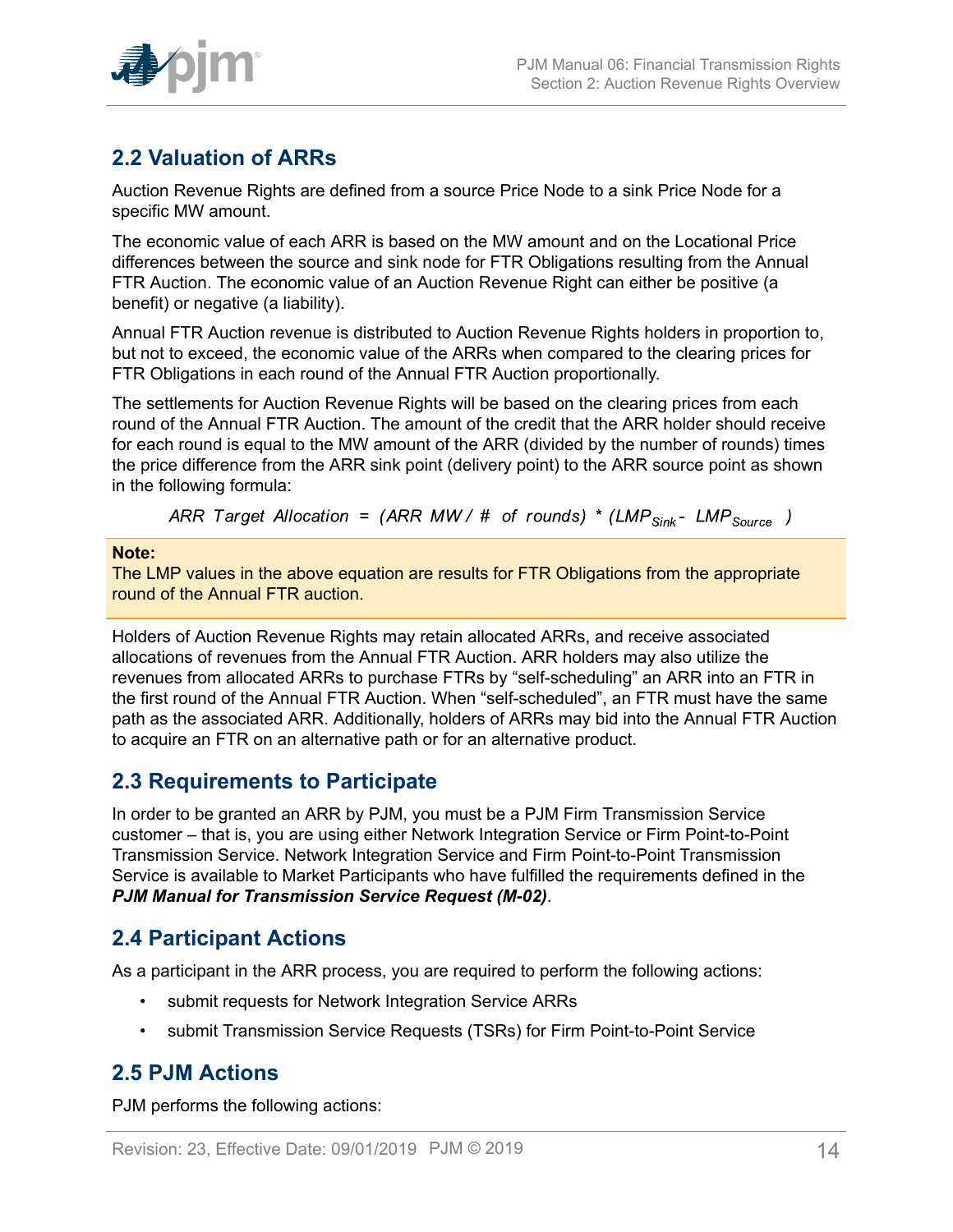## 2.2 Valuation of ARRs

Auction Revenue Rights are defined from a source Price Node to a sink Price Node for a specific MW amount.

The economic value of each ARR is based on the MW amount and on the Locational Price differences between the source and sink node for FTR Obligations resulting from the Annual FTR Auction. The economic value of an Auction Revenue Right can either be positive (a benefit) or negative (a liability).

Annual FTR Auction revenue is distributed to Auction Revenue Rights holders in proportion to, but not to exceed, the economic value of the ARRs when compared to the clearing prices for FTR Obligations in each round of the Annual FTR Auction proportionally.

The settlements for Auction Revenue Rights will be based on the clearing prices from each round of the Annual FTR Auction. The amount of the credit that the ARR holder should receive for each round is equal to the MW amount of the ARR (divided by the number of rounds) times the price difference from the ARR sink point (delivery point) to the ARR source point as shown in the following formula:

$$ARR\ Target\ Allocation = (ARR\ MW / \#\ of\ rounds) * (LMP_{Sink} - LMP_{Source})$$

**Note:**
The LMP values in the above equation are results for FTR Obligations from the appropriate round of the Annual FTR auction.

Holders of Auction Revenue Rights may retain allocated ARRs, and receive associated allocations of revenues from the Annual FTR Auction. ARR holders may also utilize the revenues from allocated ARRs to purchase FTRs by "self-scheduling" an ARR into an FTR in the first round of the Annual FTR Auction. When "self-scheduled", an FTR must have the same path as the associated ARR. Additionally, holders of ARRs may bid into the Annual FTR Auction to acquire an FTR on an alternative path or for an alternative product.

## 2.3 Requirements to Participate

In order to be granted an ARR by PJM, you must be a PJM Firm Transmission Service customer – that is, you are using either Network Integration Service or Firm Point-to-Point Transmission Service. Network Integration Service and Firm Point-to-Point Transmission Service is available to Market Participants who have fulfilled the requirements defined in the ***PJM Manual for Transmission Service Request (M-02)***.

## 2.4 Participant Actions

As a participant in the ARR process, you are required to perform the following actions:

- submit requests for Network Integration Service ARRs
- submit Transmission Service Requests (TSRs) for Firm Point-to-Point Service

## 2.5 PJM Actions

PJM performs the following actions: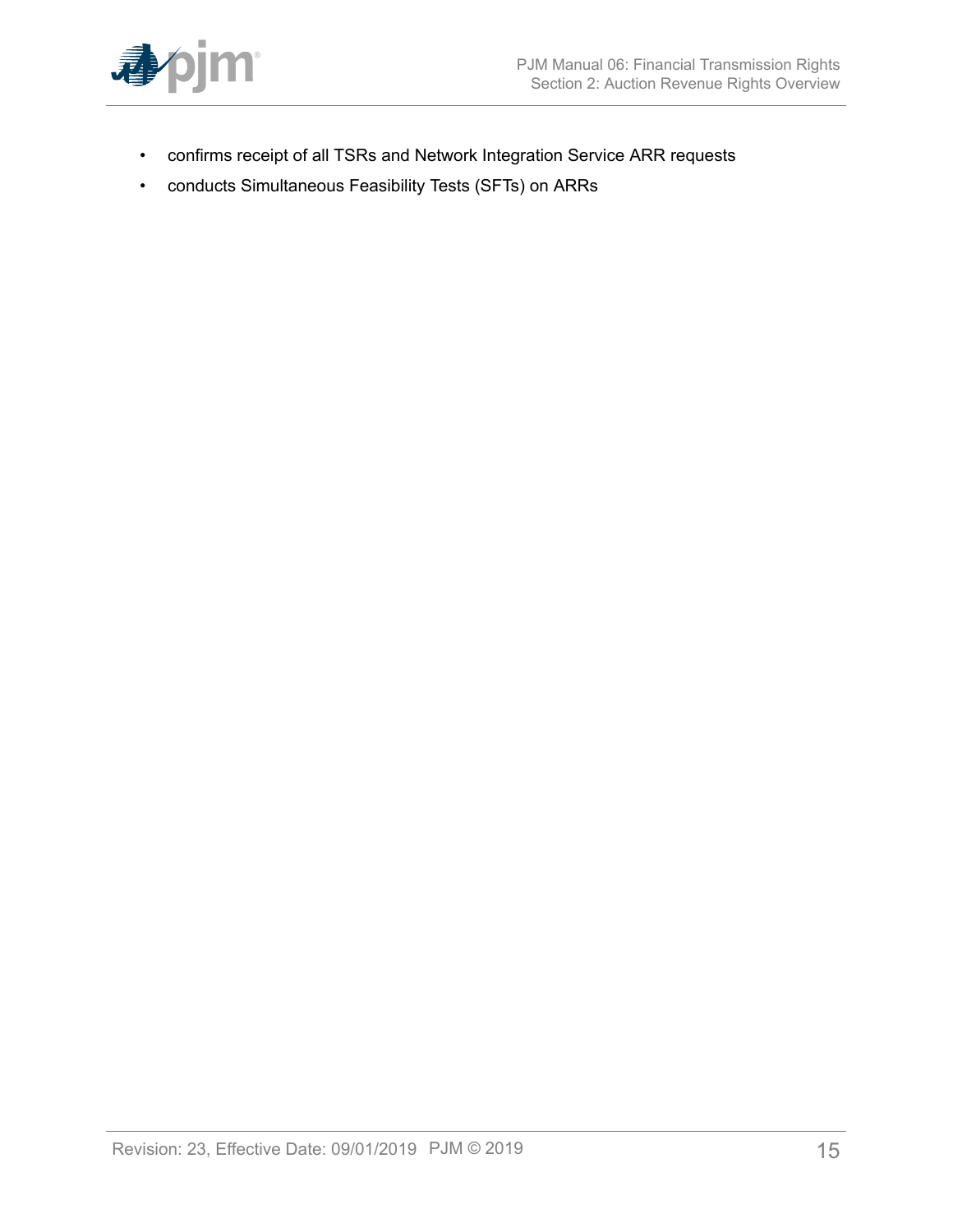- confirms receipt of all TSRs and Network Integration Service ARR requests
- conducts Simultaneous Feasibility Tests (SFTs) on ARRs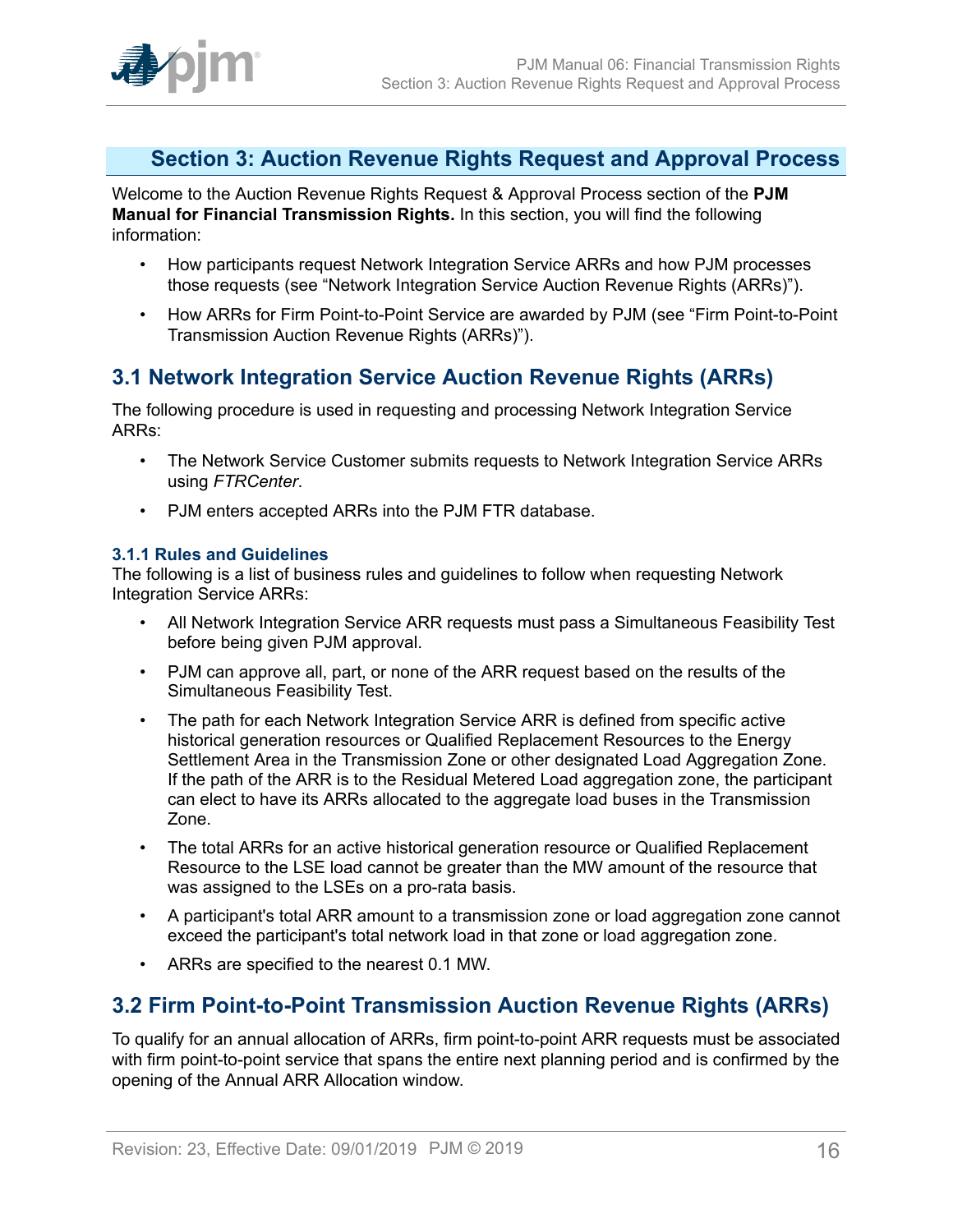# Section 3: Auction Revenue Rights Request and Approval Process

Welcome to the Auction Revenue Rights Request & Approval Process section of the **PJM Manual for Financial Transmission Rights.** In this section, you will find the following information:

- How participants request Network Integration Service ARRs and how PJM processes those requests (see "Network Integration Service Auction Revenue Rights (ARRs)").
- How ARRs for Firm Point-to-Point Service are awarded by PJM (see "Firm Point-to-Point Transmission Auction Revenue Rights (ARRs)").

## 3.1 Network Integration Service Auction Revenue Rights (ARRs)

The following procedure is used in requesting and processing Network Integration Service ARRs:

- The Network Service Customer submits requests to Network Integration Service ARRs using *FTRCenter*.
- PJM enters accepted ARRs into the PJM FTR database.

### 3.1.1 Rules and Guidelines

The following is a list of business rules and guidelines to follow when requesting Network Integration Service ARRs:

- All Network Integration Service ARR requests must pass a Simultaneous Feasibility Test before being given PJM approval.
- PJM can approve all, part, or none of the ARR request based on the results of the Simultaneous Feasibility Test.
- The path for each Network Integration Service ARR is defined from specific active historical generation resources or Qualified Replacement Resources to the Energy Settlement Area in the Transmission Zone or other designated Load Aggregation Zone. If the path of the ARR is to the Residual Metered Load aggregation zone, the participant can elect to have its ARRs allocated to the aggregate load buses in the Transmission Zone.
- The total ARRs for an active historical generation resource or Qualified Replacement Resource to the LSE load cannot be greater than the MW amount of the resource that was assigned to the LSEs on a pro-rata basis.
- A participant's total ARR amount to a transmission zone or load aggregation zone cannot exceed the participant's total network load in that zone or load aggregation zone.
- ARRs are specified to the nearest 0.1 MW.

## 3.2 Firm Point-to-Point Transmission Auction Revenue Rights (ARRs)

To qualify for an annual allocation of ARRs, firm point-to-point ARR requests must be associated with firm point-to-point service that spans the entire next planning period and is confirmed by the opening of the Annual ARR Allocation window.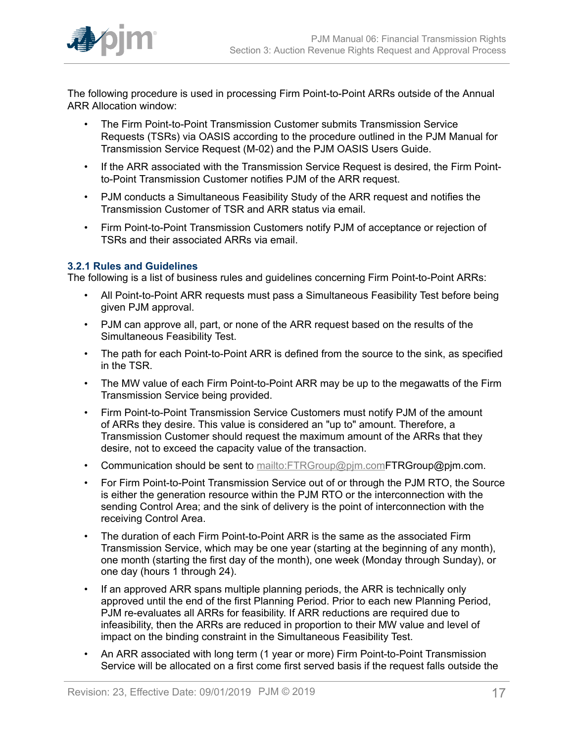The following procedure is used in processing Firm Point-to-Point ARRs outside of the Annual ARR Allocation window:

- The Firm Point-to-Point Transmission Customer submits Transmission Service Requests (TSRs) via OASIS according to the procedure outlined in the PJM Manual for Transmission Service Request (M-02) and the PJM OASIS Users Guide.
- If the ARR associated with the Transmission Service Request is desired, the Firm Point-to-Point Transmission Customer notifies PJM of the ARR request.
- PJM conducts a Simultaneous Feasibility Study of the ARR request and notifies the Transmission Customer of TSR and ARR status via email.
- Firm Point-to-Point Transmission Customers notify PJM of acceptance or rejection of TSRs and their associated ARRs via email.

### 3.2.1 Rules and Guidelines

The following is a list of business rules and guidelines concerning Firm Point-to-Point ARRs:

- All Point-to-Point ARR requests must pass a Simultaneous Feasibility Test before being given PJM approval.
- PJM can approve all, part, or none of the ARR request based on the results of the Simultaneous Feasibility Test.
- The path for each Point-to-Point ARR is defined from the source to the sink, as specified in the TSR.
- The MW value of each Firm Point-to-Point ARR may be up to the megawatts of the Firm Transmission Service being provided.
- Firm Point-to-Point Transmission Service Customers must notify PJM of the amount of ARRs they desire. This value is considered an "up to" amount. Therefore, a Transmission Customer should request the maximum amount of the ARRs that they desire, not to exceed the capacity value of the transaction.
- Communication should be sent to mailto:FTRGroup@pjm.comFTRGroup@pjm.com.
- For Firm Point-to-Point Transmission Service out of or through the PJM RTO, the Source is either the generation resource within the PJM RTO or the interconnection with the sending Control Area; and the sink of delivery is the point of interconnection with the receiving Control Area.
- The duration of each Firm Point-to-Point ARR is the same as the associated Firm Transmission Service, which may be one year (starting at the beginning of any month), one month (starting the first day of the month), one week (Monday through Sunday), or one day (hours 1 through 24).
- If an approved ARR spans multiple planning periods, the ARR is technically only approved until the end of the first Planning Period. Prior to each new Planning Period, PJM re-evaluates all ARRs for feasibility. If ARR reductions are required due to infeasibility, then the ARRs are reduced in proportion to their MW value and level of impact on the binding constraint in the Simultaneous Feasibility Test.
- An ARR associated with long term (1 year or more) Firm Point-to-Point Transmission Service will be allocated on a first come first served basis if the request falls outside the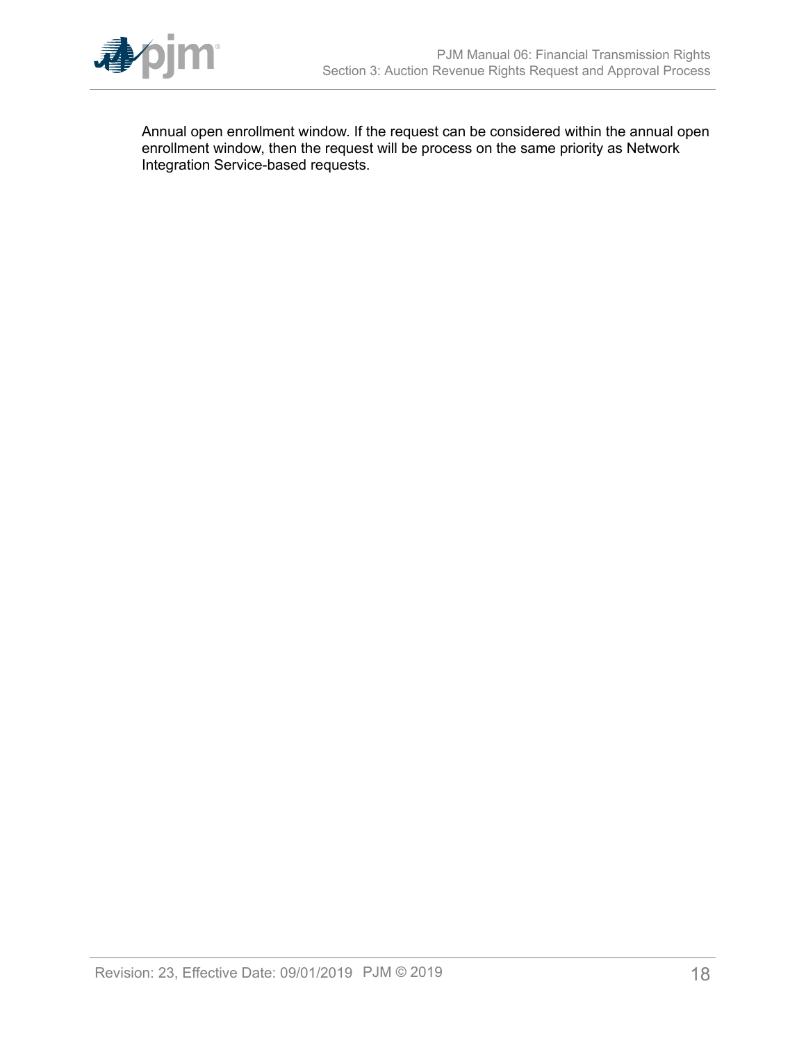Annual open enrollment window. If the request can be considered within the annual open enrollment window, then the request will be process on the same priority as Network Integration Service-based requests.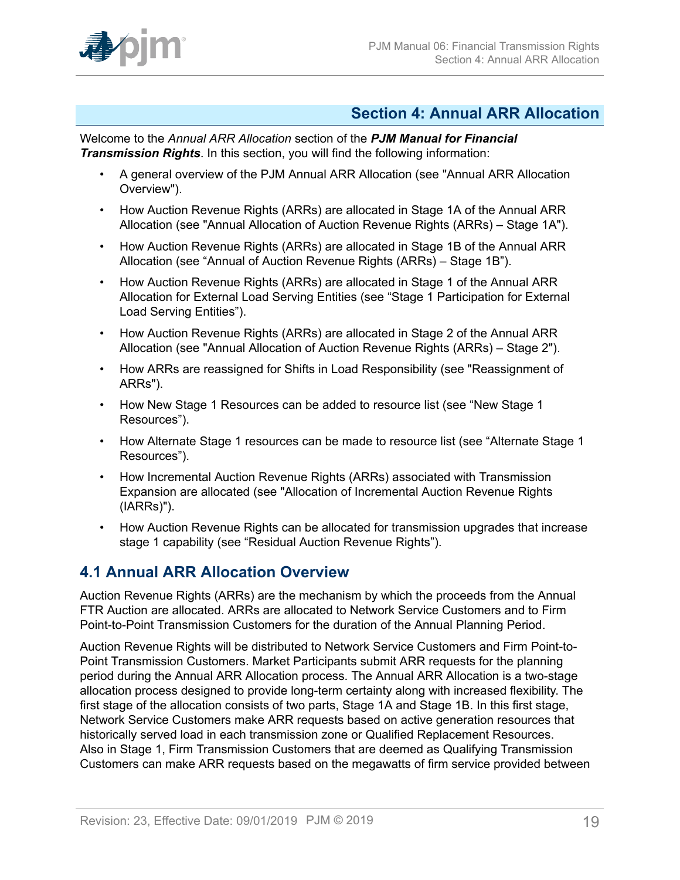## Section 4: Annual ARR Allocation

Welcome to the *Annual ARR Allocation* section of the ***PJM Manual for Financial Transmission Rights***. In this section, you will find the following information:

- A general overview of the PJM Annual ARR Allocation (see "Annual ARR Allocation Overview").
- How Auction Revenue Rights (ARRs) are allocated in Stage 1A of the Annual ARR Allocation (see "Annual Allocation of Auction Revenue Rights (ARRs) – Stage 1A").
- How Auction Revenue Rights (ARRs) are allocated in Stage 1B of the Annual ARR Allocation (see "Annual of Auction Revenue Rights (ARRs) – Stage 1B").
- How Auction Revenue Rights (ARRs) are allocated in Stage 1 of the Annual ARR Allocation for External Load Serving Entities (see "Stage 1 Participation for External Load Serving Entities").
- How Auction Revenue Rights (ARRs) are allocated in Stage 2 of the Annual ARR Allocation (see "Annual Allocation of Auction Revenue Rights (ARRs) – Stage 2").
- How ARRs are reassigned for Shifts in Load Responsibility (see "Reassignment of ARRs").
- How New Stage 1 Resources can be added to resource list (see "New Stage 1 Resources").
- How Alternate Stage 1 resources can be made to resource list (see "Alternate Stage 1 Resources").
- How Incremental Auction Revenue Rights (ARRs) associated with Transmission Expansion are allocated (see "Allocation of Incremental Auction Revenue Rights (IARRs)").
- How Auction Revenue Rights can be allocated for transmission upgrades that increase stage 1 capability (see "Residual Auction Revenue Rights").

## 4.1 Annual ARR Allocation Overview

Auction Revenue Rights (ARRs) are the mechanism by which the proceeds from the Annual FTR Auction are allocated. ARRs are allocated to Network Service Customers and to Firm Point-to-Point Transmission Customers for the duration of the Annual Planning Period.

Auction Revenue Rights will be distributed to Network Service Customers and Firm Point-to-Point Transmission Customers. Market Participants submit ARR requests for the planning period during the Annual ARR Allocation process. The Annual ARR Allocation is a two-stage allocation process designed to provide long-term certainty along with increased flexibility. The first stage of the allocation consists of two parts, Stage 1A and Stage 1B. In this first stage, Network Service Customers make ARR requests based on active generation resources that historically served load in each transmission zone or Qualified Replacement Resources. Also in Stage 1, Firm Transmission Customers that are deemed as Qualifying Transmission Customers can make ARR requests based on the megawatts of firm service provided between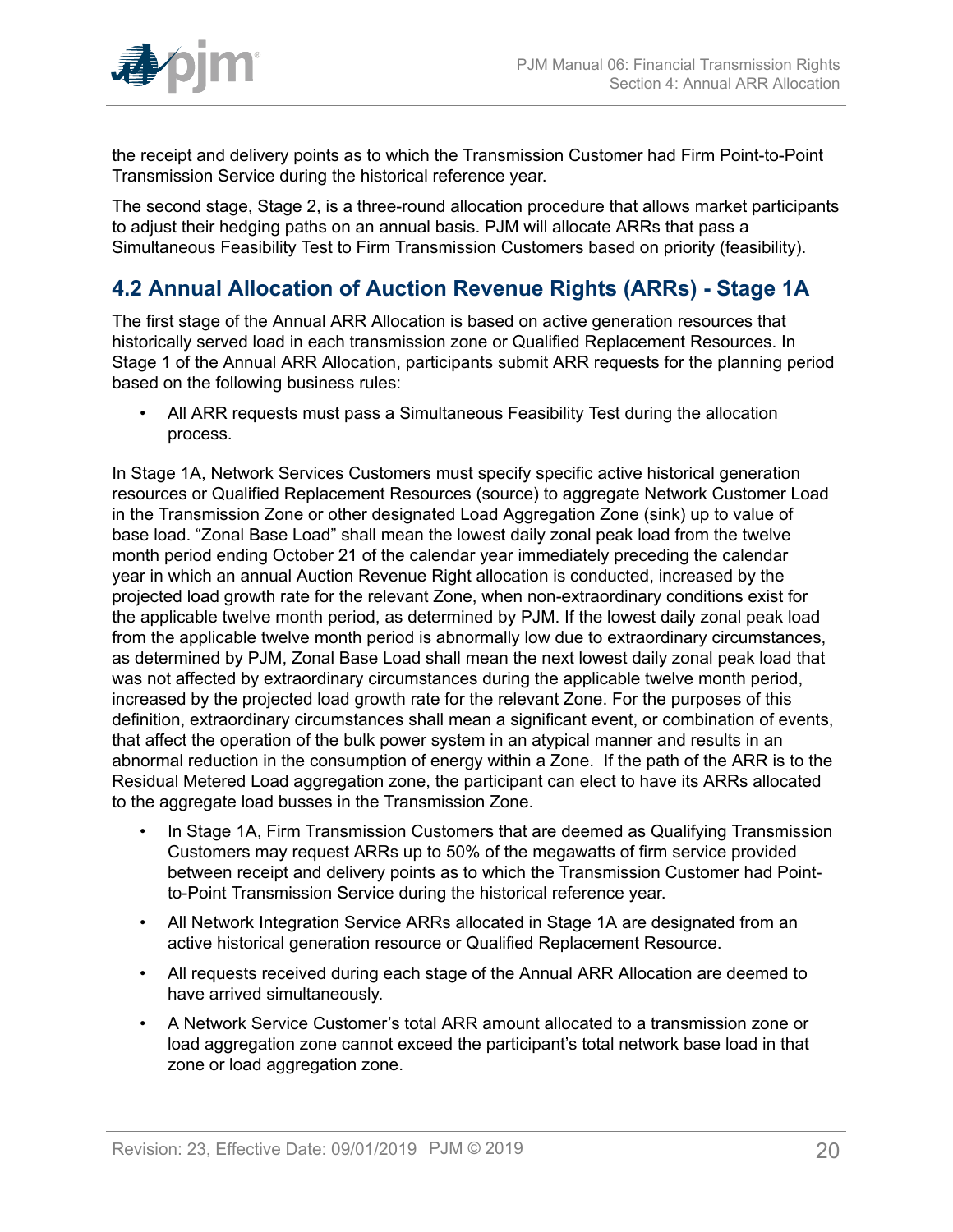the receipt and delivery points as to which the Transmission Customer had Firm Point-to-Point Transmission Service during the historical reference year.

The second stage, Stage 2, is a three-round allocation procedure that allows market participants to adjust their hedging paths on an annual basis. PJM will allocate ARRs that pass a Simultaneous Feasibility Test to Firm Transmission Customers based on priority (feasibility).

## 4.2 Annual Allocation of Auction Revenue Rights (ARRs) - Stage 1A

The first stage of the Annual ARR Allocation is based on active generation resources that historically served load in each transmission zone or Qualified Replacement Resources. In Stage 1 of the Annual ARR Allocation, participants submit ARR requests for the planning period based on the following business rules:

- All ARR requests must pass a Simultaneous Feasibility Test during the allocation process.

In Stage 1A, Network Services Customers must specify specific active historical generation resources or Qualified Replacement Resources (source) to aggregate Network Customer Load in the Transmission Zone or other designated Load Aggregation Zone (sink) up to value of base load. "Zonal Base Load" shall mean the lowest daily zonal peak load from the twelve month period ending October 21 of the calendar year immediately preceding the calendar year in which an annual Auction Revenue Right allocation is conducted, increased by the projected load growth rate for the relevant Zone, when non-extraordinary conditions exist for the applicable twelve month period, as determined by PJM. If the lowest daily zonal peak load from the applicable twelve month period is abnormally low due to extraordinary circumstances, as determined by PJM, Zonal Base Load shall mean the next lowest daily zonal peak load that was not affected by extraordinary circumstances during the applicable twelve month period, increased by the projected load growth rate for the relevant Zone. For the purposes of this definition, extraordinary circumstances shall mean a significant event, or combination of events, that affect the operation of the bulk power system in an atypical manner and results in an abnormal reduction in the consumption of energy within a Zone. If the path of the ARR is to the Residual Metered Load aggregation zone, the participant can elect to have its ARRs allocated to the aggregate load busses in the Transmission Zone.

- In Stage 1A, Firm Transmission Customers that are deemed as Qualifying Transmission Customers may request ARRs up to 50% of the megawatts of firm service provided between receipt and delivery points as to which the Transmission Customer had Point-to-Point Transmission Service during the historical reference year.
- All Network Integration Service ARRs allocated in Stage 1A are designated from an active historical generation resource or Qualified Replacement Resource.
- All requests received during each stage of the Annual ARR Allocation are deemed to have arrived simultaneously.
- A Network Service Customer's total ARR amount allocated to a transmission zone or load aggregation zone cannot exceed the participant's total network base load in that zone or load aggregation zone.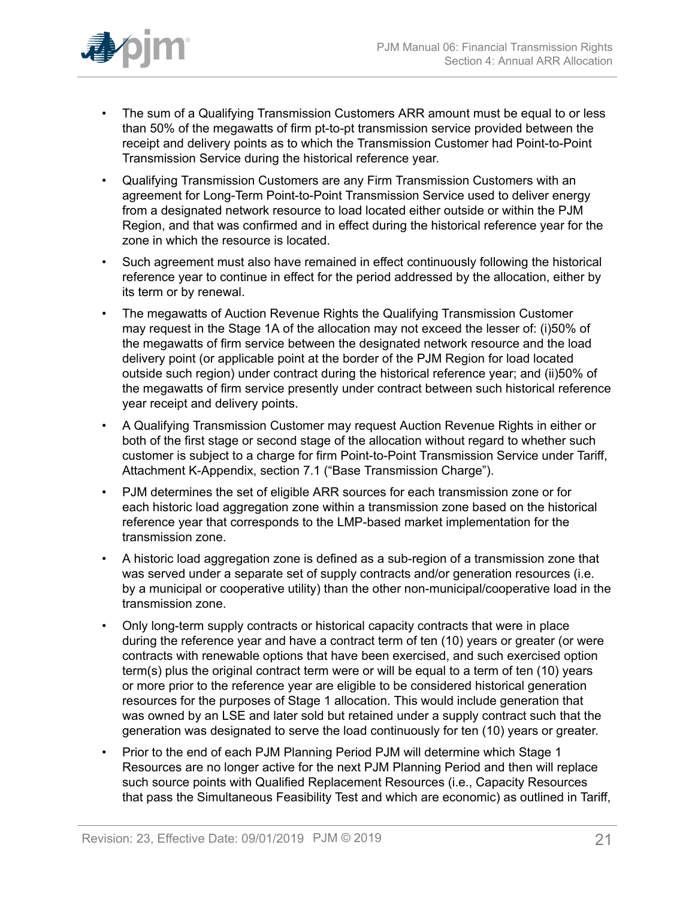- The sum of a Qualifying Transmission Customers ARR amount must be equal to or less than 50% of the megawatts of firm pt-to-pt transmission service provided between the receipt and delivery points as to which the Transmission Customer had Point-to-Point Transmission Service during the historical reference year.
- Qualifying Transmission Customers are any Firm Transmission Customers with an agreement for Long-Term Point-to-Point Transmission Service used to deliver energy from a designated network resource to load located either outside or within the PJM Region, and that was confirmed and in effect during the historical reference year for the zone in which the resource is located.
- Such agreement must also have remained in effect continuously following the historical reference year to continue in effect for the period addressed by the allocation, either by its term or by renewal.
- The megawatts of Auction Revenue Rights the Qualifying Transmission Customer may request in the Stage 1A of the allocation may not exceed the lesser of: (i)50% of the megawatts of firm service between the designated network resource and the load delivery point (or applicable point at the border of the PJM Region for load located outside such region) under contract during the historical reference year; and (ii)50% of the megawatts of firm service presently under contract between such historical reference year receipt and delivery points.
- A Qualifying Transmission Customer may request Auction Revenue Rights in either or both of the first stage or second stage of the allocation without regard to whether such customer is subject to a charge for firm Point-to-Point Transmission Service under Tariff, Attachment K-Appendix, section 7.1 ("Base Transmission Charge").
- PJM determines the set of eligible ARR sources for each transmission zone or for each historic load aggregation zone within a transmission zone based on the historical reference year that corresponds to the LMP-based market implementation for the transmission zone.
- A historic load aggregation zone is defined as a sub-region of a transmission zone that was served under a separate set of supply contracts and/or generation resources (i.e. by a municipal or cooperative utility) than the other non-municipal/cooperative load in the transmission zone.
- Only long-term supply contracts or historical capacity contracts that were in place during the reference year and have a contract term of ten (10) years or greater (or were contracts with renewable options that have been exercised, and such exercised option term(s) plus the original contract term were or will be equal to a term of ten (10) years or more prior to the reference year are eligible to be considered historical generation resources for the purposes of Stage 1 allocation. This would include generation that was owned by an LSE and later sold but retained under a supply contract such that the generation was designated to serve the load continuously for ten (10) years or greater.
- Prior to the end of each PJM Planning Period PJM will determine which Stage 1 Resources are no longer active for the next PJM Planning Period and then will replace such source points with Qualified Replacement Resources (i.e., Capacity Resources that pass the Simultaneous Feasibility Test and which are economic) as outlined in Tariff,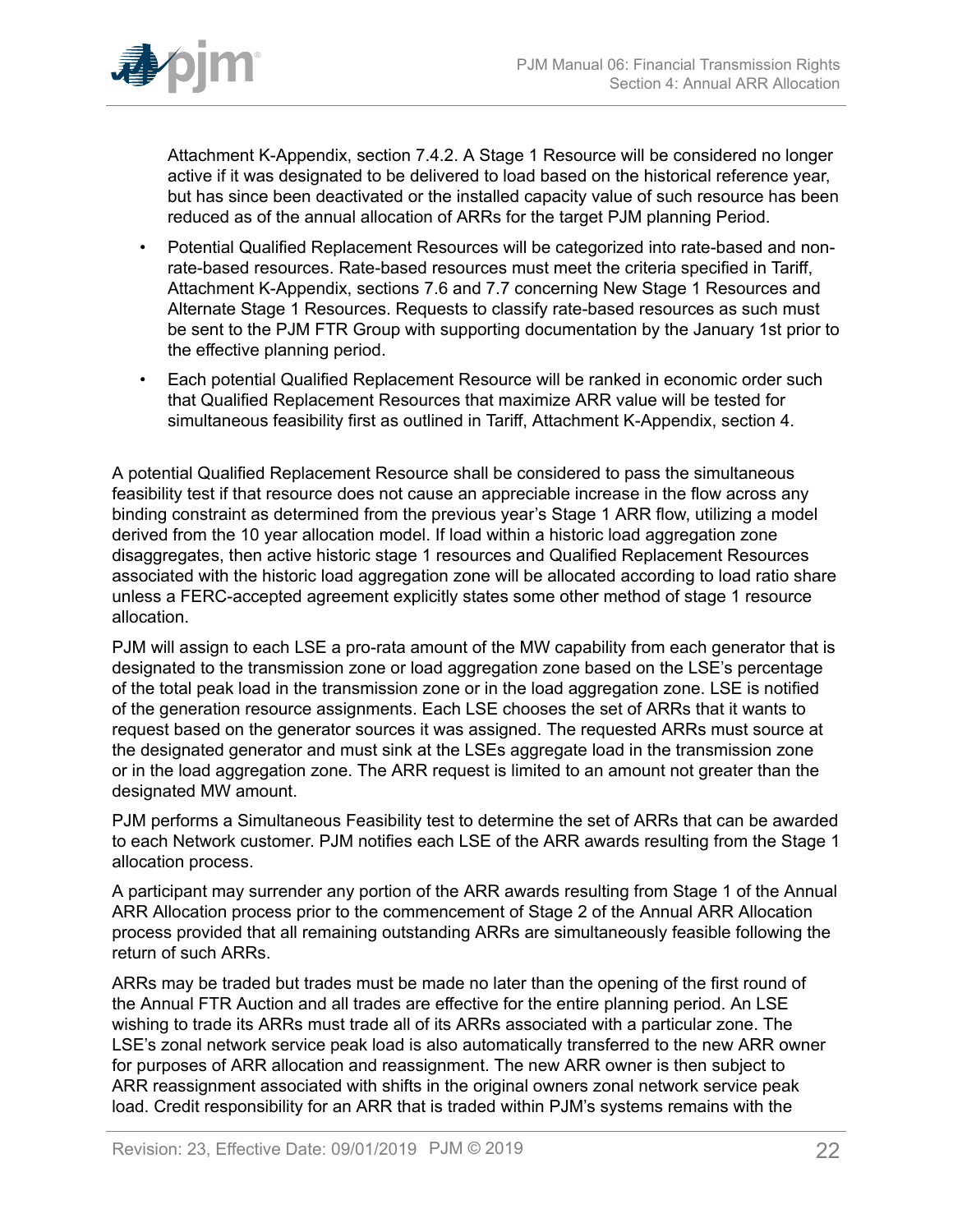Attachment K-Appendix, section 7.4.2. A Stage 1 Resource will be considered no longer active if it was designated to be delivered to load based on the historical reference year, but has since been deactivated or the installed capacity value of such resource has been reduced as of the annual allocation of ARRs for the target PJM planning Period.

- Potential Qualified Replacement Resources will be categorized into rate-based and non-rate-based resources. Rate-based resources must meet the criteria specified in Tariff, Attachment K-Appendix, sections 7.6 and 7.7 concerning New Stage 1 Resources and Alternate Stage 1 Resources. Requests to classify rate-based resources as such must be sent to the PJM FTR Group with supporting documentation by the January 1st prior to the effective planning period.
- Each potential Qualified Replacement Resource will be ranked in economic order such that Qualified Replacement Resources that maximize ARR value will be tested for simultaneous feasibility first as outlined in Tariff, Attachment K-Appendix, section 4.

A potential Qualified Replacement Resource shall be considered to pass the simultaneous feasibility test if that resource does not cause an appreciable increase in the flow across any binding constraint as determined from the previous year's Stage 1 ARR flow, utilizing a model derived from the 10 year allocation model. If load within a historic load aggregation zone disaggregates, then active historic stage 1 resources and Qualified Replacement Resources associated with the historic load aggregation zone will be allocated according to load ratio share unless a FERC-accepted agreement explicitly states some other method of stage 1 resource allocation.

PJM will assign to each LSE a pro-rata amount of the MW capability from each generator that is designated to the transmission zone or load aggregation zone based on the LSE's percentage of the total peak load in the transmission zone or in the load aggregation zone. LSE is notified of the generation resource assignments. Each LSE chooses the set of ARRs that it wants to request based on the generator sources it was assigned. The requested ARRs must source at the designated generator and must sink at the LSEs aggregate load in the transmission zone or in the load aggregation zone. The ARR request is limited to an amount not greater than the designated MW amount.

PJM performs a Simultaneous Feasibility test to determine the set of ARRs that can be awarded to each Network customer. PJM notifies each LSE of the ARR awards resulting from the Stage 1 allocation process.

A participant may surrender any portion of the ARR awards resulting from Stage 1 of the Annual ARR Allocation process prior to the commencement of Stage 2 of the Annual ARR Allocation process provided that all remaining outstanding ARRs are simultaneously feasible following the return of such ARRs.

ARRs may be traded but trades must be made no later than the opening of the first round of the Annual FTR Auction and all trades are effective for the entire planning period. An LSE wishing to trade its ARRs must trade all of its ARRs associated with a particular zone. The LSE's zonal network service peak load is also automatically transferred to the new ARR owner for purposes of ARR allocation and reassignment. The new ARR owner is then subject to ARR reassignment associated with shifts in the original owners zonal network service peak load. Credit responsibility for an ARR that is traded within PJM's systems remains with the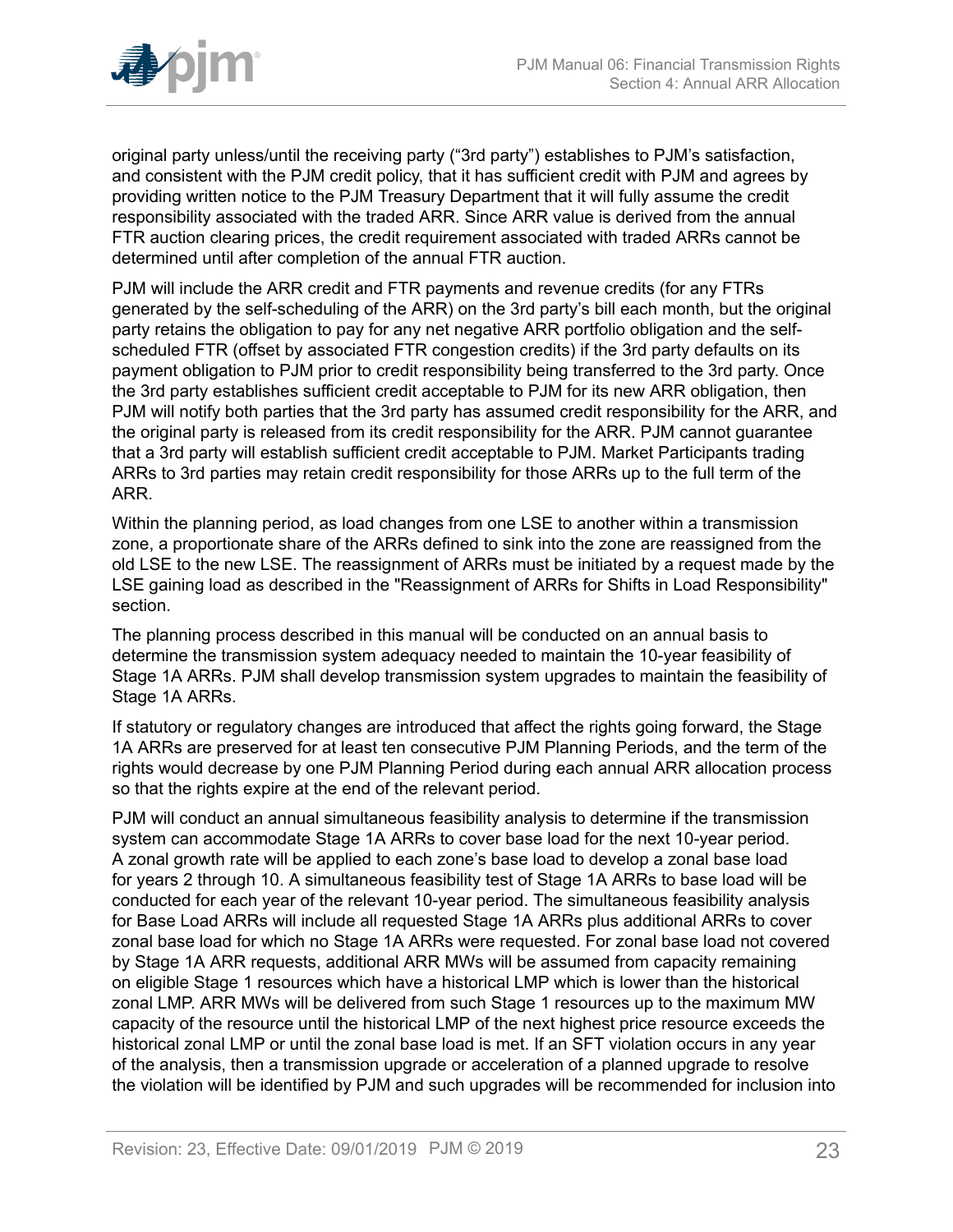original party unless/until the receiving party ("3rd party") establishes to PJM's satisfaction, and consistent with the PJM credit policy, that it has sufficient credit with PJM and agrees by providing written notice to the PJM Treasury Department that it will fully assume the credit responsibility associated with the traded ARR. Since ARR value is derived from the annual FTR auction clearing prices, the credit requirement associated with traded ARRs cannot be determined until after completion of the annual FTR auction.

PJM will include the ARR credit and FTR payments and revenue credits (for any FTRs generated by the self-scheduling of the ARR) on the 3rd party's bill each month, but the original party retains the obligation to pay for any net negative ARR portfolio obligation and the self-scheduled FTR (offset by associated FTR congestion credits) if the 3rd party defaults on its payment obligation to PJM prior to credit responsibility being transferred to the 3rd party. Once the 3rd party establishes sufficient credit acceptable to PJM for its new ARR obligation, then PJM will notify both parties that the 3rd party has assumed credit responsibility for the ARR, and the original party is released from its credit responsibility for the ARR. PJM cannot guarantee that a 3rd party will establish sufficient credit acceptable to PJM. Market Participants trading ARRs to 3rd parties may retain credit responsibility for those ARRs up to the full term of the ARR.

Within the planning period, as load changes from one LSE to another within a transmission zone, a proportionate share of the ARRs defined to sink into the zone are reassigned from the old LSE to the new LSE. The reassignment of ARRs must be initiated by a request made by the LSE gaining load as described in the "Reassignment of ARRs for Shifts in Load Responsibility" section.

The planning process described in this manual will be conducted on an annual basis to determine the transmission system adequacy needed to maintain the 10-year feasibility of Stage 1A ARRs. PJM shall develop transmission system upgrades to maintain the feasibility of Stage 1A ARRs.

If statutory or regulatory changes are introduced that affect the rights going forward, the Stage 1A ARRs are preserved for at least ten consecutive PJM Planning Periods, and the term of the rights would decrease by one PJM Planning Period during each annual ARR allocation process so that the rights expire at the end of the relevant period.

PJM will conduct an annual simultaneous feasibility analysis to determine if the transmission system can accommodate Stage 1A ARRs to cover base load for the next 10-year period. A zonal growth rate will be applied to each zone's base load to develop a zonal base load for years 2 through 10. A simultaneous feasibility test of Stage 1A ARRs to base load will be conducted for each year of the relevant 10-year period. The simultaneous feasibility analysis for Base Load ARRs will include all requested Stage 1A ARRs plus additional ARRs to cover zonal base load for which no Stage 1A ARRs were requested. For zonal base load not covered by Stage 1A ARR requests, additional ARR MWs will be assumed from capacity remaining on eligible Stage 1 resources which have a historical LMP which is lower than the historical zonal LMP. ARR MWs will be delivered from such Stage 1 resources up to the maximum MW capacity of the resource until the historical LMP of the next highest price resource exceeds the historical zonal LMP or until the zonal base load is met. If an SFT violation occurs in any year of the analysis, then a transmission upgrade or acceleration of a planned upgrade to resolve the violation will be identified by PJM and such upgrades will be recommended for inclusion into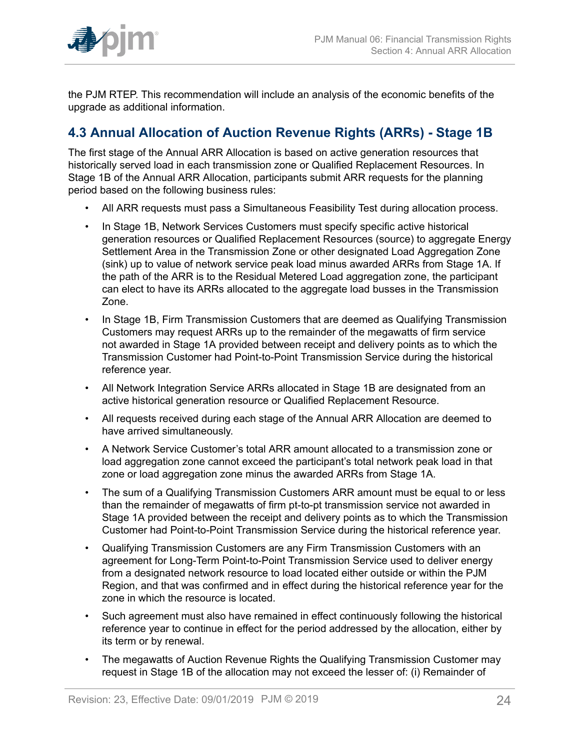the PJM RTEP. This recommendation will include an analysis of the economic benefits of the upgrade as additional information.

## 4.3 Annual Allocation of Auction Revenue Rights (ARRs) - Stage 1B

The first stage of the Annual ARR Allocation is based on active generation resources that historically served load in each transmission zone or Qualified Replacement Resources. In Stage 1B of the Annual ARR Allocation, participants submit ARR requests for the planning period based on the following business rules:

- All ARR requests must pass a Simultaneous Feasibility Test during allocation process.
- In Stage 1B, Network Services Customers must specify specific active historical generation resources or Qualified Replacement Resources (source) to aggregate Energy Settlement Area in the Transmission Zone or other designated Load Aggregation Zone (sink) up to value of network service peak load minus awarded ARRs from Stage 1A. If the path of the ARR is to the Residual Metered Load aggregation zone, the participant can elect to have its ARRs allocated to the aggregate load busses in the Transmission Zone.
- In Stage 1B, Firm Transmission Customers that are deemed as Qualifying Transmission Customers may request ARRs up to the remainder of the megawatts of firm service not awarded in Stage 1A provided between receipt and delivery points as to which the Transmission Customer had Point-to-Point Transmission Service during the historical reference year.
- All Network Integration Service ARRs allocated in Stage 1B are designated from an active historical generation resource or Qualified Replacement Resource.
- All requests received during each stage of the Annual ARR Allocation are deemed to have arrived simultaneously.
- A Network Service Customer's total ARR amount allocated to a transmission zone or load aggregation zone cannot exceed the participant's total network peak load in that zone or load aggregation zone minus the awarded ARRs from Stage 1A.
- The sum of a Qualifying Transmission Customers ARR amount must be equal to or less than the remainder of megawatts of firm pt-to-pt transmission service not awarded in Stage 1A provided between the receipt and delivery points as to which the Transmission Customer had Point-to-Point Transmission Service during the historical reference year.
- Qualifying Transmission Customers are any Firm Transmission Customers with an agreement for Long-Term Point-to-Point Transmission Service used to deliver energy from a designated network resource to load located either outside or within the PJM Region, and that was confirmed and in effect during the historical reference year for the zone in which the resource is located.
- Such agreement must also have remained in effect continuously following the historical reference year to continue in effect for the period addressed by the allocation, either by its term or by renewal.
- The megawatts of Auction Revenue Rights the Qualifying Transmission Customer may request in Stage 1B of the allocation may not exceed the lesser of: (i) Remainder of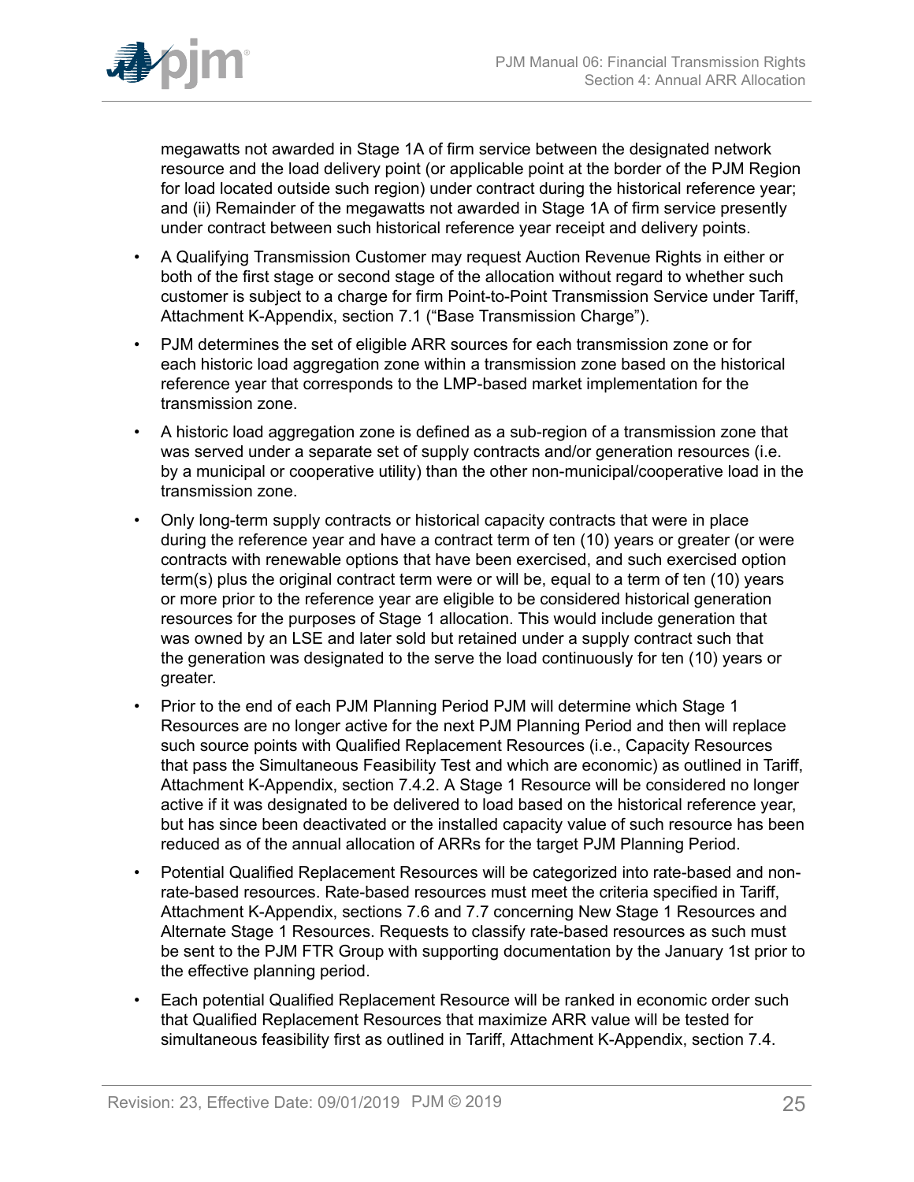megawatts not awarded in Stage 1A of firm service between the designated network resource and the load delivery point (or applicable point at the border of the PJM Region for load located outside such region) under contract during the historical reference year; and (ii) Remainder of the megawatts not awarded in Stage 1A of firm service presently under contract between such historical reference year receipt and delivery points.

- A Qualifying Transmission Customer may request Auction Revenue Rights in either or both of the first stage or second stage of the allocation without regard to whether such customer is subject to a charge for firm Point-to-Point Transmission Service under Tariff, Attachment K-Appendix, section 7.1 ("Base Transmission Charge").
- PJM determines the set of eligible ARR sources for each transmission zone or for each historic load aggregation zone within a transmission zone based on the historical reference year that corresponds to the LMP-based market implementation for the transmission zone.
- A historic load aggregation zone is defined as a sub-region of a transmission zone that was served under a separate set of supply contracts and/or generation resources (i.e. by a municipal or cooperative utility) than the other non-municipal/cooperative load in the transmission zone.
- Only long-term supply contracts or historical capacity contracts that were in place during the reference year and have a contract term of ten (10) years or greater (or were contracts with renewable options that have been exercised, and such exercised option term(s) plus the original contract term were or will be, equal to a term of ten (10) years or more prior to the reference year are eligible to be considered historical generation resources for the purposes of Stage 1 allocation. This would include generation that was owned by an LSE and later sold but retained under a supply contract such that the generation was designated to the serve the load continuously for ten (10) years or greater.
- Prior to the end of each PJM Planning Period PJM will determine which Stage 1 Resources are no longer active for the next PJM Planning Period and then will replace such source points with Qualified Replacement Resources (i.e., Capacity Resources that pass the Simultaneous Feasibility Test and which are economic) as outlined in Tariff, Attachment K-Appendix, section 7.4.2. A Stage 1 Resource will be considered no longer active if it was designated to be delivered to load based on the historical reference year, but has since been deactivated or the installed capacity value of such resource has been reduced as of the annual allocation of ARRs for the target PJM Planning Period.
- Potential Qualified Replacement Resources will be categorized into rate-based and non-rate-based resources. Rate-based resources must meet the criteria specified in Tariff, Attachment K-Appendix, sections 7.6 and 7.7 concerning New Stage 1 Resources and Alternate Stage 1 Resources. Requests to classify rate-based resources as such must be sent to the PJM FTR Group with supporting documentation by the January 1st prior to the effective planning period.
- Each potential Qualified Replacement Resource will be ranked in economic order such that Qualified Replacement Resources that maximize ARR value will be tested for simultaneous feasibility first as outlined in Tariff, Attachment K-Appendix, section 7.4.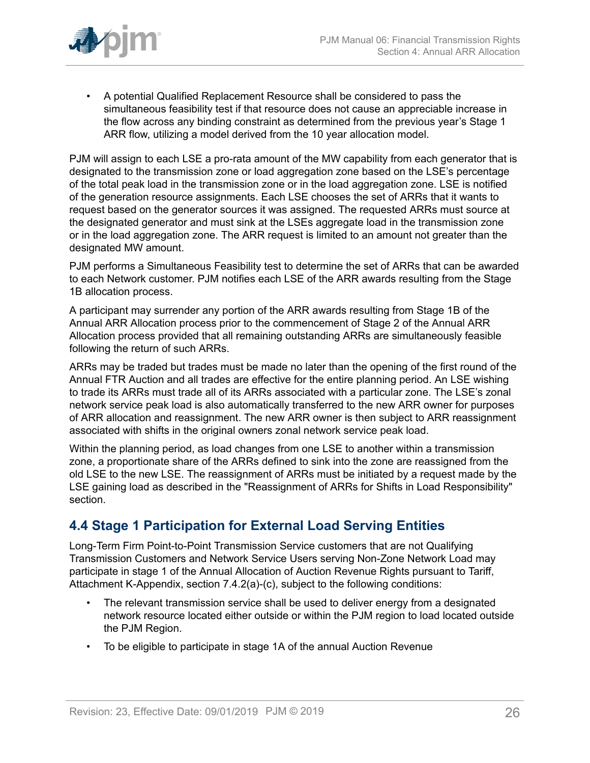- A potential Qualified Replacement Resource shall be considered to pass the simultaneous feasibility test if that resource does not cause an appreciable increase in the flow across any binding constraint as determined from the previous year's Stage 1 ARR flow, utilizing a model derived from the 10 year allocation model.

PJM will assign to each LSE a pro-rata amount of the MW capability from each generator that is designated to the transmission zone or load aggregation zone based on the LSE's percentage of the total peak load in the transmission zone or in the load aggregation zone. LSE is notified of the generation resource assignments. Each LSE chooses the set of ARRs that it wants to request based on the generator sources it was assigned. The requested ARRs must source at the designated generator and must sink at the LSEs aggregate load in the transmission zone or in the load aggregation zone. The ARR request is limited to an amount not greater than the designated MW amount.

PJM performs a Simultaneous Feasibility test to determine the set of ARRs that can be awarded to each Network customer. PJM notifies each LSE of the ARR awards resulting from the Stage 1B allocation process.

A participant may surrender any portion of the ARR awards resulting from Stage 1B of the Annual ARR Allocation process prior to the commencement of Stage 2 of the Annual ARR Allocation process provided that all remaining outstanding ARRs are simultaneously feasible following the return of such ARRs.

ARRs may be traded but trades must be made no later than the opening of the first round of the Annual FTR Auction and all trades are effective for the entire planning period. An LSE wishing to trade its ARRs must trade all of its ARRs associated with a particular zone. The LSE's zonal network service peak load is also automatically transferred to the new ARR owner for purposes of ARR allocation and reassignment. The new ARR owner is then subject to ARR reassignment associated with shifts in the original owners zonal network service peak load.

Within the planning period, as load changes from one LSE to another within a transmission zone, a proportionate share of the ARRs defined to sink into the zone are reassigned from the old LSE to the new LSE. The reassignment of ARRs must be initiated by a request made by the LSE gaining load as described in the "Reassignment of ARRs for Shifts in Load Responsibility" section.

## 4.4 Stage 1 Participation for External Load Serving Entities

Long-Term Firm Point-to-Point Transmission Service customers that are not Qualifying Transmission Customers and Network Service Users serving Non-Zone Network Load may participate in stage 1 of the Annual Allocation of Auction Revenue Rights pursuant to Tariff, Attachment K-Appendix, section 7.4.2(a)-(c), subject to the following conditions:

- The relevant transmission service shall be used to deliver energy from a designated network resource located either outside or within the PJM region to load located outside the PJM Region.
- To be eligible to participate in stage 1A of the annual Auction Revenue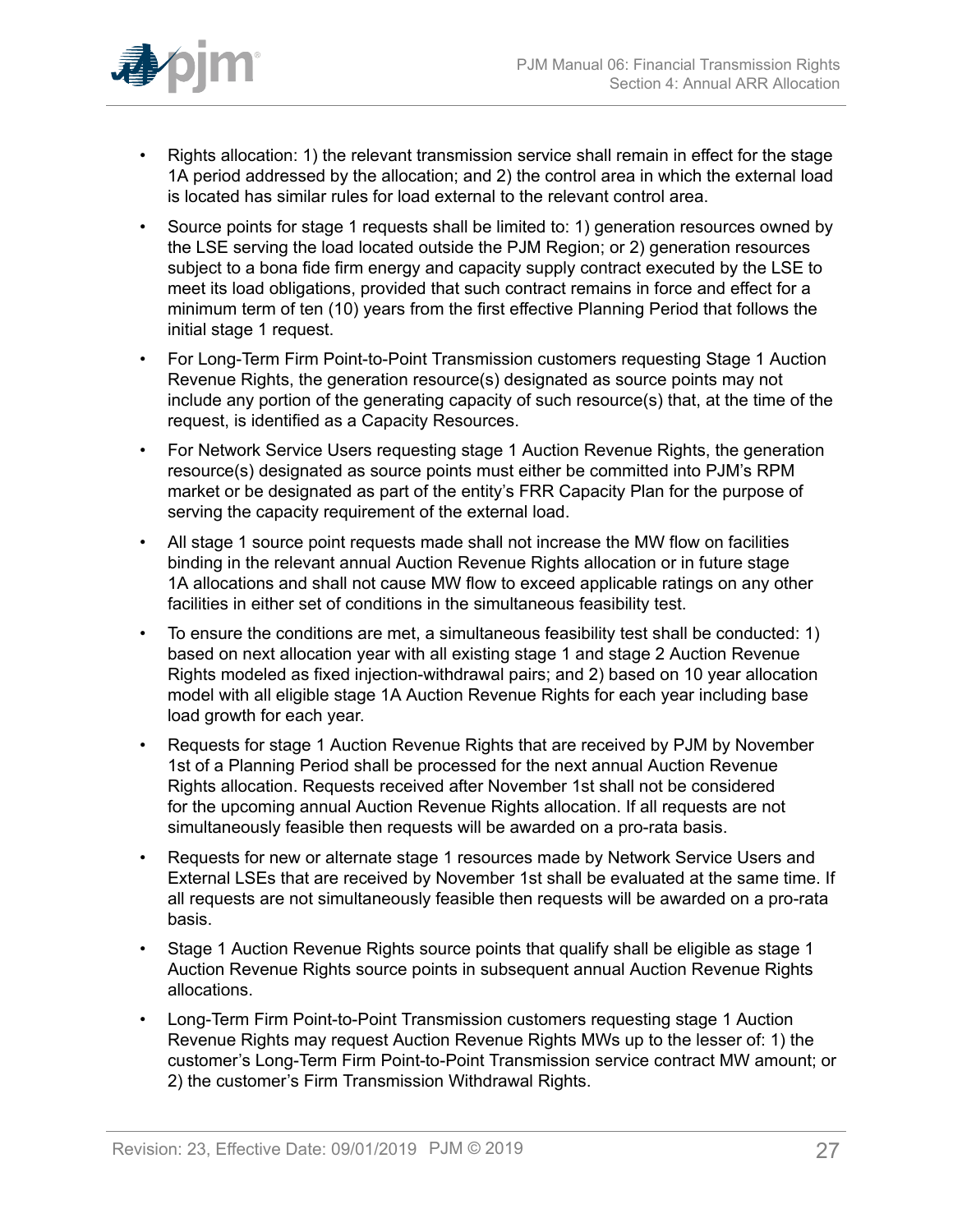- Rights allocation: 1) the relevant transmission service shall remain in effect for the stage 1A period addressed by the allocation; and 2) the control area in which the external load is located has similar rules for load external to the relevant control area.
- Source points for stage 1 requests shall be limited to: 1) generation resources owned by the LSE serving the load located outside the PJM Region; or 2) generation resources subject to a bona fide firm energy and capacity supply contract executed by the LSE to meet its load obligations, provided that such contract remains in force and effect for a minimum term of ten (10) years from the first effective Planning Period that follows the initial stage 1 request.
- For Long-Term Firm Point-to-Point Transmission customers requesting Stage 1 Auction Revenue Rights, the generation resource(s) designated as source points may not include any portion of the generating capacity of such resource(s) that, at the time of the request, is identified as a Capacity Resources.
- For Network Service Users requesting stage 1 Auction Revenue Rights, the generation resource(s) designated as source points must either be committed into PJM's RPM market or be designated as part of the entity's FRR Capacity Plan for the purpose of serving the capacity requirement of the external load.
- All stage 1 source point requests made shall not increase the MW flow on facilities binding in the relevant annual Auction Revenue Rights allocation or in future stage 1A allocations and shall not cause MW flow to exceed applicable ratings on any other facilities in either set of conditions in the simultaneous feasibility test.
- To ensure the conditions are met, a simultaneous feasibility test shall be conducted: 1) based on next allocation year with all existing stage 1 and stage 2 Auction Revenue Rights modeled as fixed injection-withdrawal pairs; and 2) based on 10 year allocation model with all eligible stage 1A Auction Revenue Rights for each year including base load growth for each year.
- Requests for stage 1 Auction Revenue Rights that are received by PJM by November 1st of a Planning Period shall be processed for the next annual Auction Revenue Rights allocation. Requests received after November 1st shall not be considered for the upcoming annual Auction Revenue Rights allocation. If all requests are not simultaneously feasible then requests will be awarded on a pro-rata basis.
- Requests for new or alternate stage 1 resources made by Network Service Users and External LSEs that are received by November 1st shall be evaluated at the same time. If all requests are not simultaneously feasible then requests will be awarded on a pro-rata basis.
- Stage 1 Auction Revenue Rights source points that qualify shall be eligible as stage 1 Auction Revenue Rights source points in subsequent annual Auction Revenue Rights allocations.
- Long-Term Firm Point-to-Point Transmission customers requesting stage 1 Auction Revenue Rights may request Auction Revenue Rights MWs up to the lesser of: 1) the customer's Long-Term Firm Point-to-Point Transmission service contract MW amount; or 2) the customer's Firm Transmission Withdrawal Rights.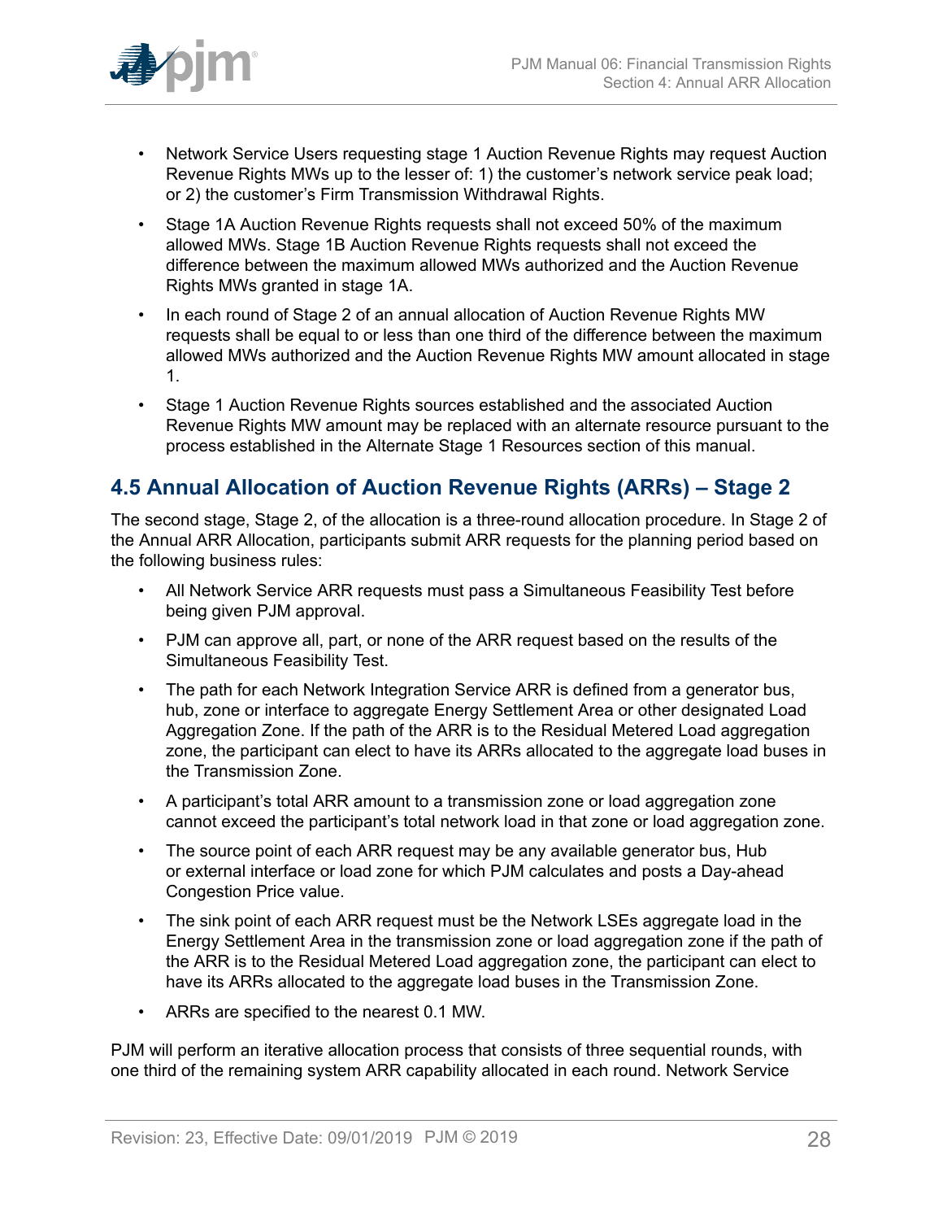- Network Service Users requesting stage 1 Auction Revenue Rights may request Auction Revenue Rights MWs up to the lesser of: 1) the customer's network service peak load; or 2) the customer's Firm Transmission Withdrawal Rights.
- Stage 1A Auction Revenue Rights requests shall not exceed 50% of the maximum allowed MWs. Stage 1B Auction Revenue Rights requests shall not exceed the difference between the maximum allowed MWs authorized and the Auction Revenue Rights MWs granted in stage 1A.
- In each round of Stage 2 of an annual allocation of Auction Revenue Rights MW requests shall be equal to or less than one third of the difference between the maximum allowed MWs authorized and the Auction Revenue Rights MW amount allocated in stage 1.
- Stage 1 Auction Revenue Rights sources established and the associated Auction Revenue Rights MW amount may be replaced with an alternate resource pursuant to the process established in the Alternate Stage 1 Resources section of this manual.

## 4.5 Annual Allocation of Auction Revenue Rights (ARRs) – Stage 2

The second stage, Stage 2, of the allocation is a three-round allocation procedure. In Stage 2 of the Annual ARR Allocation, participants submit ARR requests for the planning period based on the following business rules:

- All Network Service ARR requests must pass a Simultaneous Feasibility Test before being given PJM approval.
- PJM can approve all, part, or none of the ARR request based on the results of the Simultaneous Feasibility Test.
- The path for each Network Integration Service ARR is defined from a generator bus, hub, zone or interface to aggregate Energy Settlement Area or other designated Load Aggregation Zone. If the path of the ARR is to the Residual Metered Load aggregation zone, the participant can elect to have its ARRs allocated to the aggregate load buses in the Transmission Zone.
- A participant's total ARR amount to a transmission zone or load aggregation zone cannot exceed the participant's total network load in that zone or load aggregation zone.
- The source point of each ARR request may be any available generator bus, Hub or external interface or load zone for which PJM calculates and posts a Day-ahead Congestion Price value.
- The sink point of each ARR request must be the Network LSEs aggregate load in the Energy Settlement Area in the transmission zone or load aggregation zone if the path of the ARR is to the Residual Metered Load aggregation zone, the participant can elect to have its ARRs allocated to the aggregate load buses in the Transmission Zone.
- ARRs are specified to the nearest 0.1 MW.

PJM will perform an iterative allocation process that consists of three sequential rounds, with one third of the remaining system ARR capability allocated in each round. Network Service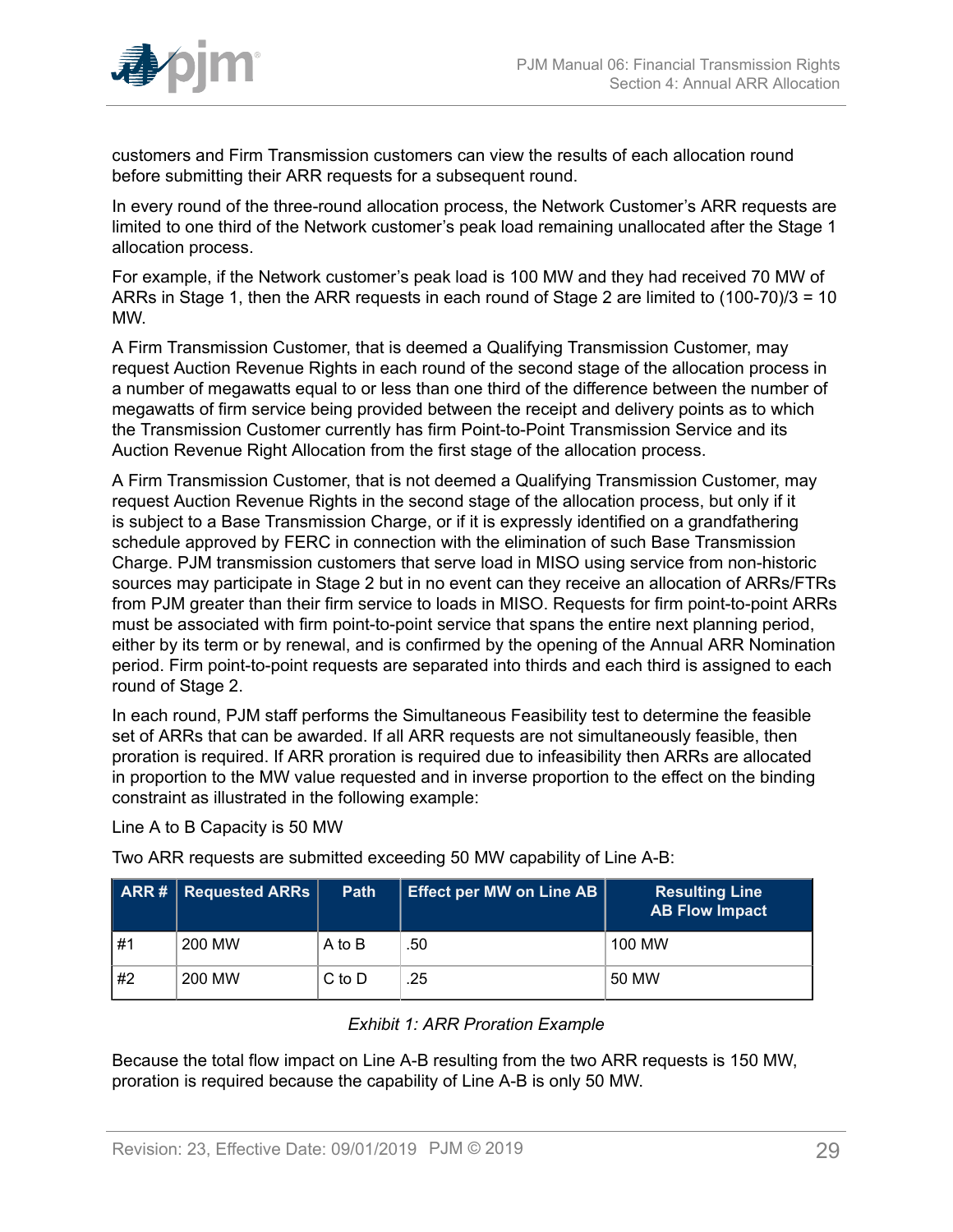customers and Firm Transmission customers can view the results of each allocation round before submitting their ARR requests for a subsequent round.

In every round of the three-round allocation process, the Network Customer's ARR requests are limited to one third of the Network customer's peak load remaining unallocated after the Stage 1 allocation process.

For example, if the Network customer's peak load is 100 MW and they had received 70 MW of ARRs in Stage 1, then the ARR requests in each round of Stage 2 are limited to (100-70)/3 = 10 MW.

A Firm Transmission Customer, that is deemed a Qualifying Transmission Customer, may request Auction Revenue Rights in each round of the second stage of the allocation process in a number of megawatts equal to or less than one third of the difference between the number of megawatts of firm service being provided between the receipt and delivery points as to which the Transmission Customer currently has firm Point-to-Point Transmission Service and its Auction Revenue Right Allocation from the first stage of the allocation process.

A Firm Transmission Customer, that is not deemed a Qualifying Transmission Customer, may request Auction Revenue Rights in the second stage of the allocation process, but only if it is subject to a Base Transmission Charge, or if it is expressly identified on a grandfathering schedule approved by FERC in connection with the elimination of such Base Transmission Charge. PJM transmission customers that serve load in MISO using service from non-historic sources may participate in Stage 2 but in no event can they receive an allocation of ARRs/FTRs from PJM greater than their firm service to loads in MISO. Requests for firm point-to-point ARRs must be associated with firm point-to-point service that spans the entire next planning period, either by its term or by renewal, and is confirmed by the opening of the Annual ARR Nomination period. Firm point-to-point requests are separated into thirds and each third is assigned to each round of Stage 2.

In each round, PJM staff performs the Simultaneous Feasibility test to determine the feasible set of ARRs that can be awarded. If all ARR requests are not simultaneously feasible, then proration is required. If ARR proration is required due to infeasibility then ARRs are allocated in proportion to the MW value requested and in inverse proportion to the effect on the binding constraint as illustrated in the following example:

Line A to B Capacity is 50 MW

Two ARR requests are submitted exceeding 50 MW capability of Line A-B:

| ARR # | Requested ARRs | Path | Effect per MW on Line AB | Resulting Line AB Flow Impact |
|---|---|---|---|---|
| #1 | 200 MW | A to B | .50 | 100 MW |
| #2 | 200 MW | C to D | .25 | 50 MW |

*Exhibit 1: ARR Proration Example*

Because the total flow impact on Line A-B resulting from the two ARR requests is 150 MW, proration is required because the capability of Line A-B is only 50 MW.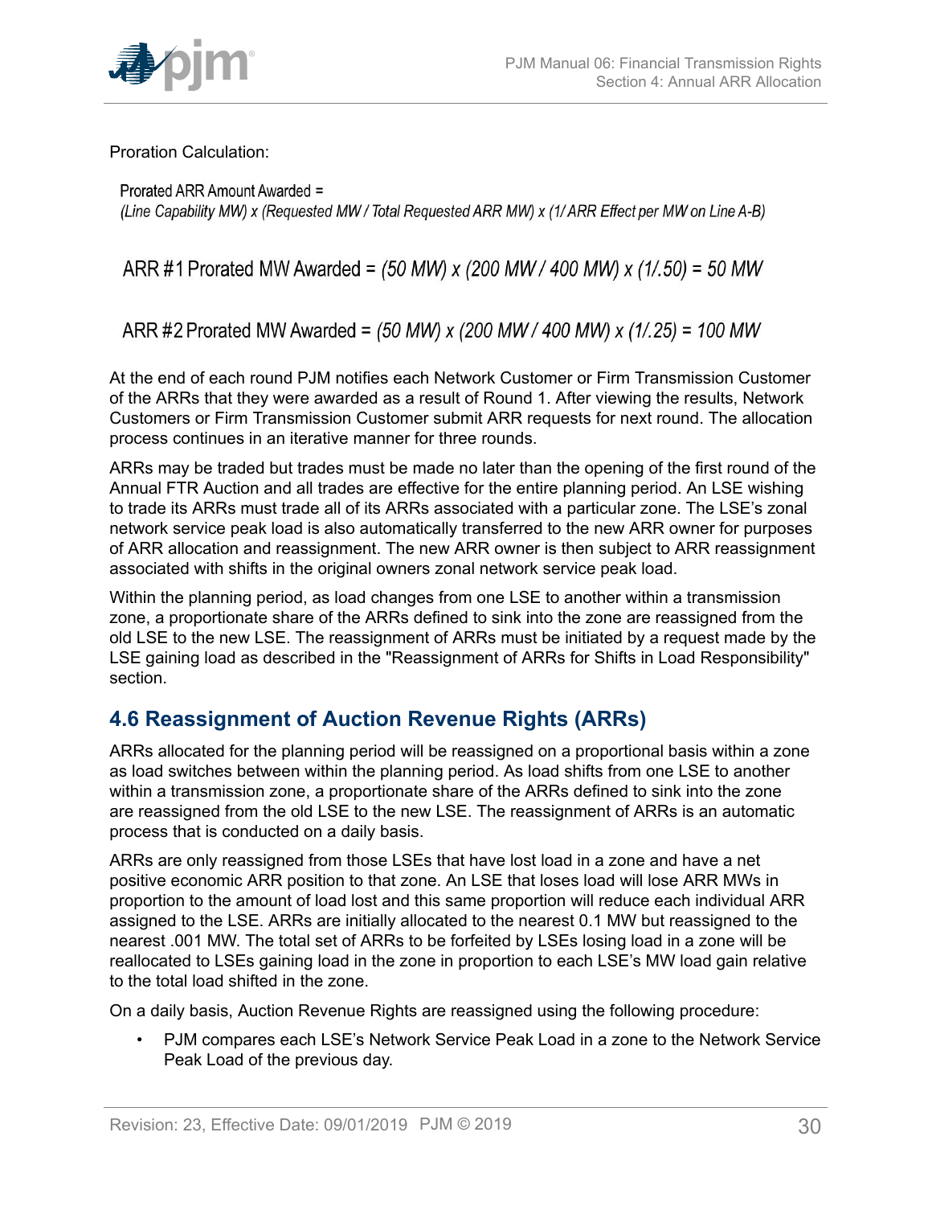Proration Calculation:

Prorated ARR Amount Awarded =
*(Line Capability MW) x (Requested MW / Total Requested ARR MW) x (1/ ARR Effect per MW on Line A-B)*

ARR #1 Prorated MW Awarded = *(50 MW) x (200 MW / 400 MW) x (1/.50) = 50 MW*

ARR #2 Prorated MW Awarded = *(50 MW) x (200 MW / 400 MW) x (1/.25) = 100 MW*

At the end of each round PJM notifies each Network Customer or Firm Transmission Customer of the ARRs that they were awarded as a result of Round 1. After viewing the results, Network Customers or Firm Transmission Customer submit ARR requests for next round. The allocation process continues in an iterative manner for three rounds.

ARRs may be traded but trades must be made no later than the opening of the first round of the Annual FTR Auction and all trades are effective for the entire planning period. An LSE wishing to trade its ARRs must trade all of its ARRs associated with a particular zone. The LSE's zonal network service peak load is also automatically transferred to the new ARR owner for purposes of ARR allocation and reassignment. The new ARR owner is then subject to ARR reassignment associated with shifts in the original owners zonal network service peak load.

Within the planning period, as load changes from one LSE to another within a transmission zone, a proportionate share of the ARRs defined to sink into the zone are reassigned from the old LSE to the new LSE. The reassignment of ARRs must be initiated by a request made by the LSE gaining load as described in the "Reassignment of ARRs for Shifts in Load Responsibility" section.

## 4.6 Reassignment of Auction Revenue Rights (ARRs)

ARRs allocated for the planning period will be reassigned on a proportional basis within a zone as load switches between within the planning period. As load shifts from one LSE to another within a transmission zone, a proportionate share of the ARRs defined to sink into the zone are reassigned from the old LSE to the new LSE. The reassignment of ARRs is an automatic process that is conducted on a daily basis.

ARRs are only reassigned from those LSEs that have lost load in a zone and have a net positive economic ARR position to that zone. An LSE that loses load will lose ARR MWs in proportion to the amount of load lost and this same proportion will reduce each individual ARR assigned to the LSE. ARRs are initially allocated to the nearest 0.1 MW but reassigned to the nearest .001 MW. The total set of ARRs to be forfeited by LSEs losing load in a zone will be reallocated to LSEs gaining load in the zone in proportion to each LSE's MW load gain relative to the total load shifted in the zone.

On a daily basis, Auction Revenue Rights are reassigned using the following procedure:

- PJM compares each LSE's Network Service Peak Load in a zone to the Network Service Peak Load of the previous day.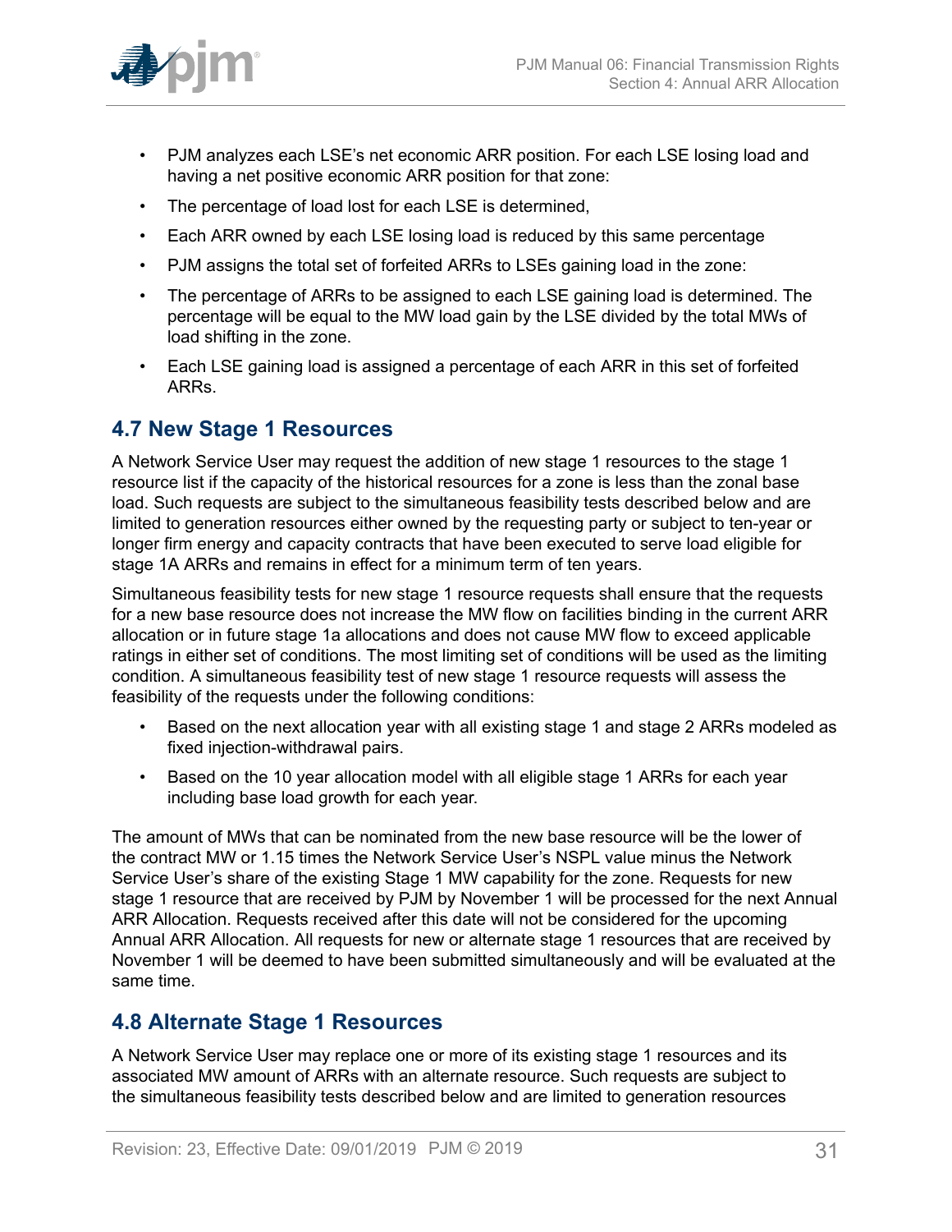- PJM analyzes each LSE's net economic ARR position. For each LSE losing load and having a net positive economic ARR position for that zone:
- The percentage of load lost for each LSE is determined,
- Each ARR owned by each LSE losing load is reduced by this same percentage
- PJM assigns the total set of forfeited ARRs to LSEs gaining load in the zone:
- The percentage of ARRs to be assigned to each LSE gaining load is determined. The percentage will be equal to the MW load gain by the LSE divided by the total MWs of load shifting in the zone.
- Each LSE gaining load is assigned a percentage of each ARR in this set of forfeited ARRs.

## 4.7 New Stage 1 Resources

A Network Service User may request the addition of new stage 1 resources to the stage 1 resource list if the capacity of the historical resources for a zone is less than the zonal base load. Such requests are subject to the simultaneous feasibility tests described below and are limited to generation resources either owned by the requesting party or subject to ten-year or longer firm energy and capacity contracts that have been executed to serve load eligible for stage 1A ARRs and remains in effect for a minimum term of ten years.

Simultaneous feasibility tests for new stage 1 resource requests shall ensure that the requests for a new base resource does not increase the MW flow on facilities binding in the current ARR allocation or in future stage 1a allocations and does not cause MW flow to exceed applicable ratings in either set of conditions. The most limiting set of conditions will be used as the limiting condition. A simultaneous feasibility test of new stage 1 resource requests will assess the feasibility of the requests under the following conditions:

- Based on the next allocation year with all existing stage 1 and stage 2 ARRs modeled as fixed injection-withdrawal pairs.
- Based on the 10 year allocation model with all eligible stage 1 ARRs for each year including base load growth for each year.

The amount of MWs that can be nominated from the new base resource will be the lower of the contract MW or 1.15 times the Network Service User's NSPL value minus the Network Service User's share of the existing Stage 1 MW capability for the zone. Requests for new stage 1 resource that are received by PJM by November 1 will be processed for the next Annual ARR Allocation. Requests received after this date will not be considered for the upcoming Annual ARR Allocation. All requests for new or alternate stage 1 resources that are received by November 1 will be deemed to have been submitted simultaneously and will be evaluated at the same time.

## 4.8 Alternate Stage 1 Resources

A Network Service User may replace one or more of its existing stage 1 resources and its associated MW amount of ARRs with an alternate resource. Such requests are subject to the simultaneous feasibility tests described below and are limited to generation resources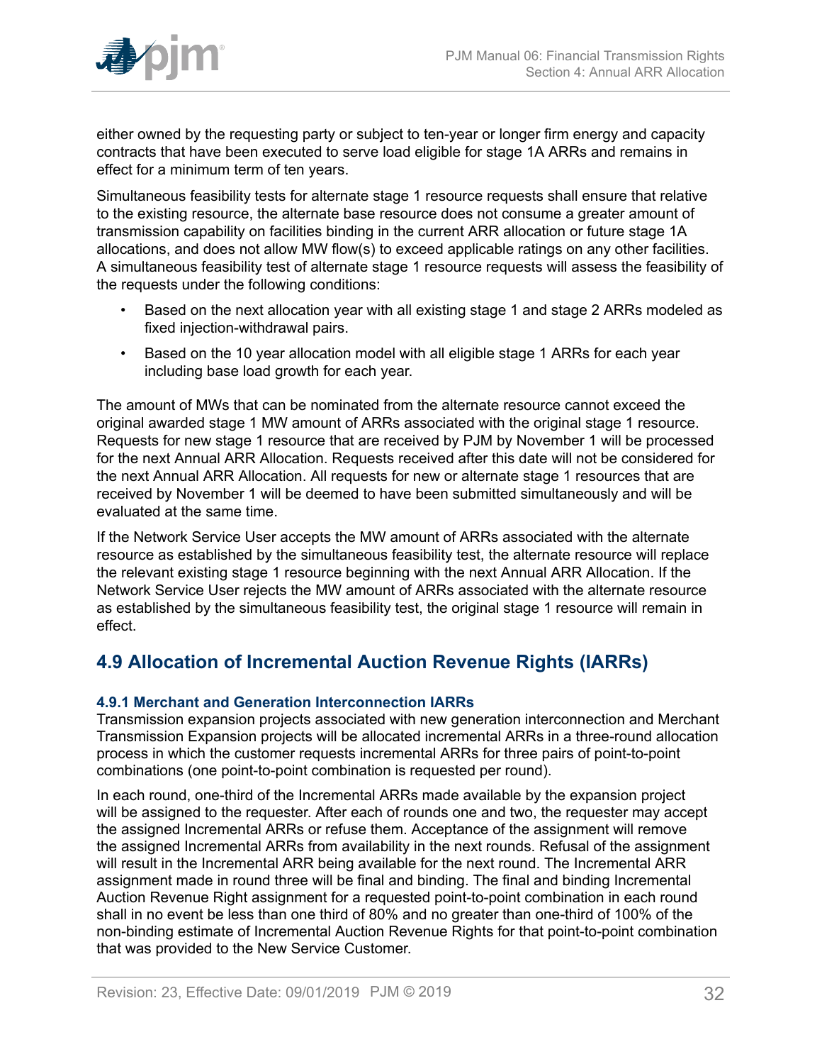either owned by the requesting party or subject to ten-year or longer firm energy and capacity contracts that have been executed to serve load eligible for stage 1A ARRs and remains in effect for a minimum term of ten years.

Simultaneous feasibility tests for alternate stage 1 resource requests shall ensure that relative to the existing resource, the alternate base resource does not consume a greater amount of transmission capability on facilities binding in the current ARR allocation or future stage 1A allocations, and does not allow MW flow(s) to exceed applicable ratings on any other facilities. A simultaneous feasibility test of alternate stage 1 resource requests will assess the feasibility of the requests under the following conditions:

- Based on the next allocation year with all existing stage 1 and stage 2 ARRs modeled as fixed injection-withdrawal pairs.
- Based on the 10 year allocation model with all eligible stage 1 ARRs for each year including base load growth for each year.

The amount of MWs that can be nominated from the alternate resource cannot exceed the original awarded stage 1 MW amount of ARRs associated with the original stage 1 resource. Requests for new stage 1 resource that are received by PJM by November 1 will be processed for the next Annual ARR Allocation. Requests received after this date will not be considered for the next Annual ARR Allocation. All requests for new or alternate stage 1 resources that are received by November 1 will be deemed to have been submitted simultaneously and will be evaluated at the same time.

If the Network Service User accepts the MW amount of ARRs associated with the alternate resource as established by the simultaneous feasibility test, the alternate resource will replace the relevant existing stage 1 resource beginning with the next Annual ARR Allocation. If the Network Service User rejects the MW amount of ARRs associated with the alternate resource as established by the simultaneous feasibility test, the original stage 1 resource will remain in effect.

## 4.9 Allocation of Incremental Auction Revenue Rights (IARRs)

### 4.9.1 Merchant and Generation Interconnection IARRs

Transmission expansion projects associated with new generation interconnection and Merchant Transmission Expansion projects will be allocated incremental ARRs in a three-round allocation process in which the customer requests incremental ARRs for three pairs of point-to-point combinations (one point-to-point combination is requested per round).

In each round, one-third of the Incremental ARRs made available by the expansion project will be assigned to the requester. After each of rounds one and two, the requester may accept the assigned Incremental ARRs or refuse them. Acceptance of the assignment will remove the assigned Incremental ARRs from availability in the next rounds. Refusal of the assignment will result in the Incremental ARR being available for the next round. The Incremental ARR assignment made in round three will be final and binding. The final and binding Incremental Auction Revenue Right assignment for a requested point-to-point combination in each round shall in no event be less than one third of 80% and no greater than one-third of 100% of the non-binding estimate of Incremental Auction Revenue Rights for that point-to-point combination that was provided to the New Service Customer.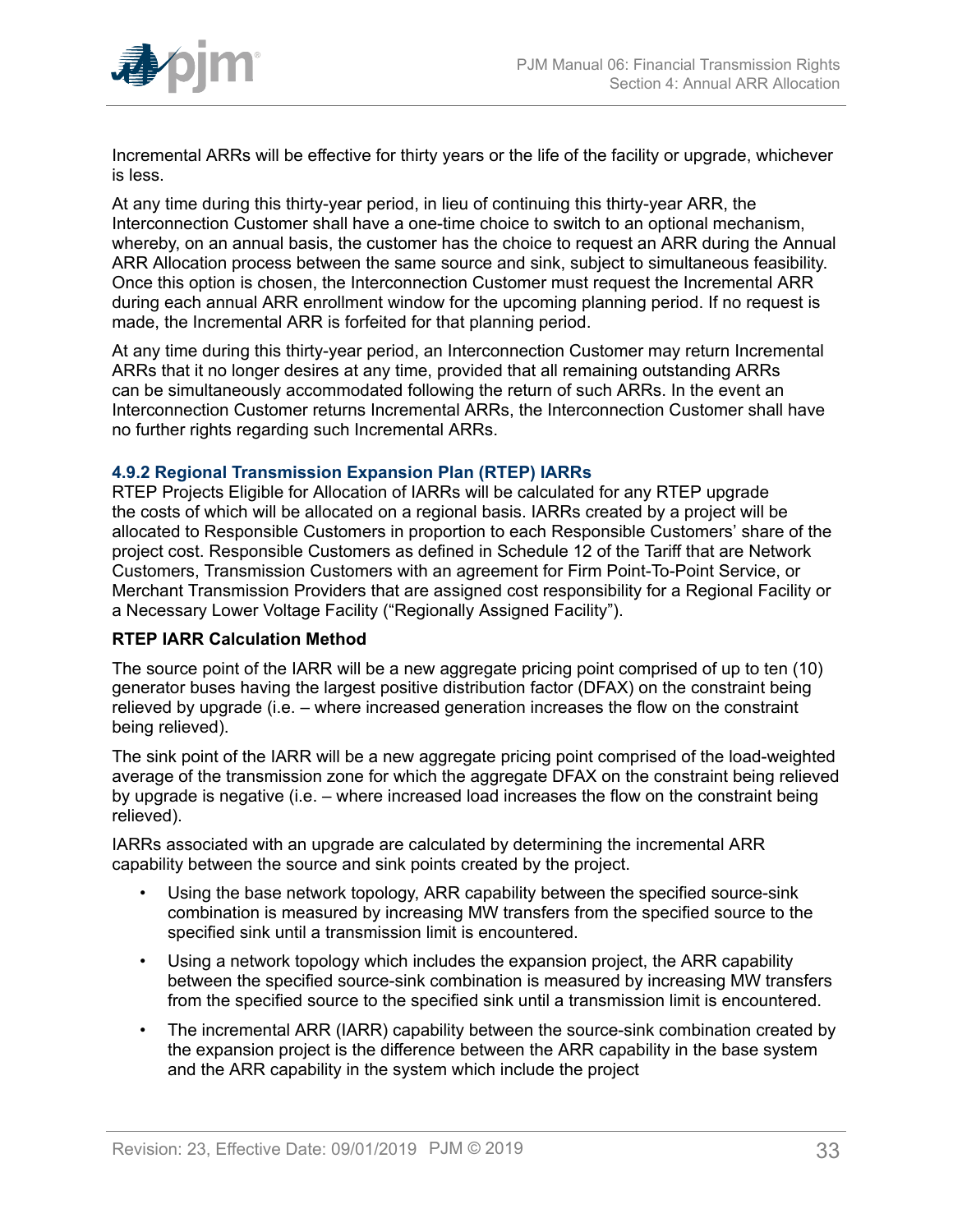Incremental ARRs will be effective for thirty years or the life of the facility or upgrade, whichever is less.

At any time during this thirty-year period, in lieu of continuing this thirty-year ARR, the Interconnection Customer shall have a one-time choice to switch to an optional mechanism, whereby, on an annual basis, the customer has the choice to request an ARR during the Annual ARR Allocation process between the same source and sink, subject to simultaneous feasibility. Once this option is chosen, the Interconnection Customer must request the Incremental ARR during each annual ARR enrollment window for the upcoming planning period. If no request is made, the Incremental ARR is forfeited for that planning period.

At any time during this thirty-year period, an Interconnection Customer may return Incremental ARRs that it no longer desires at any time, provided that all remaining outstanding ARRs can be simultaneously accommodated following the return of such ARRs. In the event an Interconnection Customer returns Incremental ARRs, the Interconnection Customer shall have no further rights regarding such Incremental ARRs.

### 4.9.2 Regional Transmission Expansion Plan (RTEP) IARRs

RTEP Projects Eligible for Allocation of IARRs will be calculated for any RTEP upgrade the costs of which will be allocated on a regional basis. IARRs created by a project will be allocated to Responsible Customers in proportion to each Responsible Customers' share of the project cost. Responsible Customers as defined in Schedule 12 of the Tariff that are Network Customers, Transmission Customers with an agreement for Firm Point-To-Point Service, or Merchant Transmission Providers that are assigned cost responsibility for a Regional Facility or a Necessary Lower Voltage Facility ("Regionally Assigned Facility").

**RTEP IARR Calculation Method**

The source point of the IARR will be a new aggregate pricing point comprised of up to ten (10) generator buses having the largest positive distribution factor (DFAX) on the constraint being relieved by upgrade (i.e. – where increased generation increases the flow on the constraint being relieved).

The sink point of the IARR will be a new aggregate pricing point comprised of the load-weighted average of the transmission zone for which the aggregate DFAX on the constraint being relieved by upgrade is negative (i.e. – where increased load increases the flow on the constraint being relieved).

IARRs associated with an upgrade are calculated by determining the incremental ARR capability between the source and sink points created by the project.

- Using the base network topology, ARR capability between the specified source-sink combination is measured by increasing MW transfers from the specified source to the specified sink until a transmission limit is encountered.
- Using a network topology which includes the expansion project, the ARR capability between the specified source-sink combination is measured by increasing MW transfers from the specified source to the specified sink until a transmission limit is encountered.
- The incremental ARR (IARR) capability between the source-sink combination created by the expansion project is the difference between the ARR capability in the base system and the ARR capability in the system which include the project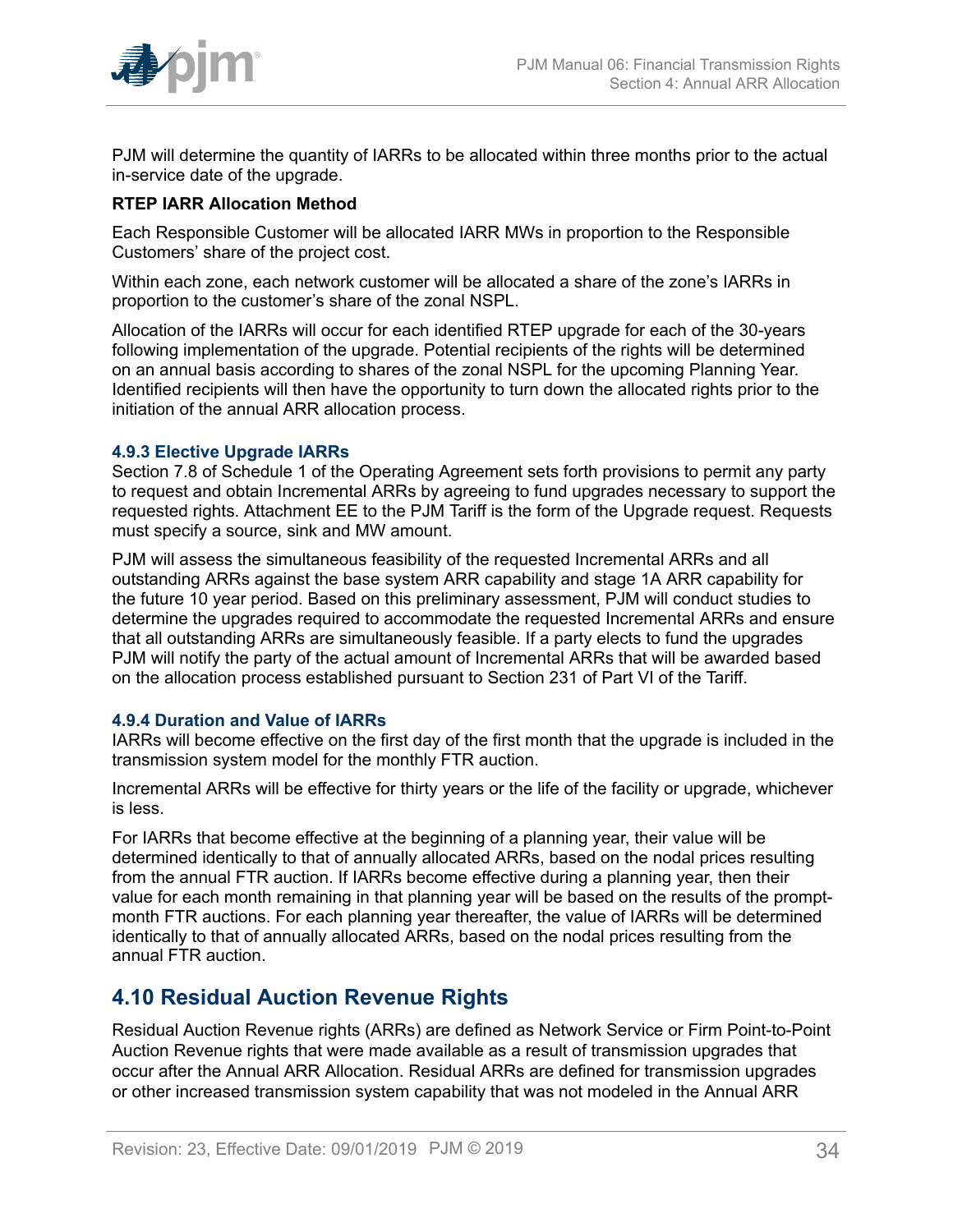PJM will determine the quantity of IARRs to be allocated within three months prior to the actual in-service date of the upgrade.

**RTEP IARR Allocation Method**

Each Responsible Customer will be allocated IARR MWs in proportion to the Responsible Customers' share of the project cost.

Within each zone, each network customer will be allocated a share of the zone's IARRs in proportion to the customer's share of the zonal NSPL.

Allocation of the IARRs will occur for each identified RTEP upgrade for each of the 30-years following implementation of the upgrade. Potential recipients of the rights will be determined on an annual basis according to shares of the zonal NSPL for the upcoming Planning Year. Identified recipients will then have the opportunity to turn down the allocated rights prior to the initiation of the annual ARR allocation process.

### 4.9.3 Elective Upgrade IARRs

Section 7.8 of Schedule 1 of the Operating Agreement sets forth provisions to permit any party to request and obtain Incremental ARRs by agreeing to fund upgrades necessary to support the requested rights. Attachment EE to the PJM Tariff is the form of the Upgrade request. Requests must specify a source, sink and MW amount.

PJM will assess the simultaneous feasibility of the requested Incremental ARRs and all outstanding ARRs against the base system ARR capability and stage 1A ARR capability for the future 10 year period. Based on this preliminary assessment, PJM will conduct studies to determine the upgrades required to accommodate the requested Incremental ARRs and ensure that all outstanding ARRs are simultaneously feasible. If a party elects to fund the upgrades PJM will notify the party of the actual amount of Incremental ARRs that will be awarded based on the allocation process established pursuant to Section 231 of Part VI of the Tariff.

### 4.9.4 Duration and Value of IARRs

IARRs will become effective on the first day of the first month that the upgrade is included in the transmission system model for the monthly FTR auction.

Incremental ARRs will be effective for thirty years or the life of the facility or upgrade, whichever is less.

For IARRs that become effective at the beginning of a planning year, their value will be determined identically to that of annually allocated ARRs, based on the nodal prices resulting from the annual FTR auction. If IARRs become effective during a planning year, then their value for each month remaining in that planning year will be based on the results of the prompt-month FTR auctions. For each planning year thereafter, the value of IARRs will be determined identically to that of annually allocated ARRs, based on the nodal prices resulting from the annual FTR auction.

## 4.10 Residual Auction Revenue Rights

Residual Auction Revenue rights (ARRs) are defined as Network Service or Firm Point-to-Point Auction Revenue rights that were made available as a result of transmission upgrades that occur after the Annual ARR Allocation. Residual ARRs are defined for transmission upgrades or other increased transmission system capability that was not modeled in the Annual ARR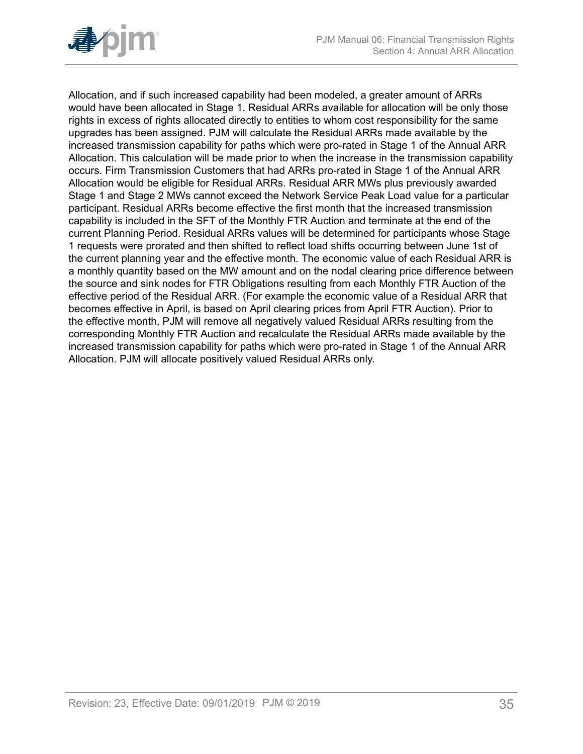Allocation, and if such increased capability had been modeled, a greater amount of ARRs would have been allocated in Stage 1. Residual ARRs available for allocation will be only those rights in excess of rights allocated directly to entities to whom cost responsibility for the same upgrades has been assigned. PJM will calculate the Residual ARRs made available by the increased transmission capability for paths which were pro-rated in Stage 1 of the Annual ARR Allocation. This calculation will be made prior to when the increase in the transmission capability occurs. Firm Transmission Customers that had ARRs pro-rated in Stage 1 of the Annual ARR Allocation would be eligible for Residual ARRs. Residual ARR MWs plus previously awarded Stage 1 and Stage 2 MWs cannot exceed the Network Service Peak Load value for a particular participant. Residual ARRs become effective the first month that the increased transmission capability is included in the SFT of the Monthly FTR Auction and terminate at the end of the current Planning Period. Residual ARRs values will be determined for participants whose Stage 1 requests were prorated and then shifted to reflect load shifts occurring between June 1st of the current planning year and the effective month. The economic value of each Residual ARR is a monthly quantity based on the MW amount and on the nodal clearing price difference between the source and sink nodes for FTR Obligations resulting from each Monthly FTR Auction of the effective period of the Residual ARR. (For example the economic value of a Residual ARR that becomes effective in April, is based on April clearing prices from April FTR Auction). Prior to the effective month, PJM will remove all negatively valued Residual ARRs resulting from the corresponding Monthly FTR Auction and recalculate the Residual ARRs made available by the increased transmission capability for paths which were pro-rated in Stage 1 of the Annual ARR Allocation. PJM will allocate positively valued Residual ARRs only.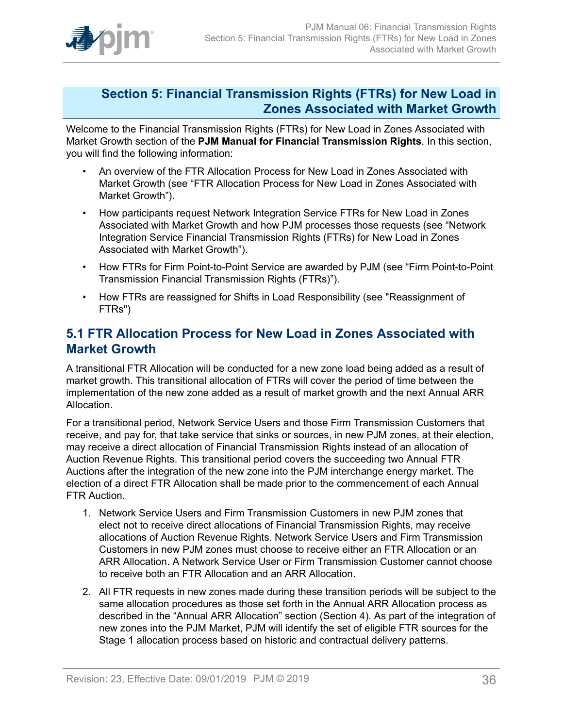# Section 5: Financial Transmission Rights (FTRs) for New Load in Zones Associated with Market Growth

Welcome to the Financial Transmission Rights (FTRs) for New Load in Zones Associated with Market Growth section of the **PJM Manual for Financial Transmission Rights**. In this section, you will find the following information:

- An overview of the FTR Allocation Process for New Load in Zones Associated with Market Growth (see "FTR Allocation Process for New Load in Zones Associated with Market Growth").
- How participants request Network Integration Service FTRs for New Load in Zones Associated with Market Growth and how PJM processes those requests (see "Network Integration Service Financial Transmission Rights (FTRs) for New Load in Zones Associated with Market Growth").
- How FTRs for Firm Point-to-Point Service are awarded by PJM (see "Firm Point-to-Point Transmission Financial Transmission Rights (FTRs)").
- How FTRs are reassigned for Shifts in Load Responsibility (see "Reassignment of FTRs")

## 5.1 FTR Allocation Process for New Load in Zones Associated with Market Growth

A transitional FTR Allocation will be conducted for a new zone load being added as a result of market growth. This transitional allocation of FTRs will cover the period of time between the implementation of the new zone added as a result of market growth and the next Annual ARR Allocation.

For a transitional period, Network Service Users and those Firm Transmission Customers that receive, and pay for, that take service that sinks or sources, in new PJM zones, at their election, may receive a direct allocation of Financial Transmission Rights instead of an allocation of Auction Revenue Rights. This transitional period covers the succeeding two Annual FTR Auctions after the integration of the new zone into the PJM interchange energy market. The election of a direct FTR Allocation shall be made prior to the commencement of each Annual FTR Auction.

1. Network Service Users and Firm Transmission Customers in new PJM zones that elect not to receive direct allocations of Financial Transmission Rights, may receive allocations of Auction Revenue Rights. Network Service Users and Firm Transmission Customers in new PJM zones must choose to receive either an FTR Allocation or an ARR Allocation. A Network Service User or Firm Transmission Customer cannot choose to receive both an FTR Allocation and an ARR Allocation.
2. All FTR requests in new zones made during these transition periods will be subject to the same allocation procedures as those set forth in the Annual ARR Allocation process as described in the "Annual ARR Allocation" section (Section 4). As part of the integration of new zones into the PJM Market, PJM will identify the set of eligible FTR sources for the Stage 1 allocation process based on historic and contractual delivery patterns.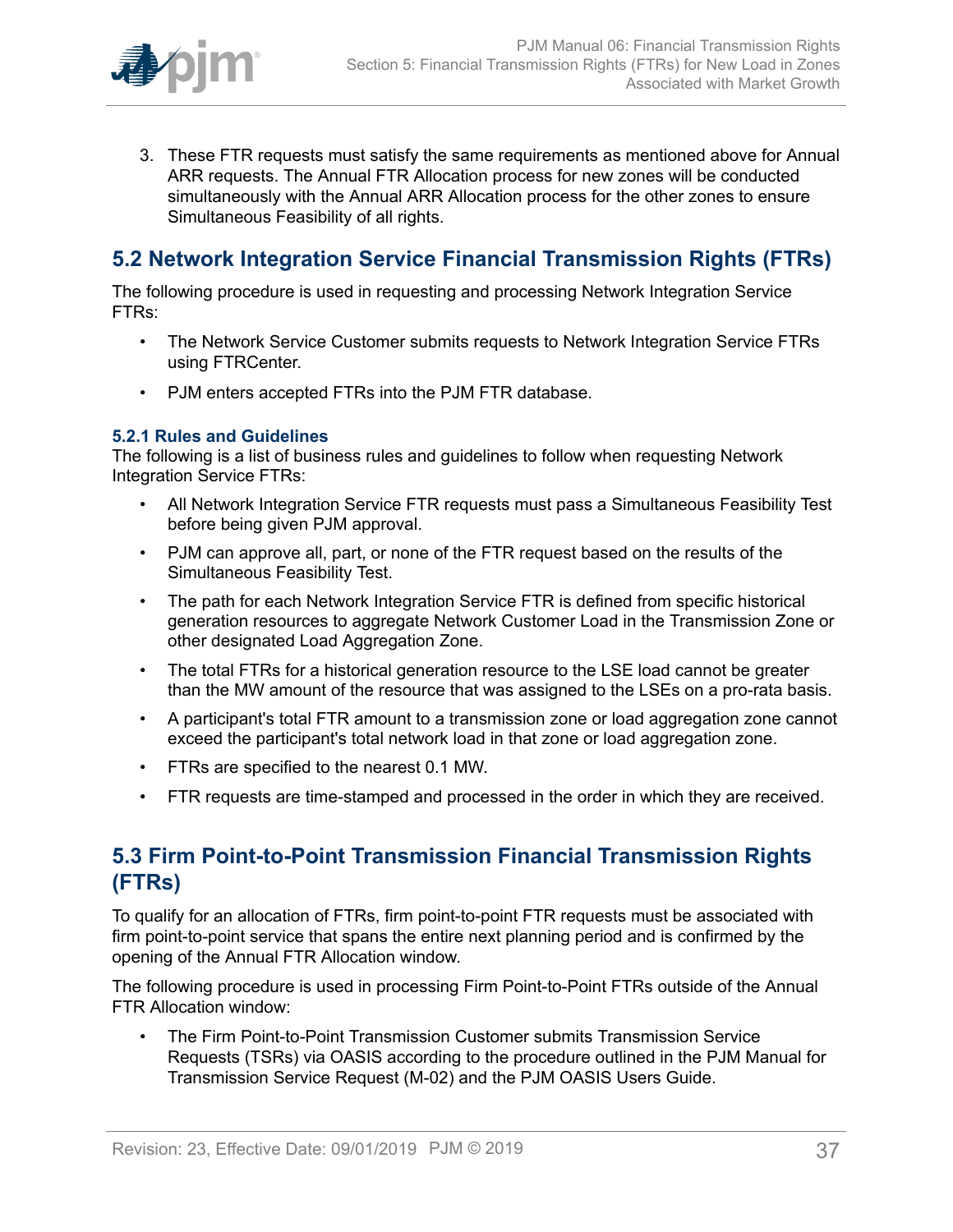3. These FTR requests must satisfy the same requirements as mentioned above for Annual ARR requests. The Annual FTR Allocation process for new zones will be conducted simultaneously with the Annual ARR Allocation process for the other zones to ensure Simultaneous Feasibility of all rights.

## 5.2 Network Integration Service Financial Transmission Rights (FTRs)

The following procedure is used in requesting and processing Network Integration Service FTRs:

- The Network Service Customer submits requests to Network Integration Service FTRs using FTRCenter.
- PJM enters accepted FTRs into the PJM FTR database.

### 5.2.1 Rules and Guidelines

The following is a list of business rules and guidelines to follow when requesting Network Integration Service FTRs:

- All Network Integration Service FTR requests must pass a Simultaneous Feasibility Test before being given PJM approval.
- PJM can approve all, part, or none of the FTR request based on the results of the Simultaneous Feasibility Test.
- The path for each Network Integration Service FTR is defined from specific historical generation resources to aggregate Network Customer Load in the Transmission Zone or other designated Load Aggregation Zone.
- The total FTRs for a historical generation resource to the LSE load cannot be greater than the MW amount of the resource that was assigned to the LSEs on a pro-rata basis.
- A participant's total FTR amount to a transmission zone or load aggregation zone cannot exceed the participant's total network load in that zone or load aggregation zone.
- FTRs are specified to the nearest 0.1 MW.
- FTR requests are time-stamped and processed in the order in which they are received.

## 5.3 Firm Point-to-Point Transmission Financial Transmission Rights (FTRs)

To qualify for an allocation of FTRs, firm point-to-point FTR requests must be associated with firm point-to-point service that spans the entire next planning period and is confirmed by the opening of the Annual FTR Allocation window.

The following procedure is used in processing Firm Point-to-Point FTRs outside of the Annual FTR Allocation window:

- The Firm Point-to-Point Transmission Customer submits Transmission Service Requests (TSRs) via OASIS according to the procedure outlined in the PJM Manual for Transmission Service Request (M-02) and the PJM OASIS Users Guide.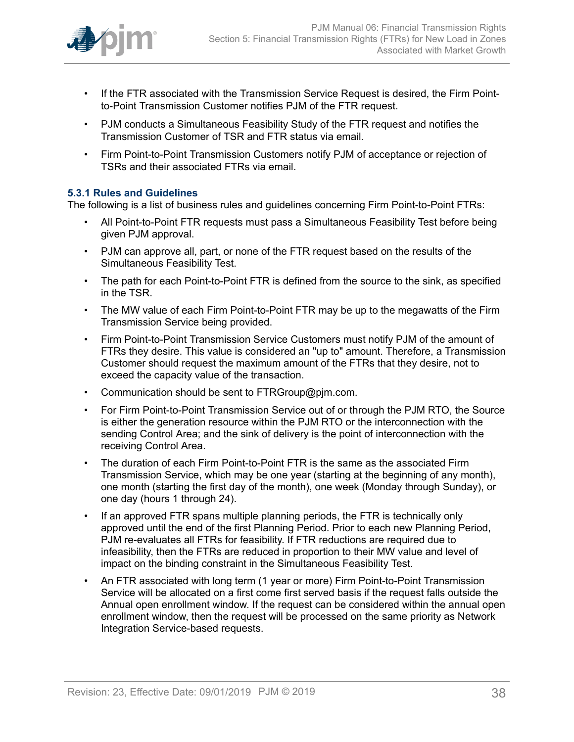- If the FTR associated with the Transmission Service Request is desired, the Firm Point-to-Point Transmission Customer notifies PJM of the FTR request.
- PJM conducts a Simultaneous Feasibility Study of the FTR request and notifies the Transmission Customer of TSR and FTR status via email.
- Firm Point-to-Point Transmission Customers notify PJM of acceptance or rejection of TSRs and their associated FTRs via email.

### 5.3.1 Rules and Guidelines

The following is a list of business rules and guidelines concerning Firm Point-to-Point FTRs:

- All Point-to-Point FTR requests must pass a Simultaneous Feasibility Test before being given PJM approval.
- PJM can approve all, part, or none of the FTR request based on the results of the Simultaneous Feasibility Test.
- The path for each Point-to-Point FTR is defined from the source to the sink, as specified in the TSR.
- The MW value of each Firm Point-to-Point FTR may be up to the megawatts of the Firm Transmission Service being provided.
- Firm Point-to-Point Transmission Service Customers must notify PJM of the amount of FTRs they desire. This value is considered an "up to" amount. Therefore, a Transmission Customer should request the maximum amount of the FTRs that they desire, not to exceed the capacity value of the transaction.
- Communication should be sent to FTRGroup@pjm.com.
- For Firm Point-to-Point Transmission Service out of or through the PJM RTO, the Source is either the generation resource within the PJM RTO or the interconnection with the sending Control Area; and the sink of delivery is the point of interconnection with the receiving Control Area.
- The duration of each Firm Point-to-Point FTR is the same as the associated Firm Transmission Service, which may be one year (starting at the beginning of any month), one month (starting the first day of the month), one week (Monday through Sunday), or one day (hours 1 through 24).
- If an approved FTR spans multiple planning periods, the FTR is technically only approved until the end of the first Planning Period. Prior to each new Planning Period, PJM re-evaluates all FTRs for feasibility. If FTR reductions are required due to infeasibility, then the FTRs are reduced in proportion to their MW value and level of impact on the binding constraint in the Simultaneous Feasibility Test.
- An FTR associated with long term (1 year or more) Firm Point-to-Point Transmission Service will be allocated on a first come first served basis if the request falls outside the Annual open enrollment window. If the request can be considered within the annual open enrollment window, then the request will be processed on the same priority as Network Integration Service-based requests.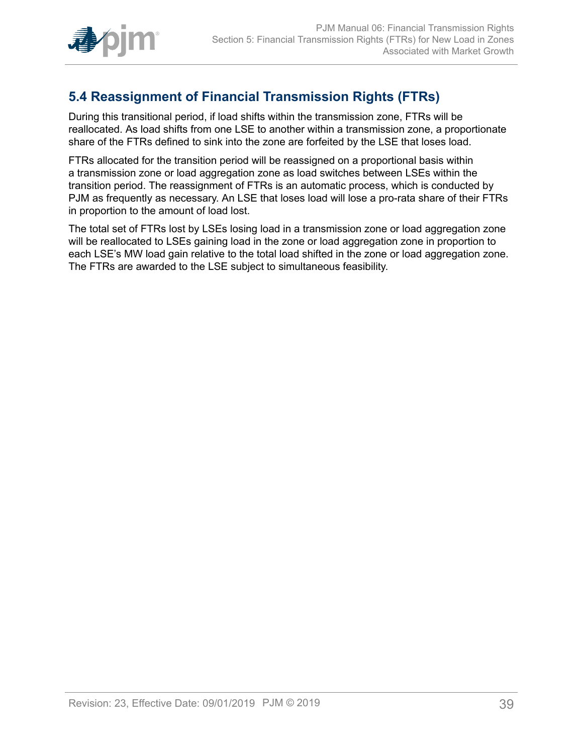## 5.4 Reassignment of Financial Transmission Rights (FTRs)

During this transitional period, if load shifts within the transmission zone, FTRs will be reallocated. As load shifts from one LSE to another within a transmission zone, a proportionate share of the FTRs defined to sink into the zone are forfeited by the LSE that loses load.

FTRs allocated for the transition period will be reassigned on a proportional basis within a transmission zone or load aggregation zone as load switches between LSEs within the transition period. The reassignment of FTRs is an automatic process, which is conducted by PJM as frequently as necessary. An LSE that loses load will lose a pro-rata share of their FTRs in proportion to the amount of load lost.

The total set of FTRs lost by LSEs losing load in a transmission zone or load aggregation zone will be reallocated to LSEs gaining load in the zone or load aggregation zone in proportion to each LSE's MW load gain relative to the total load shifted in the zone or load aggregation zone. The FTRs are awarded to the LSE subject to simultaneous feasibility.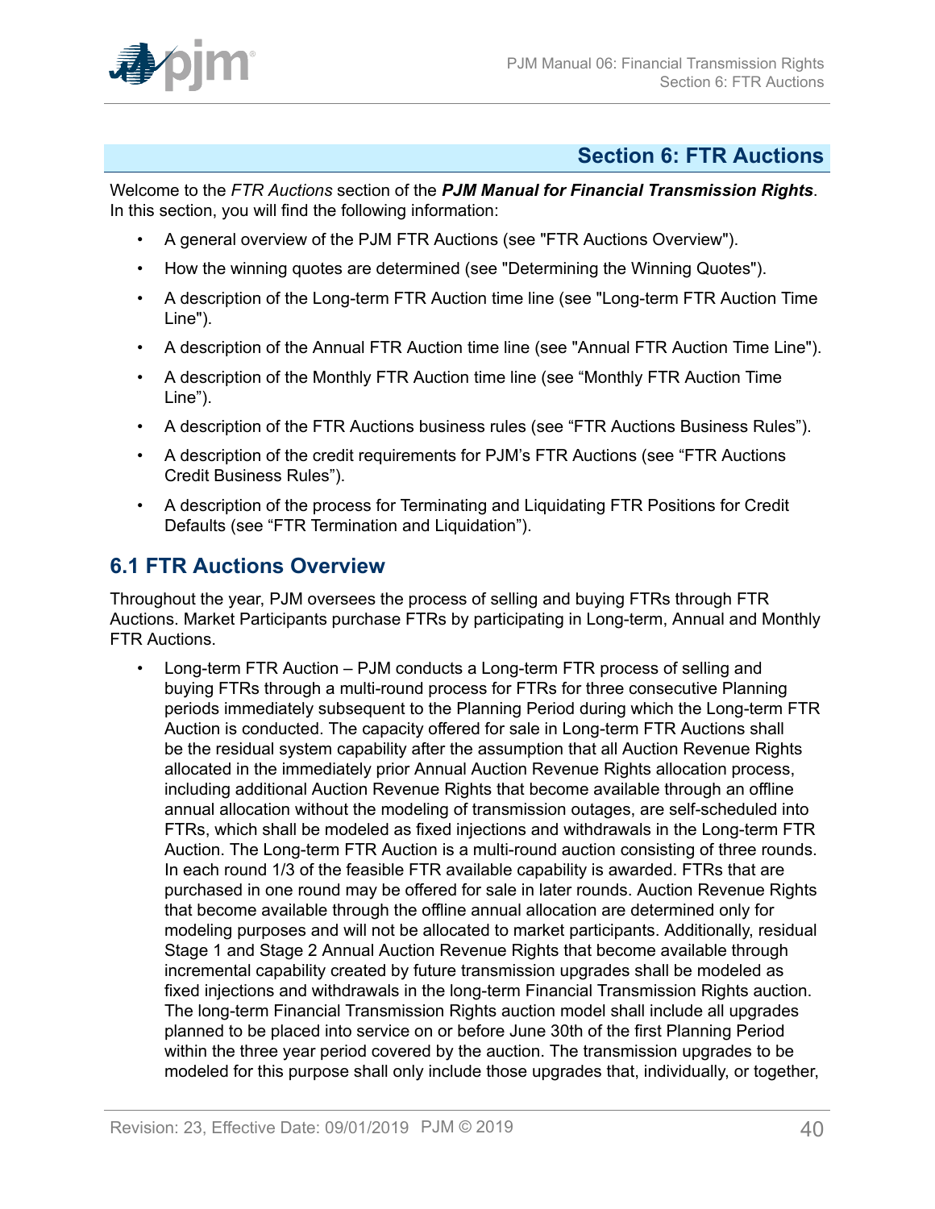## Section 6: FTR Auctions

Welcome to the *FTR Auctions* section of the ***PJM Manual for Financial Transmission Rights***. In this section, you will find the following information:

- A general overview of the PJM FTR Auctions (see "FTR Auctions Overview").
- How the winning quotes are determined (see "Determining the Winning Quotes").
- A description of the Long-term FTR Auction time line (see "Long-term FTR Auction Time Line").
- A description of the Annual FTR Auction time line (see "Annual FTR Auction Time Line").
- A description of the Monthly FTR Auction time line (see "Monthly FTR Auction Time Line").
- A description of the FTR Auctions business rules (see "FTR Auctions Business Rules").
- A description of the credit requirements for PJM's FTR Auctions (see "FTR Auctions Credit Business Rules").
- A description of the process for Terminating and Liquidating FTR Positions for Credit Defaults (see "FTR Termination and Liquidation").

### 6.1 FTR Auctions Overview

Throughout the year, PJM oversees the process of selling and buying FTRs through FTR Auctions. Market Participants purchase FTRs by participating in Long-term, Annual and Monthly FTR Auctions.

- Long-term FTR Auction – PJM conducts a Long-term FTR process of selling and buying FTRs through a multi-round process for FTRs for three consecutive Planning periods immediately subsequent to the Planning Period during which the Long-term FTR Auction is conducted. The capacity offered for sale in Long-term FTR Auctions shall be the residual system capability after the assumption that all Auction Revenue Rights allocated in the immediately prior Annual Auction Revenue Rights allocation process, including additional Auction Revenue Rights that become available through an offline annual allocation without the modeling of transmission outages, are self-scheduled into FTRs, which shall be modeled as fixed injections and withdrawals in the Long-term FTR Auction. The Long-term FTR Auction is a multi-round auction consisting of three rounds. In each round 1/3 of the feasible FTR available capability is awarded. FTRs that are purchased in one round may be offered for sale in later rounds. Auction Revenue Rights that become available through the offline annual allocation are determined only for modeling purposes and will not be allocated to market participants. Additionally, residual Stage 1 and Stage 2 Annual Auction Revenue Rights that become available through incremental capability created by future transmission upgrades shall be modeled as fixed injections and withdrawals in the long-term Financial Transmission Rights auction. The long-term Financial Transmission Rights auction model shall include all upgrades planned to be placed into service on or before June 30th of the first Planning Period within the three year period covered by the auction. The transmission upgrades to be modeled for this purpose shall only include those upgrades that, individually, or together,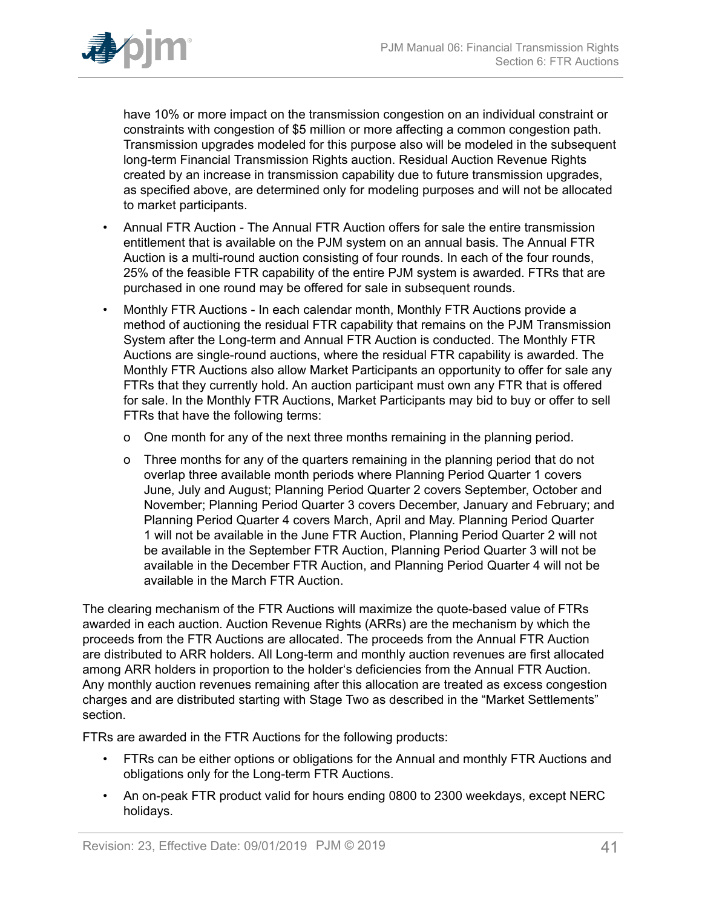have 10% or more impact on the transmission congestion on an individual constraint or constraints with congestion of $5 million or more affecting a common congestion path. Transmission upgrades modeled for this purpose also will be modeled in the subsequent long-term Financial Transmission Rights auction. Residual Auction Revenue Rights created by an increase in transmission capability due to future transmission upgrades, as specified above, are determined only for modeling purposes and will not be allocated to market participants.

- Annual FTR Auction - The Annual FTR Auction offers for sale the entire transmission entitlement that is available on the PJM system on an annual basis. The Annual FTR Auction is a multi-round auction consisting of four rounds. In each of the four rounds, 25% of the feasible FTR capability of the entire PJM system is awarded. FTRs that are purchased in one round may be offered for sale in subsequent rounds.
- Monthly FTR Auctions - In each calendar month, Monthly FTR Auctions provide a method of auctioning the residual FTR capability that remains on the PJM Transmission System after the Long-term and Annual FTR Auction is conducted. The Monthly FTR Auctions are single-round auctions, where the residual FTR capability is awarded. The Monthly FTR Auctions also allow Market Participants an opportunity to offer for sale any FTRs that they currently hold. An auction participant must own any FTR that is offered for sale. In the Monthly FTR Auctions, Market Participants may bid to buy or offer to sell FTRs that have the following terms:
  - One month for any of the next three months remaining in the planning period.
  - Three months for any of the quarters remaining in the planning period that do not overlap three available month periods where Planning Period Quarter 1 covers June, July and August; Planning Period Quarter 2 covers September, October and November; Planning Period Quarter 3 covers December, January and February; and Planning Period Quarter 4 covers March, April and May. Planning Period Quarter 1 will not be available in the June FTR Auction, Planning Period Quarter 2 will not be available in the September FTR Auction, Planning Period Quarter 3 will not be available in the December FTR Auction, and Planning Period Quarter 4 will not be available in the March FTR Auction.

The clearing mechanism of the FTR Auctions will maximize the quote-based value of FTRs awarded in each auction. Auction Revenue Rights (ARRs) are the mechanism by which the proceeds from the FTR Auctions are allocated. The proceeds from the Annual FTR Auction are distributed to ARR holders. All Long-term and monthly auction revenues are first allocated among ARR holders in proportion to the holder's deficiencies from the Annual FTR Auction. Any monthly auction revenues remaining after this allocation are treated as excess congestion charges and are distributed starting with Stage Two as described in the "Market Settlements" section.

FTRs are awarded in the FTR Auctions for the following products:

- FTRs can be either options or obligations for the Annual and monthly FTR Auctions and obligations only for the Long-term FTR Auctions.
- An on-peak FTR product valid for hours ending 0800 to 2300 weekdays, except NERC holidays.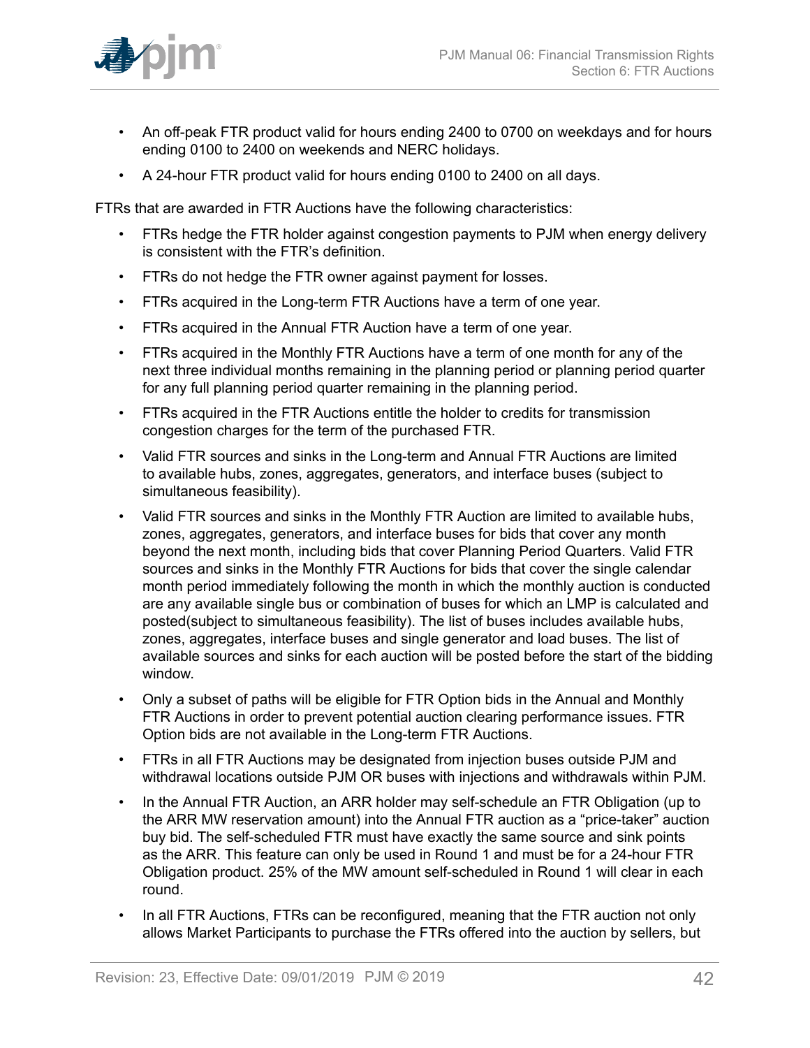- An off-peak FTR product valid for hours ending 2400 to 0700 on weekdays and for hours ending 0100 to 2400 on weekends and NERC holidays.
- A 24-hour FTR product valid for hours ending 0100 to 2400 on all days.

FTRs that are awarded in FTR Auctions have the following characteristics:

- FTRs hedge the FTR holder against congestion payments to PJM when energy delivery is consistent with the FTR's definition.
- FTRs do not hedge the FTR owner against payment for losses.
- FTRs acquired in the Long-term FTR Auctions have a term of one year.
- FTRs acquired in the Annual FTR Auction have a term of one year.
- FTRs acquired in the Monthly FTR Auctions have a term of one month for any of the next three individual months remaining in the planning period or planning period quarter for any full planning period quarter remaining in the planning period.
- FTRs acquired in the FTR Auctions entitle the holder to credits for transmission congestion charges for the term of the purchased FTR.
- Valid FTR sources and sinks in the Long-term and Annual FTR Auctions are limited to available hubs, zones, aggregates, generators, and interface buses (subject to simultaneous feasibility).
- Valid FTR sources and sinks in the Monthly FTR Auction are limited to available hubs, zones, aggregates, generators, and interface buses for bids that cover any month beyond the next month, including bids that cover Planning Period Quarters. Valid FTR sources and sinks in the Monthly FTR Auctions for bids that cover the single calendar month period immediately following the month in which the monthly auction is conducted are any available single bus or combination of buses for which an LMP is calculated and posted(subject to simultaneous feasibility). The list of buses includes available hubs, zones, aggregates, interface buses and single generator and load buses. The list of available sources and sinks for each auction will be posted before the start of the bidding window.
- Only a subset of paths will be eligible for FTR Option bids in the Annual and Monthly FTR Auctions in order to prevent potential auction clearing performance issues. FTR Option bids are not available in the Long-term FTR Auctions.
- FTRs in all FTR Auctions may be designated from injection buses outside PJM and withdrawal locations outside PJM OR buses with injections and withdrawals within PJM.
- In the Annual FTR Auction, an ARR holder may self-schedule an FTR Obligation (up to the ARR MW reservation amount) into the Annual FTR auction as a "price-taker" auction buy bid. The self-scheduled FTR must have exactly the same source and sink points as the ARR. This feature can only be used in Round 1 and must be for a 24-hour FTR Obligation product. 25% of the MW amount self-scheduled in Round 1 will clear in each round.
- In all FTR Auctions, FTRs can be reconfigured, meaning that the FTR auction not only allows Market Participants to purchase the FTRs offered into the auction by sellers, but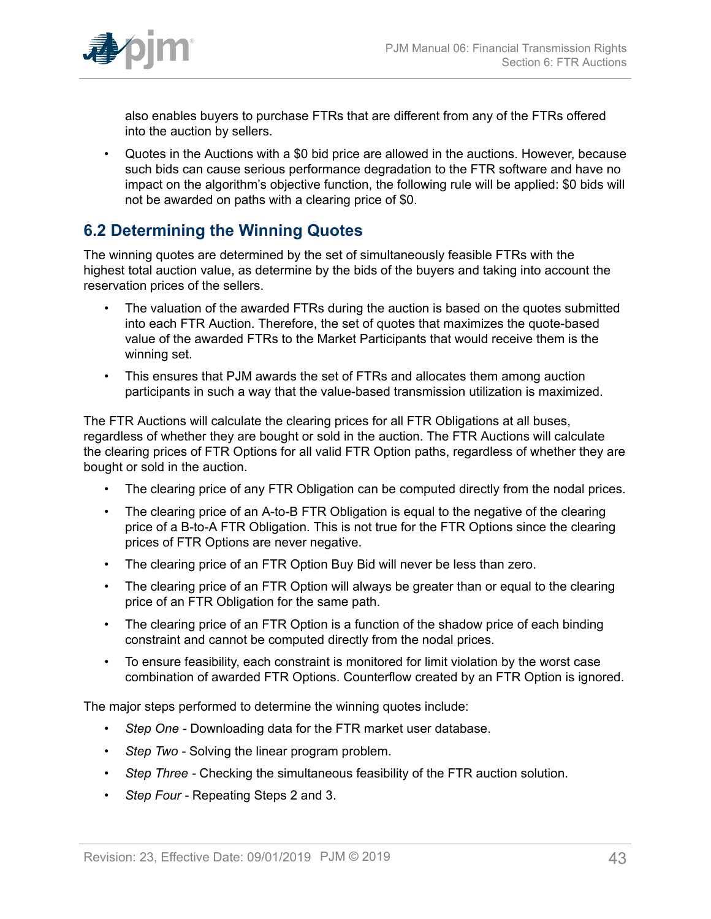also enables buyers to purchase FTRs that are different from any of the FTRs offered into the auction by sellers.

- Quotes in the Auctions with a $0 bid price are allowed in the auctions. However, because such bids can cause serious performance degradation to the FTR software and have no impact on the algorithm's objective function, the following rule will be applied: $0 bids will not be awarded on paths with a clearing price of $0.

## 6.2 Determining the Winning Quotes

The winning quotes are determined by the set of simultaneously feasible FTRs with the highest total auction value, as determine by the bids of the buyers and taking into account the reservation prices of the sellers.

- The valuation of the awarded FTRs during the auction is based on the quotes submitted into each FTR Auction. Therefore, the set of quotes that maximizes the quote-based value of the awarded FTRs to the Market Participants that would receive them is the winning set.
- This ensures that PJM awards the set of FTRs and allocates them among auction participants in such a way that the value-based transmission utilization is maximized.

The FTR Auctions will calculate the clearing prices for all FTR Obligations at all buses, regardless of whether they are bought or sold in the auction. The FTR Auctions will calculate the clearing prices of FTR Options for all valid FTR Option paths, regardless of whether they are bought or sold in the auction.

- The clearing price of any FTR Obligation can be computed directly from the nodal prices.
- The clearing price of an A-to-B FTR Obligation is equal to the negative of the clearing price of a B-to-A FTR Obligation. This is not true for the FTR Options since the clearing prices of FTR Options are never negative.
- The clearing price of an FTR Option Buy Bid will never be less than zero.
- The clearing price of an FTR Option will always be greater than or equal to the clearing price of an FTR Obligation for the same path.
- The clearing price of an FTR Option is a function of the shadow price of each binding constraint and cannot be computed directly from the nodal prices.
- To ensure feasibility, each constraint is monitored for limit violation by the worst case combination of awarded FTR Options. Counterflow created by an FTR Option is ignored.

The major steps performed to determine the winning quotes include:

- *Step One* - Downloading data for the FTR market user database.
- *Step Two* - Solving the linear program problem.
- *Step Three* - Checking the simultaneous feasibility of the FTR auction solution.
- *Step Four* - Repeating Steps 2 and 3.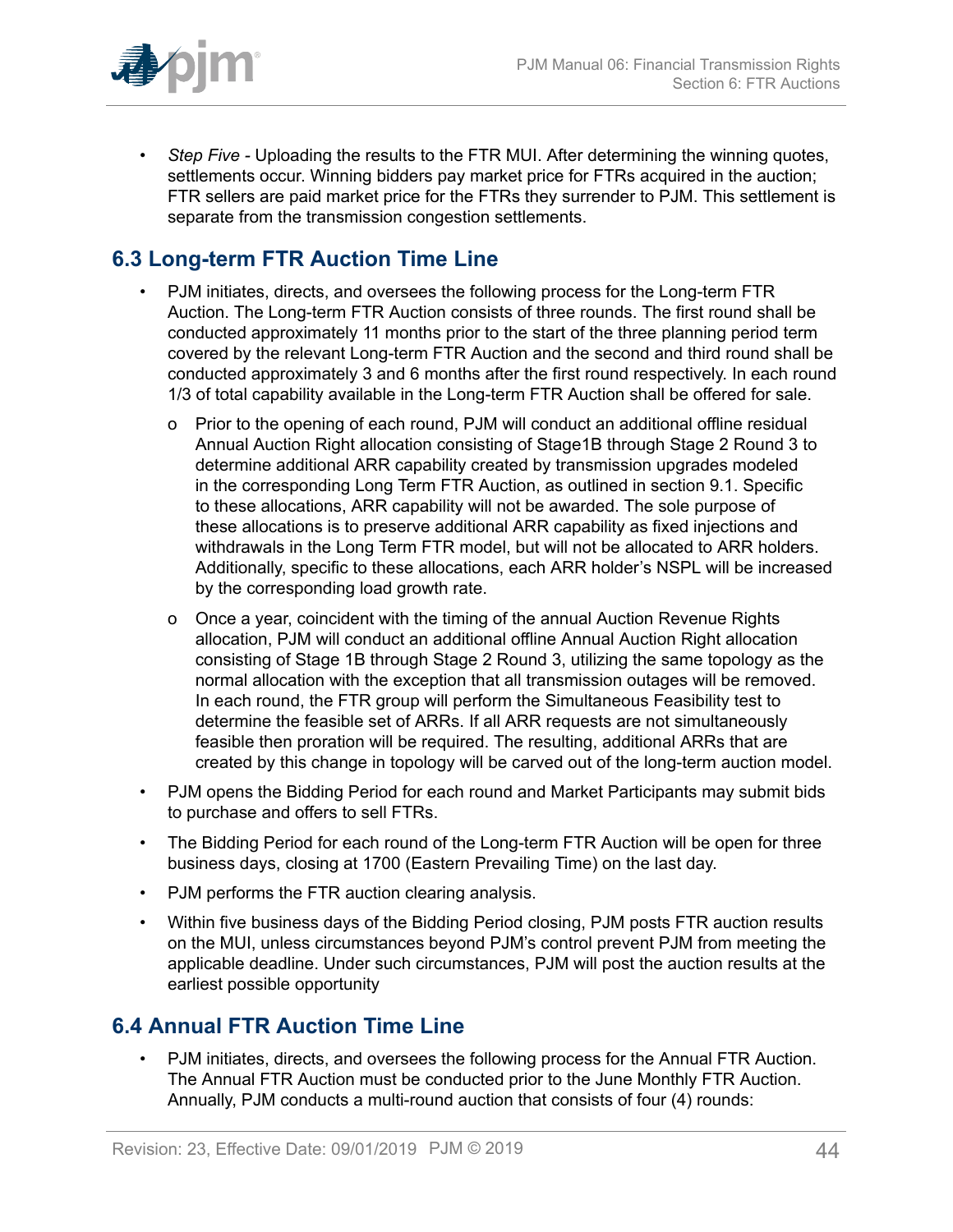- *Step Five* - Uploading the results to the FTR MUI. After determining the winning quotes, settlements occur. Winning bidders pay market price for FTRs acquired in the auction; FTR sellers are paid market price for the FTRs they surrender to PJM. This settlement is separate from the transmission congestion settlements.

## 6.3 Long-term FTR Auction Time Line

- PJM initiates, directs, and oversees the following process for the Long-term FTR Auction. The Long-term FTR Auction consists of three rounds. The first round shall be conducted approximately 11 months prior to the start of the three planning period term covered by the relevant Long-term FTR Auction and the second and third round shall be conducted approximately 3 and 6 months after the first round respectively. In each round 1/3 of total capability available in the Long-term FTR Auction shall be offered for sale.
  - o Prior to the opening of each round, PJM will conduct an additional offline residual Annual Auction Right allocation consisting of Stage1B through Stage 2 Round 3 to determine additional ARR capability created by transmission upgrades modeled in the corresponding Long Term FTR Auction, as outlined in section 9.1. Specific to these allocations, ARR capability will not be awarded. The sole purpose of these allocations is to preserve additional ARR capability as fixed injections and withdrawals in the Long Term FTR model, but will not be allocated to ARR holders. Additionally, specific to these allocations, each ARR holder's NSPL will be increased by the corresponding load growth rate.
  - o Once a year, coincident with the timing of the annual Auction Revenue Rights allocation, PJM will conduct an additional offline Annual Auction Right allocation consisting of Stage 1B through Stage 2 Round 3, utilizing the same topology as the normal allocation with the exception that all transmission outages will be removed. In each round, the FTR group will perform the Simultaneous Feasibility test to determine the feasible set of ARRs. If all ARR requests are not simultaneously feasible then proration will be required. The resulting, additional ARRs that are created by this change in topology will be carved out of the long-term auction model.
- PJM opens the Bidding Period for each round and Market Participants may submit bids to purchase and offers to sell FTRs.
- The Bidding Period for each round of the Long-term FTR Auction will be open for three business days, closing at 1700 (Eastern Prevailing Time) on the last day.
- PJM performs the FTR auction clearing analysis.
- Within five business days of the Bidding Period closing, PJM posts FTR auction results on the MUI, unless circumstances beyond PJM's control prevent PJM from meeting the applicable deadline. Under such circumstances, PJM will post the auction results at the earliest possible opportunity

## 6.4 Annual FTR Auction Time Line

- PJM initiates, directs, and oversees the following process for the Annual FTR Auction. The Annual FTR Auction must be conducted prior to the June Monthly FTR Auction. Annually, PJM conducts a multi-round auction that consists of four (4) rounds: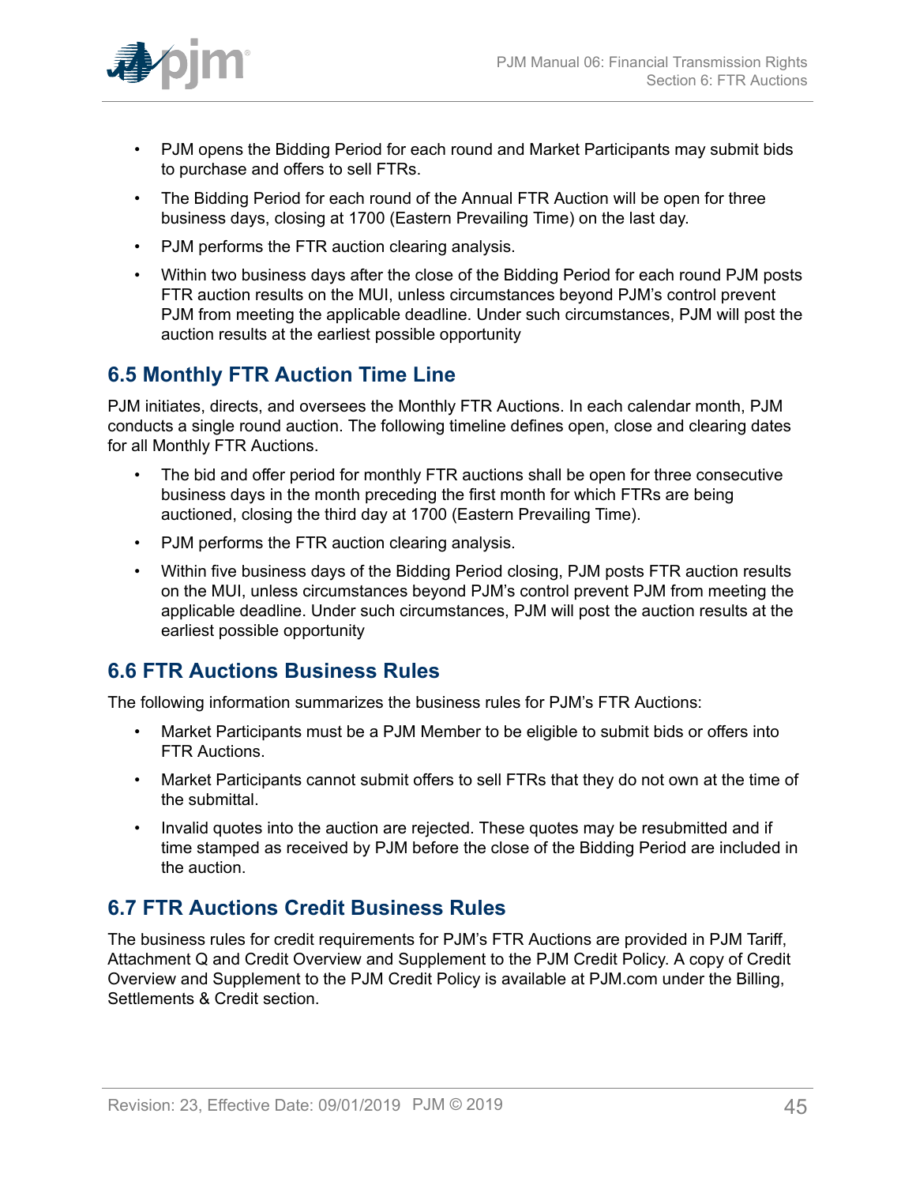- PJM opens the Bidding Period for each round and Market Participants may submit bids to purchase and offers to sell FTRs.
- The Bidding Period for each round of the Annual FTR Auction will be open for three business days, closing at 1700 (Eastern Prevailing Time) on the last day.
- PJM performs the FTR auction clearing analysis.
- Within two business days after the close of the Bidding Period for each round PJM posts FTR auction results on the MUI, unless circumstances beyond PJM's control prevent PJM from meeting the applicable deadline. Under such circumstances, PJM will post the auction results at the earliest possible opportunity

## 6.5 Monthly FTR Auction Time Line

PJM initiates, directs, and oversees the Monthly FTR Auctions. In each calendar month, PJM conducts a single round auction. The following timeline defines open, close and clearing dates for all Monthly FTR Auctions.

- The bid and offer period for monthly FTR auctions shall be open for three consecutive business days in the month preceding the first month for which FTRs are being auctioned, closing the third day at 1700 (Eastern Prevailing Time).
- PJM performs the FTR auction clearing analysis.
- Within five business days of the Bidding Period closing, PJM posts FTR auction results on the MUI, unless circumstances beyond PJM's control prevent PJM from meeting the applicable deadline. Under such circumstances, PJM will post the auction results at the earliest possible opportunity

## 6.6 FTR Auctions Business Rules

The following information summarizes the business rules for PJM's FTR Auctions:

- Market Participants must be a PJM Member to be eligible to submit bids or offers into FTR Auctions.
- Market Participants cannot submit offers to sell FTRs that they do not own at the time of the submittal.
- Invalid quotes into the auction are rejected. These quotes may be resubmitted and if time stamped as received by PJM before the close of the Bidding Period are included in the auction.

## 6.7 FTR Auctions Credit Business Rules

The business rules for credit requirements for PJM's FTR Auctions are provided in PJM Tariff, Attachment Q and Credit Overview and Supplement to the PJM Credit Policy. A copy of Credit Overview and Supplement to the PJM Credit Policy is available at PJM.com under the Billing, Settlements & Credit section.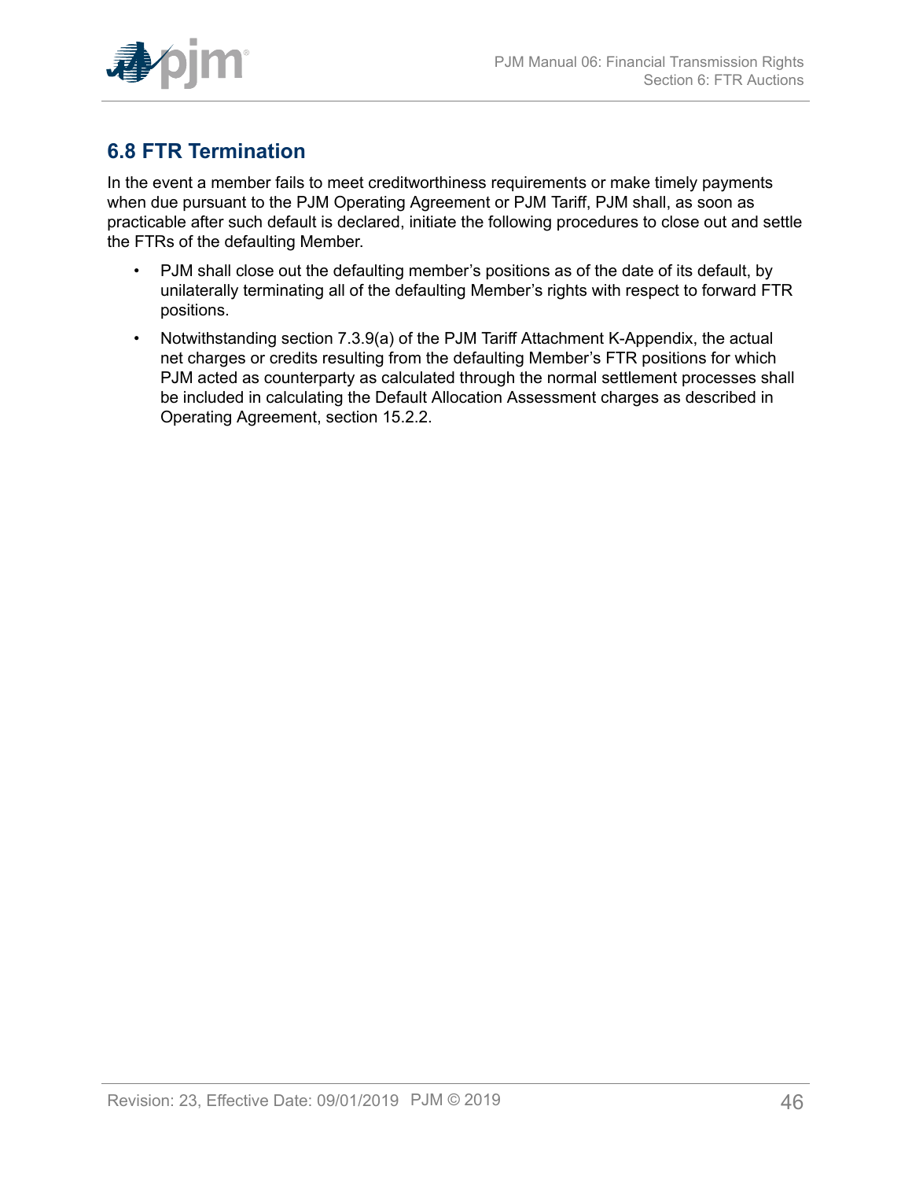## 6.8 FTR Termination

In the event a member fails to meet creditworthiness requirements or make timely payments when due pursuant to the PJM Operating Agreement or PJM Tariff, PJM shall, as soon as practicable after such default is declared, initiate the following procedures to close out and settle the FTRs of the defaulting Member.

- PJM shall close out the defaulting member's positions as of the date of its default, by unilaterally terminating all of the defaulting Member's rights with respect to forward FTR positions.
- Notwithstanding section 7.3.9(a) of the PJM Tariff Attachment K-Appendix, the actual net charges or credits resulting from the defaulting Member's FTR positions for which PJM acted as counterparty as calculated through the normal settlement processes shall be included in calculating the Default Allocation Assessment charges as described in Operating Agreement, section 15.2.2.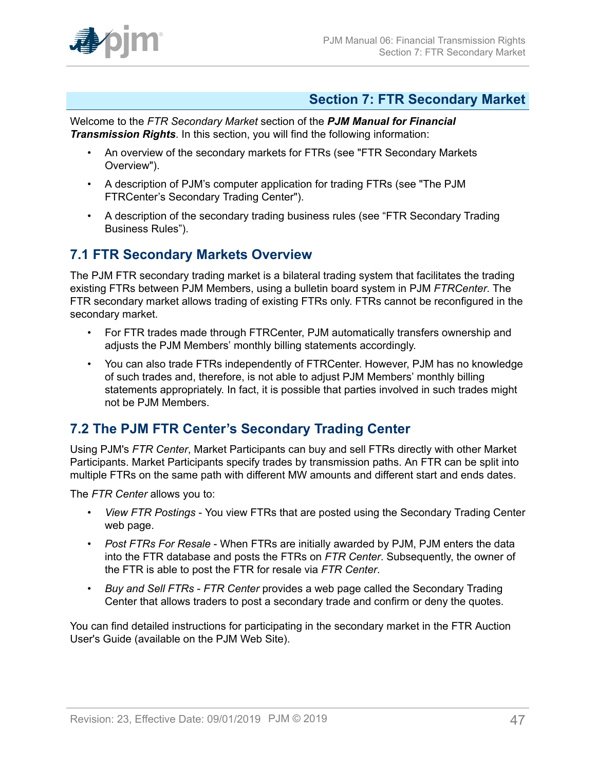## Section 7: FTR Secondary Market

Welcome to the *FTR Secondary Market* section of the ***PJM Manual for Financial Transmission Rights***. In this section, you will find the following information:

- An overview of the secondary markets for FTRs (see "FTR Secondary Markets Overview").
- A description of PJM's computer application for trading FTRs (see "The PJM FTRCenter's Secondary Trading Center").
- A description of the secondary trading business rules (see "FTR Secondary Trading Business Rules").

### 7.1 FTR Secondary Markets Overview

The PJM FTR secondary trading market is a bilateral trading system that facilitates the trading existing FTRs between PJM Members, using a bulletin board system in PJM *FTRCenter*. The FTR secondary market allows trading of existing FTRs only. FTRs cannot be reconfigured in the secondary market.

- For FTR trades made through FTRCenter, PJM automatically transfers ownership and adjusts the PJM Members' monthly billing statements accordingly.
- You can also trade FTRs independently of FTRCenter. However, PJM has no knowledge of such trades and, therefore, is not able to adjust PJM Members' monthly billing statements appropriately. In fact, it is possible that parties involved in such trades might not be PJM Members.

### 7.2 The PJM FTR Center's Secondary Trading Center

Using PJM's *FTR Center*, Market Participants can buy and sell FTRs directly with other Market Participants. Market Participants specify trades by transmission paths. An FTR can be split into multiple FTRs on the same path with different MW amounts and different start and ends dates.

The *FTR Center* allows you to:

- *View FTR Postings* - You view FTRs that are posted using the Secondary Trading Center web page.
- *Post FTRs For Resale* - When FTRs are initially awarded by PJM, PJM enters the data into the FTR database and posts the FTRs on *FTR Center*. Subsequently, the owner of the FTR is able to post the FTR for resale via *FTR Center*.
- *Buy and Sell FTRs* - *FTR Center* provides a web page called the Secondary Trading Center that allows traders to post a secondary trade and confirm or deny the quotes.

You can find detailed instructions for participating in the secondary market in the FTR Auction User's Guide (available on the PJM Web Site).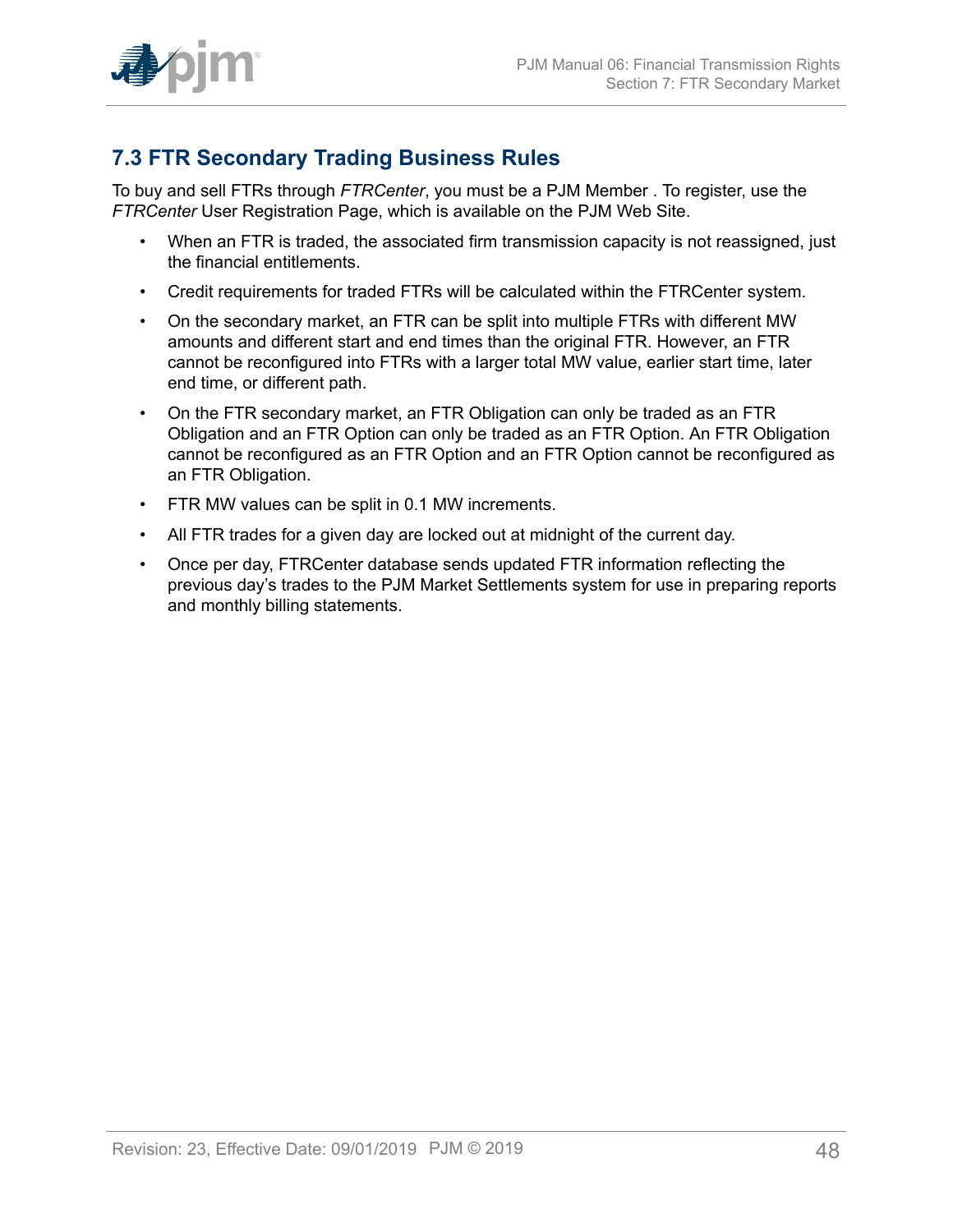## 7.3 FTR Secondary Trading Business Rules

To buy and sell FTRs through *FTRCenter*, you must be a PJM Member . To register, use the *FTRCenter* User Registration Page, which is available on the PJM Web Site.

- When an FTR is traded, the associated firm transmission capacity is not reassigned, just the financial entitlements.
- Credit requirements for traded FTRs will be calculated within the FTRCenter system.
- On the secondary market, an FTR can be split into multiple FTRs with different MW amounts and different start and end times than the original FTR. However, an FTR cannot be reconfigured into FTRs with a larger total MW value, earlier start time, later end time, or different path.
- On the FTR secondary market, an FTR Obligation can only be traded as an FTR Obligation and an FTR Option can only be traded as an FTR Option. An FTR Obligation cannot be reconfigured as an FTR Option and an FTR Option cannot be reconfigured as an FTR Obligation.
- FTR MW values can be split in 0.1 MW increments.
- All FTR trades for a given day are locked out at midnight of the current day.
- Once per day, FTRCenter database sends updated FTR information reflecting the previous day's trades to the PJM Market Settlements system for use in preparing reports and monthly billing statements.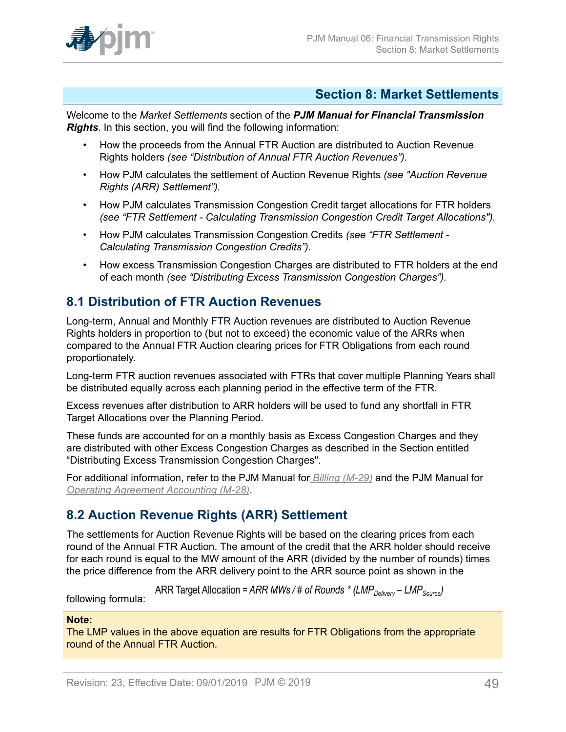# Section 8: Market Settlements

Welcome to the *Market Settlements* section of the ***PJM Manual for Financial Transmission Rights***. In this section, you will find the following information:

- How the proceeds from the Annual FTR Auction are distributed to Auction Revenue Rights holders *(see "Distribution of Annual FTR Auction Revenues").*
- How PJM calculates the settlement of Auction Revenue Rights *(see "Auction Revenue Rights (ARR) Settlement").*
- How PJM calculates Transmission Congestion Credit target allocations for FTR holders *(see "FTR Settlement - Calculating Transmission Congestion Credit Target Allocations").*
- How PJM calculates Transmission Congestion Credits *(see "FTR Settlement - Calculating Transmission Congestion Credits").*
- How excess Transmission Congestion Charges are distributed to FTR holders at the end of each month *(see "Distributing Excess Transmission Congestion Charges").*

## 8.1 Distribution of FTR Auction Revenues

Long-term, Annual and Monthly FTR Auction revenues are distributed to Auction Revenue Rights holders in proportion to (but not to exceed) the economic value of the ARRs when compared to the Annual FTR Auction clearing prices for FTR Obligations from each round proportionately.

Long-term FTR auction revenues associated with FTRs that cover multiple Planning Years shall be distributed equally across each planning period in the effective term of the FTR.

Excess revenues after distribution to ARR holders will be used to fund any shortfall in FTR Target Allocations over the Planning Period.

These funds are accounted for on a monthly basis as Excess Congestion Charges and they are distributed with other Excess Congestion Charges as described in the Section entitled "Distributing Excess Transmission Congestion Charges".

For additional information, refer to the PJM Manual for *Billing (M-29)* and the PJM Manual for *Operating Agreement Accounting (M-28)*.

## 8.2 Auction Revenue Rights (ARR) Settlement

The settlements for Auction Revenue Rights will be based on the clearing prices from each round of the Annual FTR Auction. The amount of the credit that the ARR holder should receive for each round is equal to the MW amount of the ARR (divided by the number of rounds) times the price difference from the ARR delivery point to the ARR source point as shown in the following formula:

$$\text{ARR Target Allocation} = \textit{ARR MWs} \,/\, \textit{\# of Rounds} * (LMP_{Delivery} - LMP_{Source})$$

**Note:**
The LMP values in the above equation are results for FTR Obligations from the appropriate round of the Annual FTR Auction.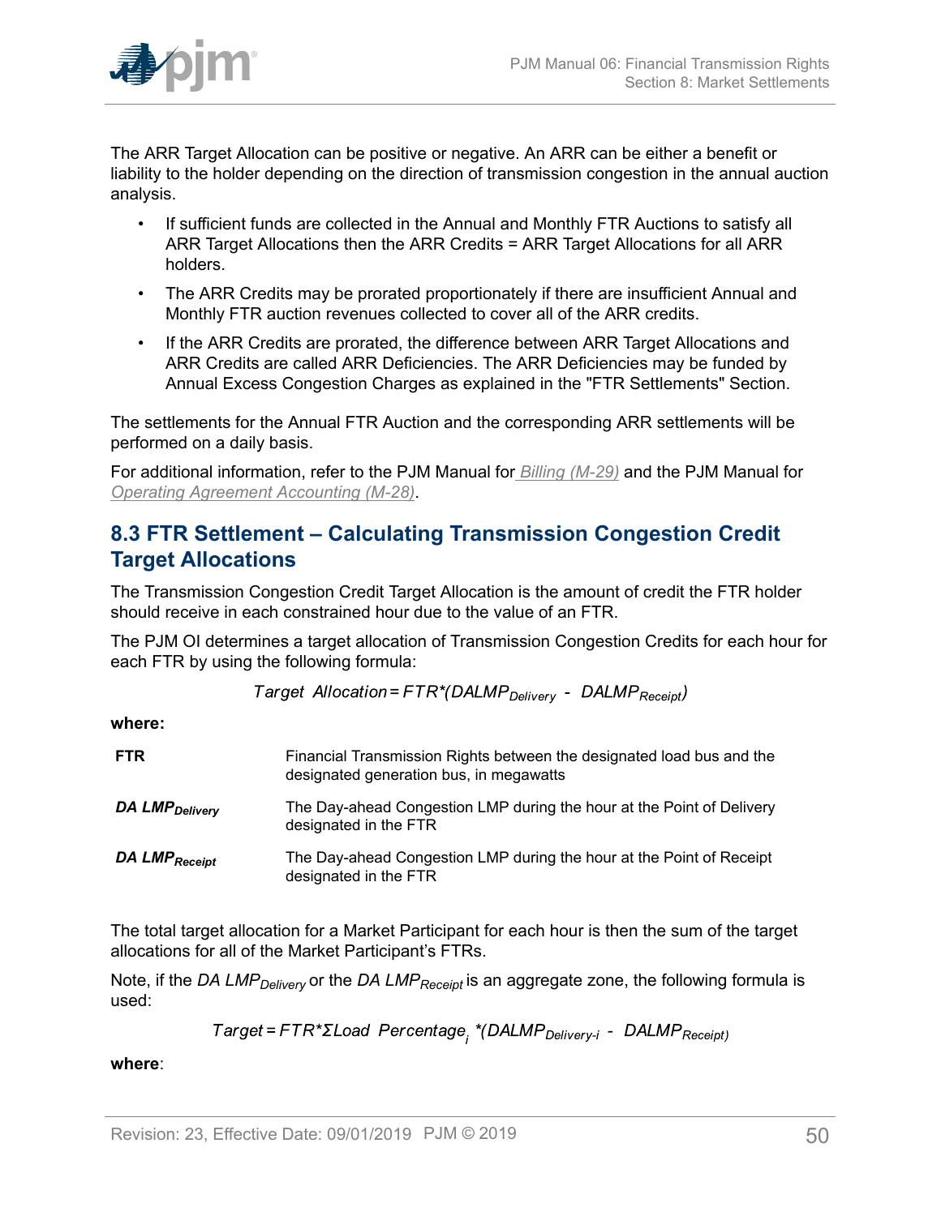The ARR Target Allocation can be positive or negative. An ARR can be either a benefit or liability to the holder depending on the direction of transmission congestion in the annual auction analysis.

- If sufficient funds are collected in the Annual and Monthly FTR Auctions to satisfy all ARR Target Allocations then the ARR Credits = ARR Target Allocations for all ARR holders.
- The ARR Credits may be prorated proportionately if there are insufficient Annual and Monthly FTR auction revenues collected to cover all of the ARR credits.
- If the ARR Credits are prorated, the difference between ARR Target Allocations and ARR Credits are called ARR Deficiencies. The ARR Deficiencies may be funded by Annual Excess Congestion Charges as explained in the "FTR Settlements" Section.

The settlements for the Annual FTR Auction and the corresponding ARR settlements will be performed on a daily basis.

For additional information, refer to the PJM Manual for *Billing (M-29)* and the PJM Manual for *Operating Agreement Accounting (M-28)*.

## 8.3 FTR Settlement – Calculating Transmission Congestion Credit Target Allocations

The Transmission Congestion Credit Target Allocation is the amount of credit the FTR holder should receive in each constrained hour due to the value of an FTR.

The PJM OI determines a target allocation of Transmission Congestion Credits for each hour for each FTR by using the following formula:

$$Target\ Allocation = FTR * (DALMP_{Delivery} - DALMP_{Receipt})$$

**where:**

| | |
|---|---|
| **FTR** | Financial Transmission Rights between the designated load bus and the designated generation bus, in megawatts |
| ***DA LMP$_{Delivery}$*** | The Day-ahead Congestion LMP during the hour at the Point of Delivery designated in the FTR |
| ***DA LMP$_{Receipt}$*** | The Day-ahead Congestion LMP during the hour at the Point of Receipt designated in the FTR |

The total target allocation for a Market Participant for each hour is then the sum of the target allocations for all of the Market Participant's FTRs.

Note, if the $DA\ LMP_{Delivery}$ or the $DA\ LMP_{Receipt}$ is an aggregate zone, the following formula is used:

$$Target = FTR * \Sigma Load\ Percentage_i * (DALMP_{Delivery\text{-}i} - DALMP_{Receipt})$$

**where**: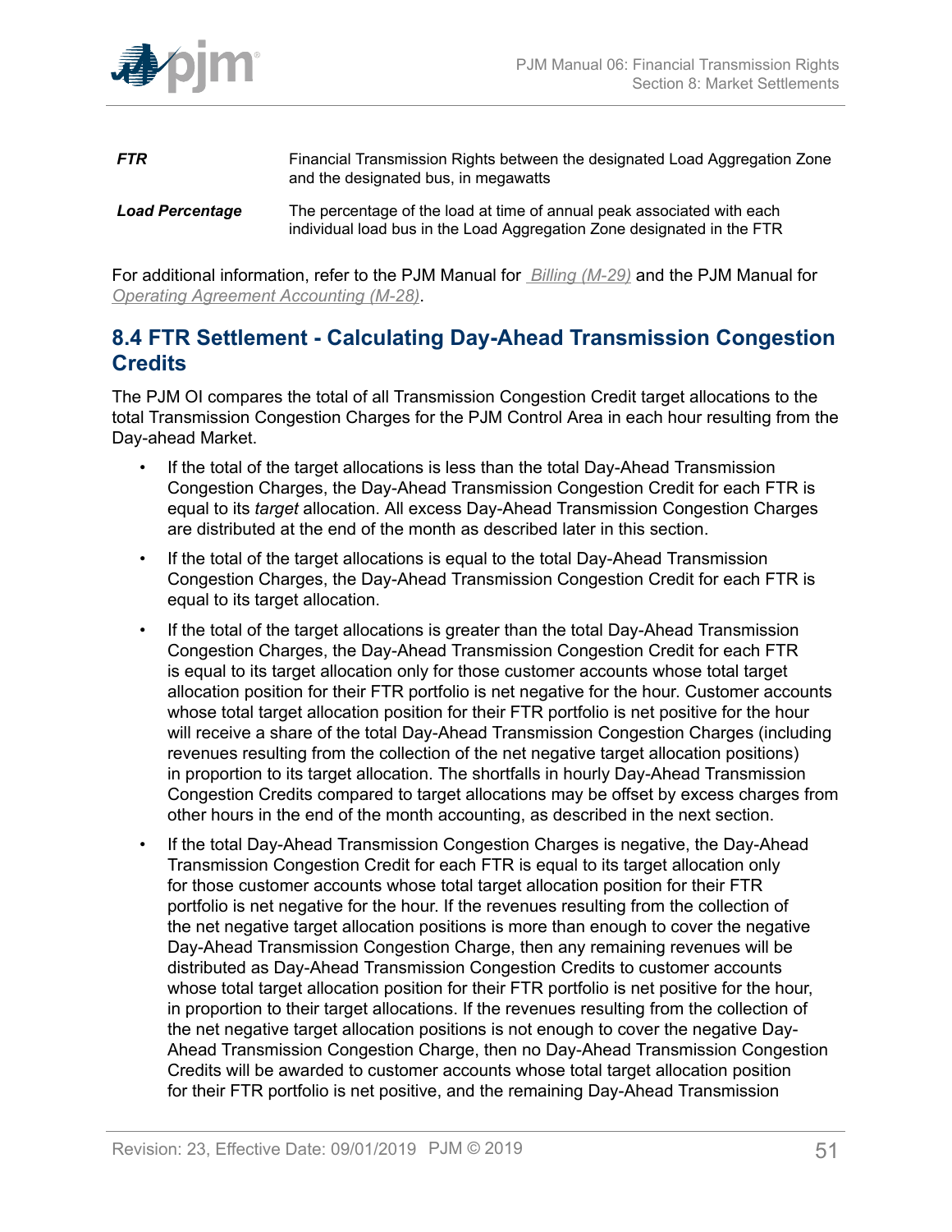| | |
|---|---|
| ***FTR*** | Financial Transmission Rights between the designated Load Aggregation Zone and the designated bus, in megawatts |
| ***Load Percentage*** | The percentage of the load at time of annual peak associated with each individual load bus in the Load Aggregation Zone designated in the FTR |

For additional information, refer to the PJM Manual for [Billing (M-29)]() and the PJM Manual for [Operating Agreement Accounting (M-28)]().

## 8.4 FTR Settlement - Calculating Day-Ahead Transmission Congestion Credits

The PJM OI compares the total of all Transmission Congestion Credit target allocations to the total Transmission Congestion Charges for the PJM Control Area in each hour resulting from the Day-ahead Market.

- If the total of the target allocations is less than the total Day-Ahead Transmission Congestion Charges, the Day-Ahead Transmission Congestion Credit for each FTR is equal to its *target* allocation. All excess Day-Ahead Transmission Congestion Charges are distributed at the end of the month as described later in this section.
- If the total of the target allocations is equal to the total Day-Ahead Transmission Congestion Charges, the Day-Ahead Transmission Congestion Credit for each FTR is equal to its target allocation.
- If the total of the target allocations is greater than the total Day-Ahead Transmission Congestion Charges, the Day-Ahead Transmission Congestion Credit for each FTR is equal to its target allocation only for those customer accounts whose total target allocation position for their FTR portfolio is net negative for the hour. Customer accounts whose total target allocation position for their FTR portfolio is net positive for the hour will receive a share of the total Day-Ahead Transmission Congestion Charges (including revenues resulting from the collection of the net negative target allocation positions) in proportion to its target allocation. The shortfalls in hourly Day-Ahead Transmission Congestion Credits compared to target allocations may be offset by excess charges from other hours in the end of the month accounting, as described in the next section.
- If the total Day-Ahead Transmission Congestion Charges is negative, the Day-Ahead Transmission Congestion Credit for each FTR is equal to its target allocation only for those customer accounts whose total target allocation position for their FTR portfolio is net negative for the hour. If the revenues resulting from the collection of the net negative target allocation positions is more than enough to cover the negative Day-Ahead Transmission Congestion Charge, then any remaining revenues will be distributed as Day-Ahead Transmission Congestion Credits to customer accounts whose total target allocation position for their FTR portfolio is net positive for the hour, in proportion to their target allocations. If the revenues resulting from the collection of the net negative target allocation positions is not enough to cover the negative Day-Ahead Transmission Congestion Charge, then no Day-Ahead Transmission Congestion Credits will be awarded to customer accounts whose total target allocation position for their FTR portfolio is net positive, and the remaining Day-Ahead Transmission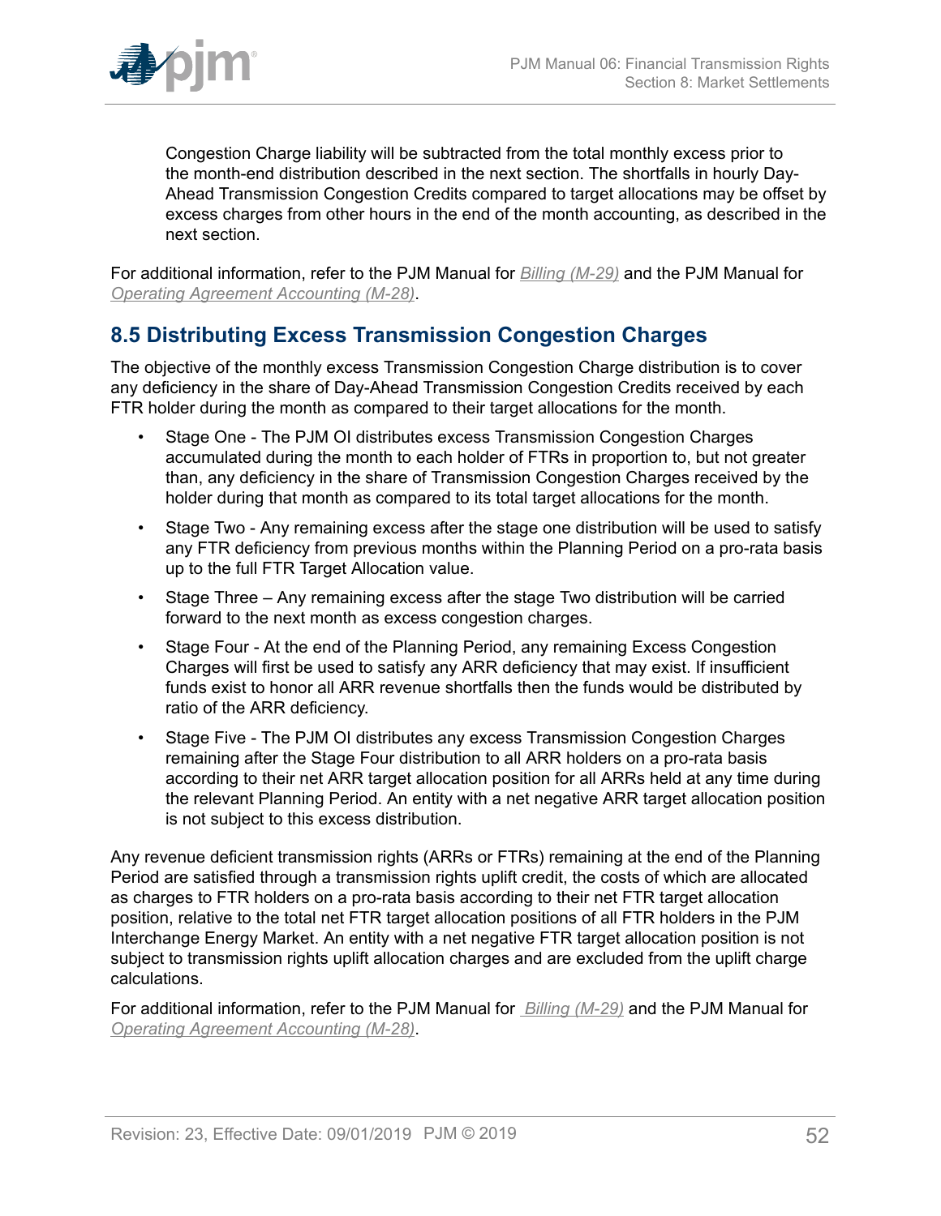Congestion Charge liability will be subtracted from the total monthly excess prior to the month-end distribution described in the next section. The shortfalls in hourly Day-Ahead Transmission Congestion Credits compared to target allocations may be offset by excess charges from other hours in the end of the month accounting, as described in the next section.

For additional information, refer to the PJM Manual for *Billing (M-29)* and the PJM Manual for *Operating Agreement Accounting (M-28)*.

## 8.5 Distributing Excess Transmission Congestion Charges

The objective of the monthly excess Transmission Congestion Charge distribution is to cover any deficiency in the share of Day-Ahead Transmission Congestion Credits received by each FTR holder during the month as compared to their target allocations for the month.

- Stage One - The PJM OI distributes excess Transmission Congestion Charges accumulated during the month to each holder of FTRs in proportion to, but not greater than, any deficiency in the share of Transmission Congestion Charges received by the holder during that month as compared to its total target allocations for the month.
- Stage Two - Any remaining excess after the stage one distribution will be used to satisfy any FTR deficiency from previous months within the Planning Period on a pro-rata basis up to the full FTR Target Allocation value.
- Stage Three – Any remaining excess after the stage Two distribution will be carried forward to the next month as excess congestion charges.
- Stage Four - At the end of the Planning Period, any remaining Excess Congestion Charges will first be used to satisfy any ARR deficiency that may exist. If insufficient funds exist to honor all ARR revenue shortfalls then the funds would be distributed by ratio of the ARR deficiency.
- Stage Five - The PJM OI distributes any excess Transmission Congestion Charges remaining after the Stage Four distribution to all ARR holders on a pro-rata basis according to their net ARR target allocation position for all ARRs held at any time during the relevant Planning Period. An entity with a net negative ARR target allocation position is not subject to this excess distribution.

Any revenue deficient transmission rights (ARRs or FTRs) remaining at the end of the Planning Period are satisfied through a transmission rights uplift credit, the costs of which are allocated as charges to FTR holders on a pro-rata basis according to their net FTR target allocation position, relative to the total net FTR target allocation positions of all FTR holders in the PJM Interchange Energy Market. An entity with a net negative FTR target allocation position is not subject to transmission rights uplift allocation charges and are excluded from the uplift charge calculations.

For additional information, refer to the PJM Manual for *Billing (M-29)* and the PJM Manual for *Operating Agreement Accounting (M-28)*.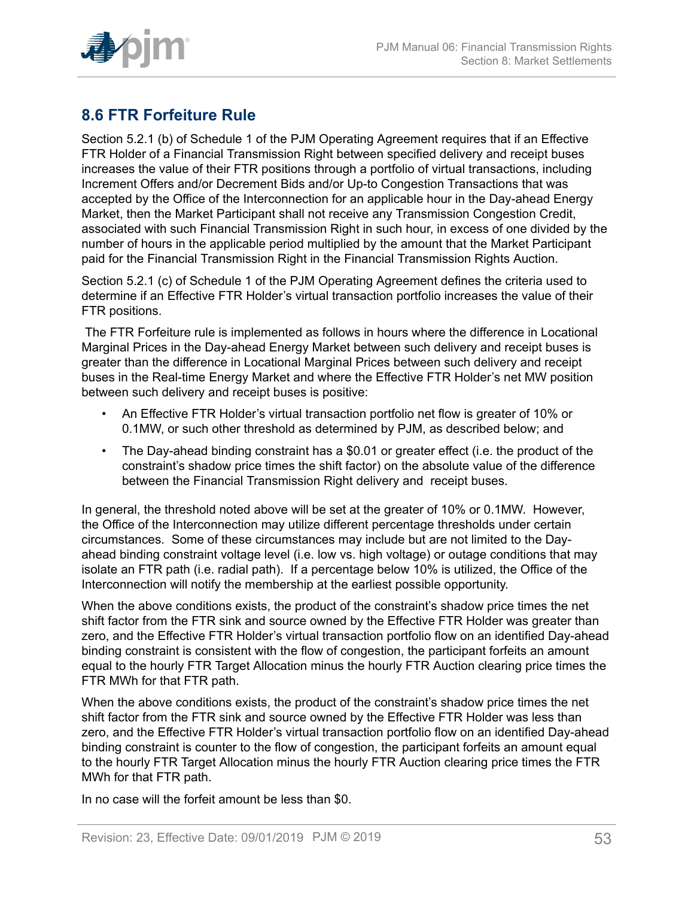## 8.6 FTR Forfeiture Rule

Section 5.2.1 (b) of Schedule 1 of the PJM Operating Agreement requires that if an Effective FTR Holder of a Financial Transmission Right between specified delivery and receipt buses increases the value of their FTR positions through a portfolio of virtual transactions, including Increment Offers and/or Decrement Bids and/or Up-to Congestion Transactions that was accepted by the Office of the Interconnection for an applicable hour in the Day-ahead Energy Market, then the Market Participant shall not receive any Transmission Congestion Credit, associated with such Financial Transmission Right in such hour, in excess of one divided by the number of hours in the applicable period multiplied by the amount that the Market Participant paid for the Financial Transmission Right in the Financial Transmission Rights Auction.

Section 5.2.1 (c) of Schedule 1 of the PJM Operating Agreement defines the criteria used to determine if an Effective FTR Holder's virtual transaction portfolio increases the value of their FTR positions.

The FTR Forfeiture rule is implemented as follows in hours where the difference in Locational Marginal Prices in the Day-ahead Energy Market between such delivery and receipt buses is greater than the difference in Locational Marginal Prices between such delivery and receipt buses in the Real-time Energy Market and where the Effective FTR Holder's net MW position between such delivery and receipt buses is positive:

- An Effective FTR Holder's virtual transaction portfolio net flow is greater of 10% or 0.1MW, or such other threshold as determined by PJM, as described below; and
- The Day-ahead binding constraint has a $0.01 or greater effect (i.e. the product of the constraint's shadow price times the shift factor) on the absolute value of the difference between the Financial Transmission Right delivery and receipt buses.

In general, the threshold noted above will be set at the greater of 10% or 0.1MW. However, the Office of the Interconnection may utilize different percentage thresholds under certain circumstances. Some of these circumstances may include but are not limited to the Day-ahead binding constraint voltage level (i.e. low vs. high voltage) or outage conditions that may isolate an FTR path (i.e. radial path). If a percentage below 10% is utilized, the Office of the Interconnection will notify the membership at the earliest possible opportunity.

When the above conditions exists, the product of the constraint's shadow price times the net shift factor from the FTR sink and source owned by the Effective FTR Holder was greater than zero, and the Effective FTR Holder's virtual transaction portfolio flow on an identified Day-ahead binding constraint is consistent with the flow of congestion, the participant forfeits an amount equal to the hourly FTR Target Allocation minus the hourly FTR Auction clearing price times the FTR MWh for that FTR path.

When the above conditions exists, the product of the constraint's shadow price times the net shift factor from the FTR sink and source owned by the Effective FTR Holder was less than zero, and the Effective FTR Holder's virtual transaction portfolio flow on an identified Day-ahead binding constraint is counter to the flow of congestion, the participant forfeits an amount equal to the hourly FTR Target Allocation minus the hourly FTR Auction clearing price times the FTR MWh for that FTR path.

In no case will the forfeit amount be less than $0.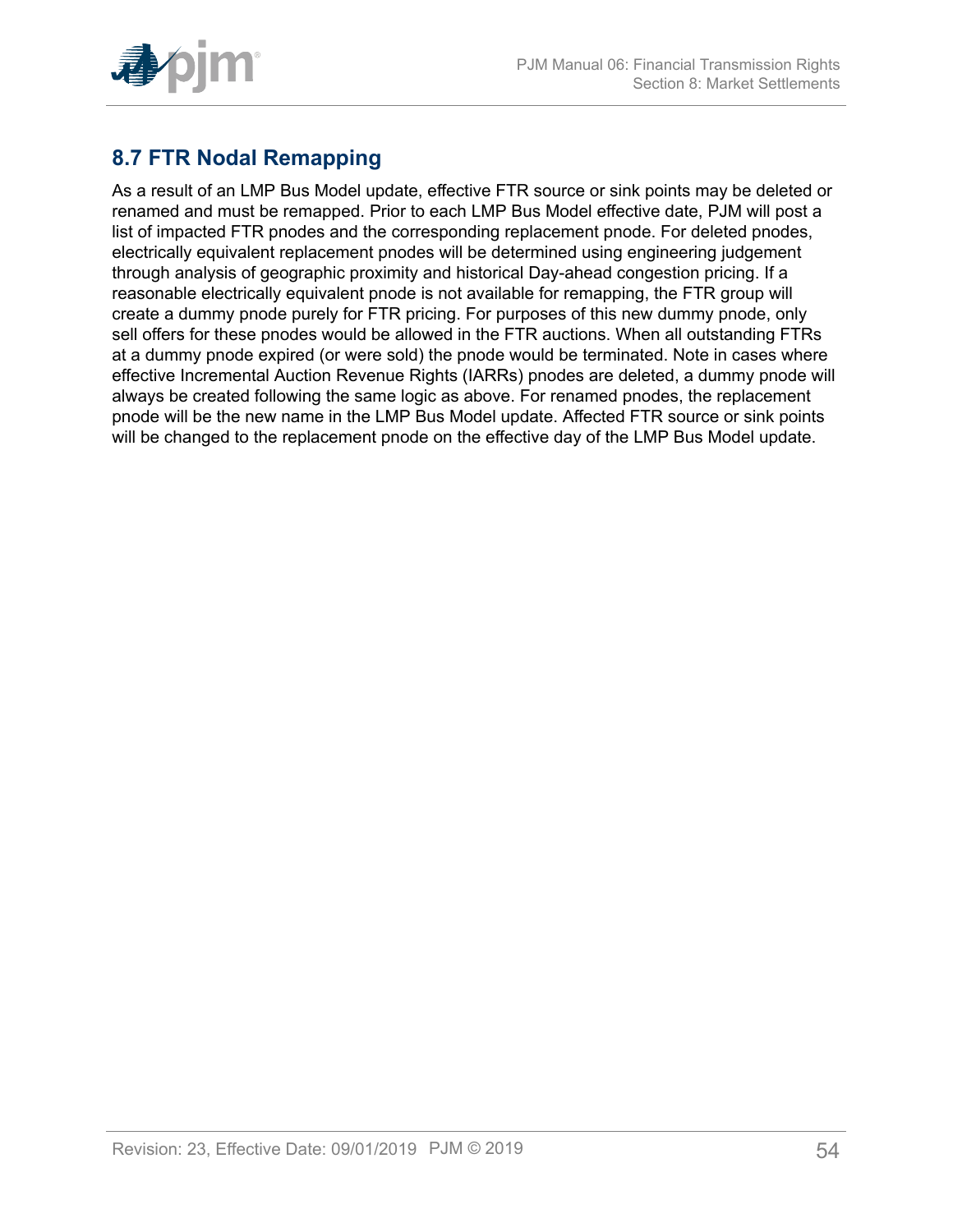## 8.7 FTR Nodal Remapping

As a result of an LMP Bus Model update, effective FTR source or sink points may be deleted or renamed and must be remapped. Prior to each LMP Bus Model effective date, PJM will post a list of impacted FTR pnodes and the corresponding replacement pnode. For deleted pnodes, electrically equivalent replacement pnodes will be determined using engineering judgement through analysis of geographic proximity and historical Day-ahead congestion pricing. If a reasonable electrically equivalent pnode is not available for remapping, the FTR group will create a dummy pnode purely for FTR pricing. For purposes of this new dummy pnode, only sell offers for these pnodes would be allowed in the FTR auctions. When all outstanding FTRs at a dummy pnode expired (or were sold) the pnode would be terminated. Note in cases where effective Incremental Auction Revenue Rights (IARRs) pnodes are deleted, a dummy pnode will always be created following the same logic as above. For renamed pnodes, the replacement pnode will be the new name in the LMP Bus Model update. Affected FTR source or sink points will be changed to the replacement pnode on the effective day of the LMP Bus Model update.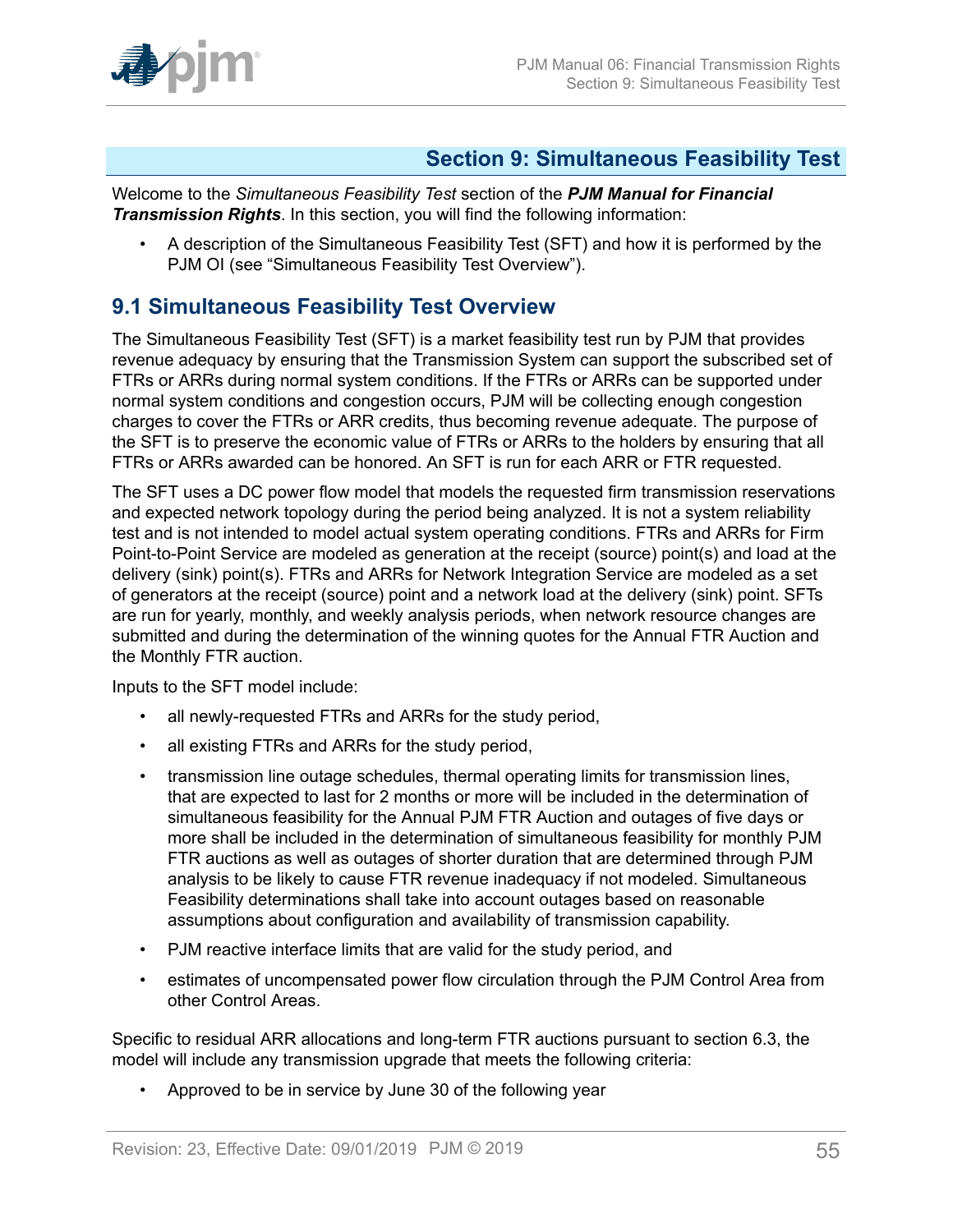# Section 9: Simultaneous Feasibility Test

Welcome to the *Simultaneous Feasibility Test* section of the ***PJM Manual for Financial Transmission Rights***. In this section, you will find the following information:

- A description of the Simultaneous Feasibility Test (SFT) and how it is performed by the PJM OI (see "Simultaneous Feasibility Test Overview").

## 9.1 Simultaneous Feasibility Test Overview

The Simultaneous Feasibility Test (SFT) is a market feasibility test run by PJM that provides revenue adequacy by ensuring that the Transmission System can support the subscribed set of FTRs or ARRs during normal system conditions. If the FTRs or ARRs can be supported under normal system conditions and congestion occurs, PJM will be collecting enough congestion charges to cover the FTRs or ARR credits, thus becoming revenue adequate. The purpose of the SFT is to preserve the economic value of FTRs or ARRs to the holders by ensuring that all FTRs or ARRs awarded can be honored. An SFT is run for each ARR or FTR requested.

The SFT uses a DC power flow model that models the requested firm transmission reservations and expected network topology during the period being analyzed. It is not a system reliability test and is not intended to model actual system operating conditions. FTRs and ARRs for Firm Point-to-Point Service are modeled as generation at the receipt (source) point(s) and load at the delivery (sink) point(s). FTRs and ARRs for Network Integration Service are modeled as a set of generators at the receipt (source) point and a network load at the delivery (sink) point. SFTs are run for yearly, monthly, and weekly analysis periods, when network resource changes are submitted and during the determination of the winning quotes for the Annual FTR Auction and the Monthly FTR auction.

Inputs to the SFT model include:

- all newly-requested FTRs and ARRs for the study period,
- all existing FTRs and ARRs for the study period,
- transmission line outage schedules, thermal operating limits for transmission lines, that are expected to last for 2 months or more will be included in the determination of simultaneous feasibility for the Annual PJM FTR Auction and outages of five days or more shall be included in the determination of simultaneous feasibility for monthly PJM FTR auctions as well as outages of shorter duration that are determined through PJM analysis to be likely to cause FTR revenue inadequacy if not modeled. Simultaneous Feasibility determinations shall take into account outages based on reasonable assumptions about configuration and availability of transmission capability.
- PJM reactive interface limits that are valid for the study period, and
- estimates of uncompensated power flow circulation through the PJM Control Area from other Control Areas.

Specific to residual ARR allocations and long-term FTR auctions pursuant to section 6.3, the model will include any transmission upgrade that meets the following criteria:

- Approved to be in service by June 30 of the following year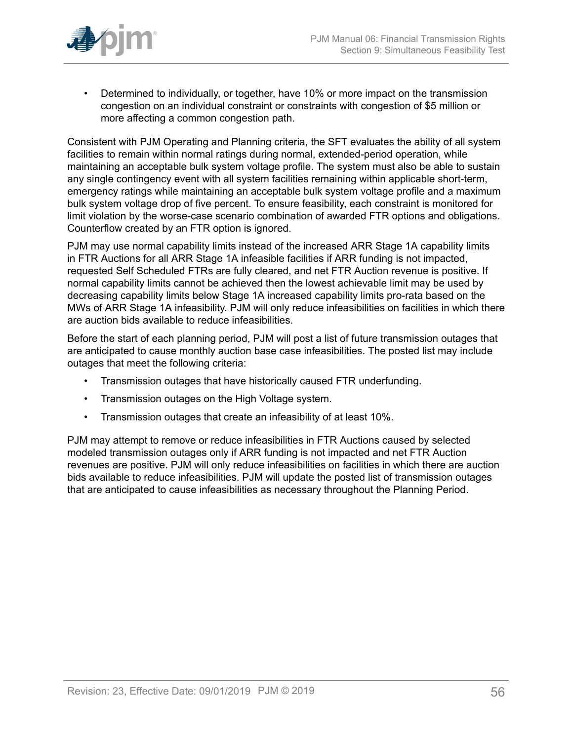- Determined to individually, or together, have 10% or more impact on the transmission congestion on an individual constraint or constraints with congestion of $5 million or more affecting a common congestion path.

Consistent with PJM Operating and Planning criteria, the SFT evaluates the ability of all system facilities to remain within normal ratings during normal, extended-period operation, while maintaining an acceptable bulk system voltage profile. The system must also be able to sustain any single contingency event with all system facilities remaining within applicable short-term, emergency ratings while maintaining an acceptable bulk system voltage profile and a maximum bulk system voltage drop of five percent. To ensure feasibility, each constraint is monitored for limit violation by the worse-case scenario combination of awarded FTR options and obligations. Counterflow created by an FTR option is ignored.

PJM may use normal capability limits instead of the increased ARR Stage 1A capability limits in FTR Auctions for all ARR Stage 1A infeasible facilities if ARR funding is not impacted, requested Self Scheduled FTRs are fully cleared, and net FTR Auction revenue is positive. If normal capability limits cannot be achieved then the lowest achievable limit may be used by decreasing capability limits below Stage 1A increased capability limits pro-rata based on the MWs of ARR Stage 1A infeasibility. PJM will only reduce infeasibilities on facilities in which there are auction bids available to reduce infeasibilities.

Before the start of each planning period, PJM will post a list of future transmission outages that are anticipated to cause monthly auction base case infeasibilities. The posted list may include outages that meet the following criteria:

- Transmission outages that have historically caused FTR underfunding.
- Transmission outages on the High Voltage system.
- Transmission outages that create an infeasibility of at least 10%.

PJM may attempt to remove or reduce infeasibilities in FTR Auctions caused by selected modeled transmission outages only if ARR funding is not impacted and net FTR Auction revenues are positive. PJM will only reduce infeasibilities on facilities in which there are auction bids available to reduce infeasibilities. PJM will update the posted list of transmission outages that are anticipated to cause infeasibilities as necessary throughout the Planning Period.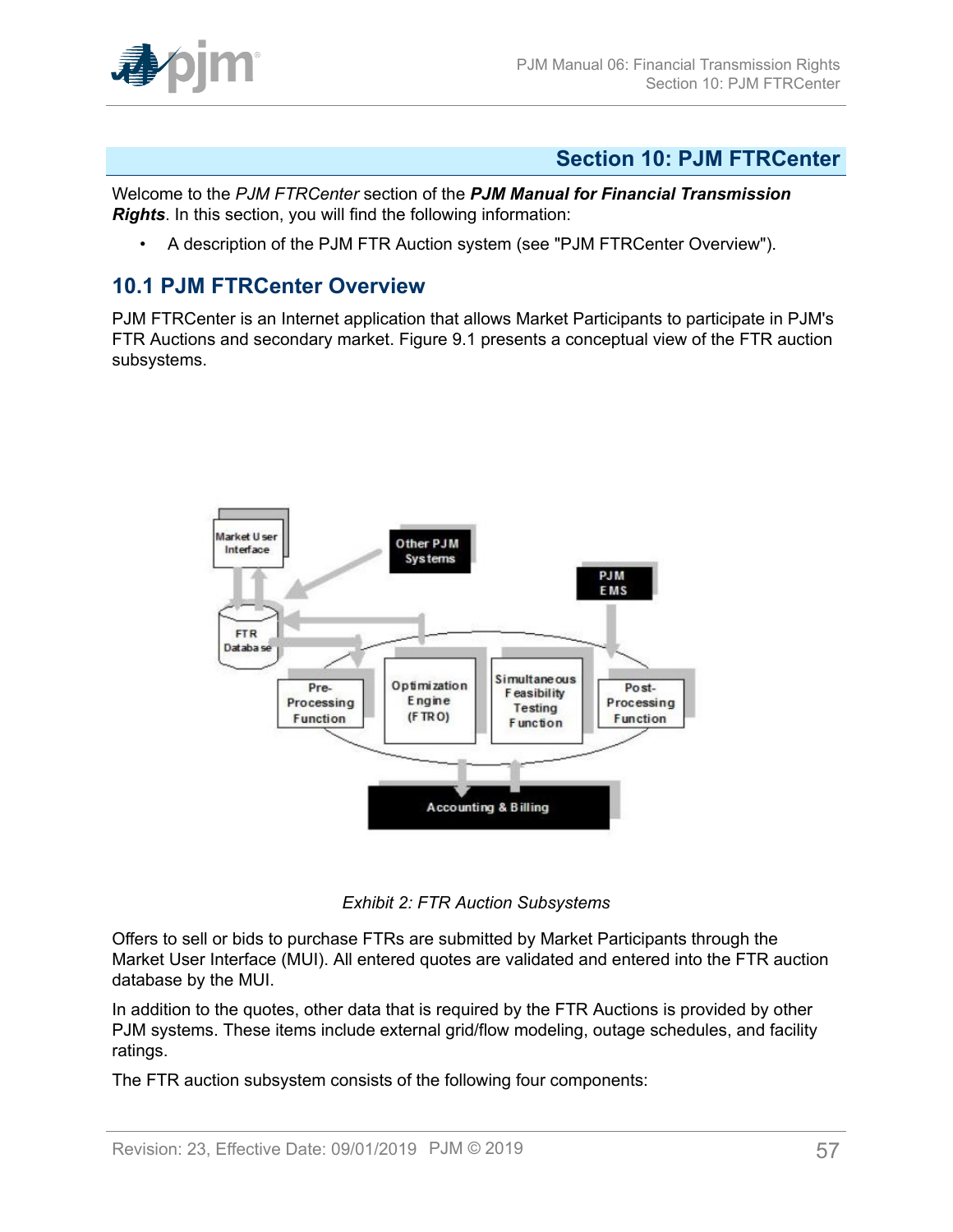## Section 10: PJM FTRCenter

Welcome to the *PJM FTRCenter* section of the ***PJM Manual for Financial Transmission Rights***. In this section, you will find the following information:

- A description of the PJM FTR Auction system (see "PJM FTRCenter Overview").

## 10.1 PJM FTRCenter Overview

PJM FTRCenter is an Internet application that allows Market Participants to participate in PJM's FTR Auctions and secondary market. Figure 9.1 presents a conceptual view of the FTR auction subsystems.

*Exhibit 2: FTR Auction Subsystems*

Offers to sell or bids to purchase FTRs are submitted by Market Participants through the Market User Interface (MUI). All entered quotes are validated and entered into the FTR auction database by the MUI.

In addition to the quotes, other data that is required by the FTR Auctions is provided by other PJM systems. These items include external grid/flow modeling, outage schedules, and facility ratings.

The FTR auction subsystem consists of the following four components: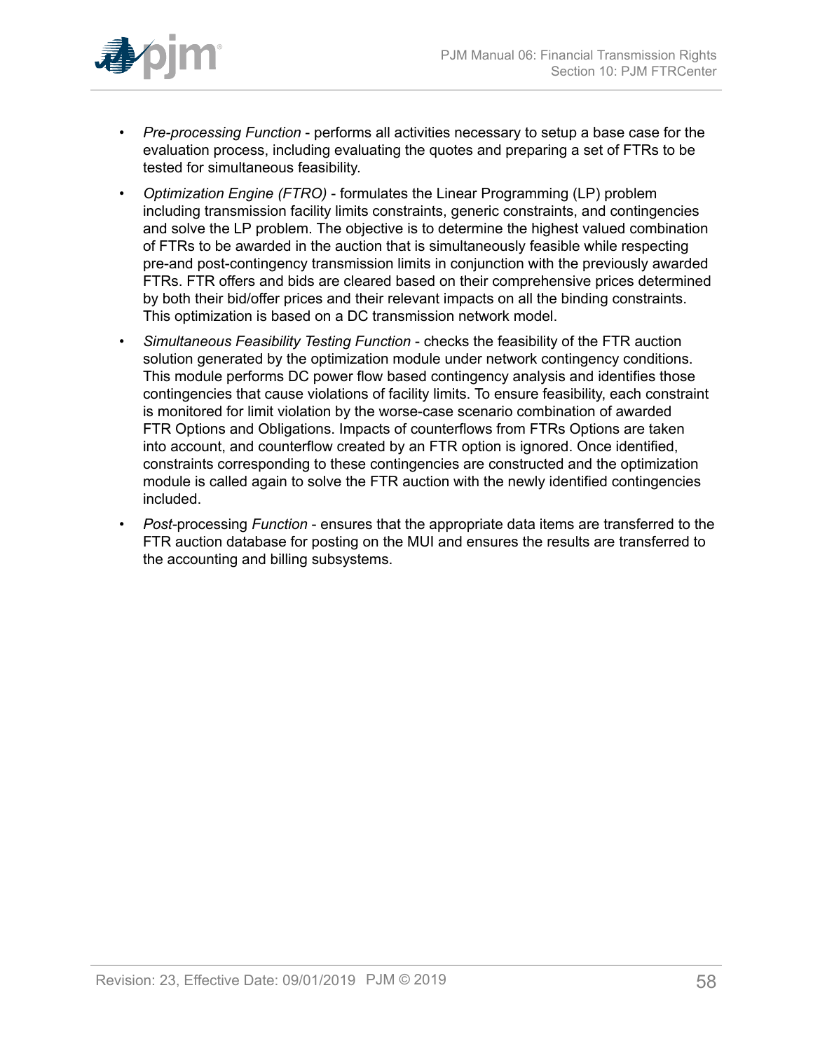- *Pre-processing Function* - performs all activities necessary to setup a base case for the evaluation process, including evaluating the quotes and preparing a set of FTRs to be tested for simultaneous feasibility.
- *Optimization Engine (FTRO)* - formulates the Linear Programming (LP) problem including transmission facility limits constraints, generic constraints, and contingencies and solve the LP problem. The objective is to determine the highest valued combination of FTRs to be awarded in the auction that is simultaneously feasible while respecting pre-and post-contingency transmission limits in conjunction with the previously awarded FTRs. FTR offers and bids are cleared based on their comprehensive prices determined by both their bid/offer prices and their relevant impacts on all the binding constraints. This optimization is based on a DC transmission network model.
- *Simultaneous Feasibility Testing Function* - checks the feasibility of the FTR auction solution generated by the optimization module under network contingency conditions. This module performs DC power flow based contingency analysis and identifies those contingencies that cause violations of facility limits. To ensure feasibility, each constraint is monitored for limit violation by the worse-case scenario combination of awarded FTR Options and Obligations. Impacts of counterflows from FTRs Options are taken into account, and counterflow created by an FTR option is ignored. Once identified, constraints corresponding to these contingencies are constructed and the optimization module is called again to solve the FTR auction with the newly identified contingencies included.
- *Post*-processing *Function* - ensures that the appropriate data items are transferred to the FTR auction database for posting on the MUI and ensures the results are transferred to the accounting and billing subsystems.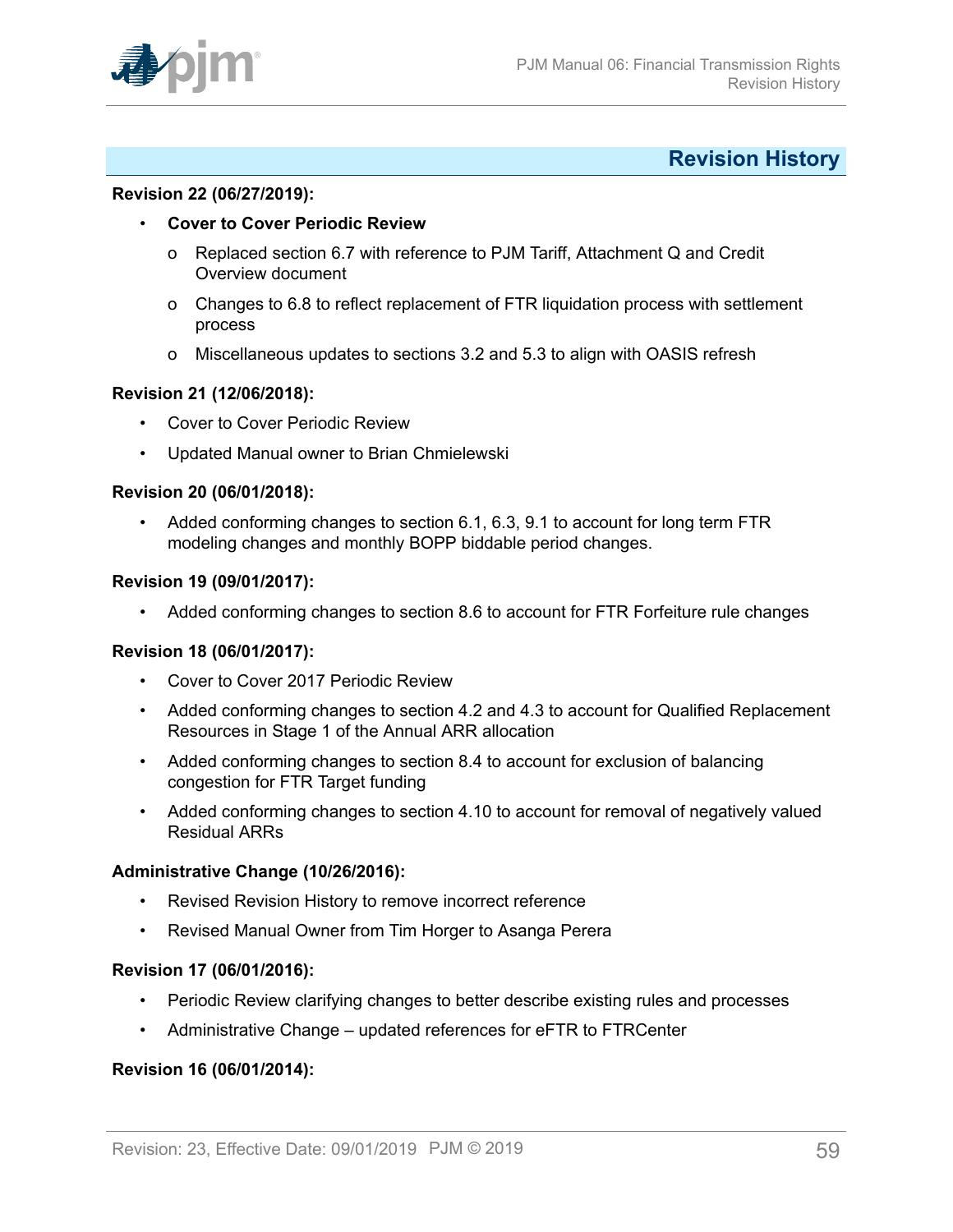## Revision History

**Revision 22 (06/27/2019):**

- **Cover to Cover Periodic Review**
  - Replaced section 6.7 with reference to PJM Tariff, Attachment Q and Credit Overview document
  - Changes to 6.8 to reflect replacement of FTR liquidation process with settlement process
  - Miscellaneous updates to sections 3.2 and 5.3 to align with OASIS refresh

**Revision 21 (12/06/2018):**

- Cover to Cover Periodic Review
- Updated Manual owner to Brian Chmielewski

**Revision 20 (06/01/2018):**

- Added conforming changes to section 6.1, 6.3, 9.1 to account for long term FTR modeling changes and monthly BOPP biddable period changes.

**Revision 19 (09/01/2017):**

- Added conforming changes to section 8.6 to account for FTR Forfeiture rule changes

**Revision 18 (06/01/2017):**

- Cover to Cover 2017 Periodic Review
- Added conforming changes to section 4.2 and 4.3 to account for Qualified Replacement Resources in Stage 1 of the Annual ARR allocation
- Added conforming changes to section 8.4 to account for exclusion of balancing congestion for FTR Target funding
- Added conforming changes to section 4.10 to account for removal of negatively valued Residual ARRs

**Administrative Change (10/26/2016):**

- Revised Revision History to remove incorrect reference
- Revised Manual Owner from Tim Horger to Asanga Perera

**Revision 17 (06/01/2016):**

- Periodic Review clarifying changes to better describe existing rules and processes
- Administrative Change – updated references for eFTR to FTRCenter

**Revision 16 (06/01/2014):**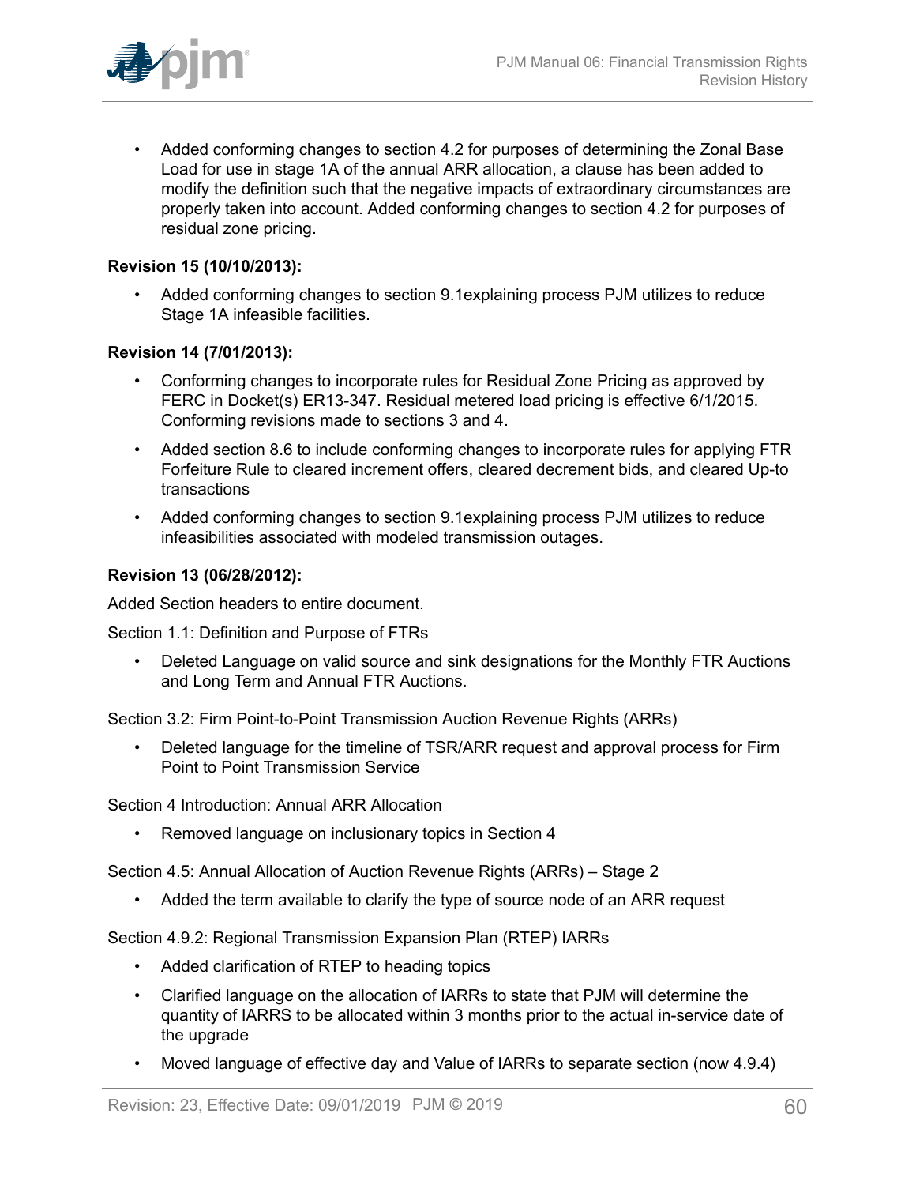- Added conforming changes to section 4.2 for purposes of determining the Zonal Base Load for use in stage 1A of the annual ARR allocation, a clause has been added to modify the definition such that the negative impacts of extraordinary circumstances are properly taken into account. Added conforming changes to section 4.2 for purposes of residual zone pricing.

**Revision 15 (10/10/2013):**

- Added conforming changes to section 9.1explaining process PJM utilizes to reduce Stage 1A infeasible facilities.

**Revision 14 (7/01/2013):**

- Conforming changes to incorporate rules for Residual Zone Pricing as approved by FERC in Docket(s) ER13-347. Residual metered load pricing is effective 6/1/2015. Conforming revisions made to sections 3 and 4.
- Added section 8.6 to include conforming changes to incorporate rules for applying FTR Forfeiture Rule to cleared increment offers, cleared decrement bids, and cleared Up-to transactions
- Added conforming changes to section 9.1explaining process PJM utilizes to reduce infeasibilities associated with modeled transmission outages.

**Revision 13 (06/28/2012):**

Added Section headers to entire document.

Section 1.1: Definition and Purpose of FTRs

- Deleted Language on valid source and sink designations for the Monthly FTR Auctions and Long Term and Annual FTR Auctions.

Section 3.2: Firm Point-to-Point Transmission Auction Revenue Rights (ARRs)

- Deleted language for the timeline of TSR/ARR request and approval process for Firm Point to Point Transmission Service

Section 4 Introduction: Annual ARR Allocation

- Removed language on inclusionary topics in Section 4

Section 4.5: Annual Allocation of Auction Revenue Rights (ARRs) – Stage 2

- Added the term available to clarify the type of source node of an ARR request

Section 4.9.2: Regional Transmission Expansion Plan (RTEP) IARRs

- Added clarification of RTEP to heading topics
- Clarified language on the allocation of IARRs to state that PJM will determine the quantity of IARRS to be allocated within 3 months prior to the actual in-service date of the upgrade
- Moved language of effective day and Value of IARRs to separate section (now 4.9.4)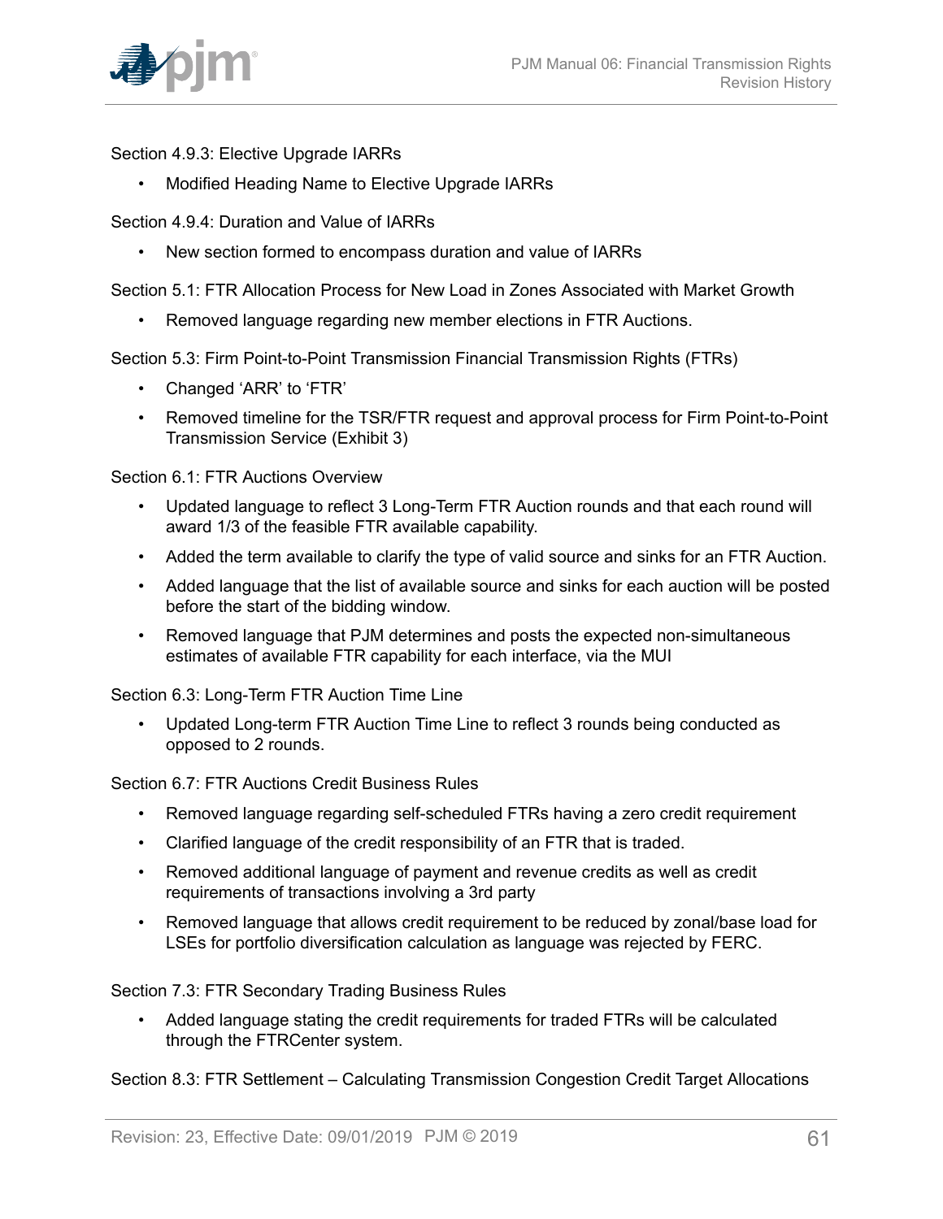Section 4.9.3: Elective Upgrade IARRs

- Modified Heading Name to Elective Upgrade IARRs

Section 4.9.4: Duration and Value of IARRs

- New section formed to encompass duration and value of IARRs

Section 5.1: FTR Allocation Process for New Load in Zones Associated with Market Growth

- Removed language regarding new member elections in FTR Auctions.

Section 5.3: Firm Point-to-Point Transmission Financial Transmission Rights (FTRs)

- Changed ‘ARR’ to ‘FTR’
- Removed timeline for the TSR/FTR request and approval process for Firm Point-to-Point Transmission Service (Exhibit 3)

Section 6.1: FTR Auctions Overview

- Updated language to reflect 3 Long-Term FTR Auction rounds and that each round will award 1/3 of the feasible FTR available capability.
- Added the term available to clarify the type of valid source and sinks for an FTR Auction.
- Added language that the list of available source and sinks for each auction will be posted before the start of the bidding window.
- Removed language that PJM determines and posts the expected non-simultaneous estimates of available FTR capability for each interface, via the MUI

Section 6.3: Long-Term FTR Auction Time Line

- Updated Long-term FTR Auction Time Line to reflect 3 rounds being conducted as opposed to 2 rounds.

Section 6.7: FTR Auctions Credit Business Rules

- Removed language regarding self-scheduled FTRs having a zero credit requirement
- Clarified language of the credit responsibility of an FTR that is traded.
- Removed additional language of payment and revenue credits as well as credit requirements of transactions involving a 3rd party
- Removed language that allows credit requirement to be reduced by zonal/base load for LSEs for portfolio diversification calculation as language was rejected by FERC.

Section 7.3: FTR Secondary Trading Business Rules

- Added language stating the credit requirements for traded FTRs will be calculated through the FTRCenter system.

Section 8.3: FTR Settlement – Calculating Transmission Congestion Credit Target Allocations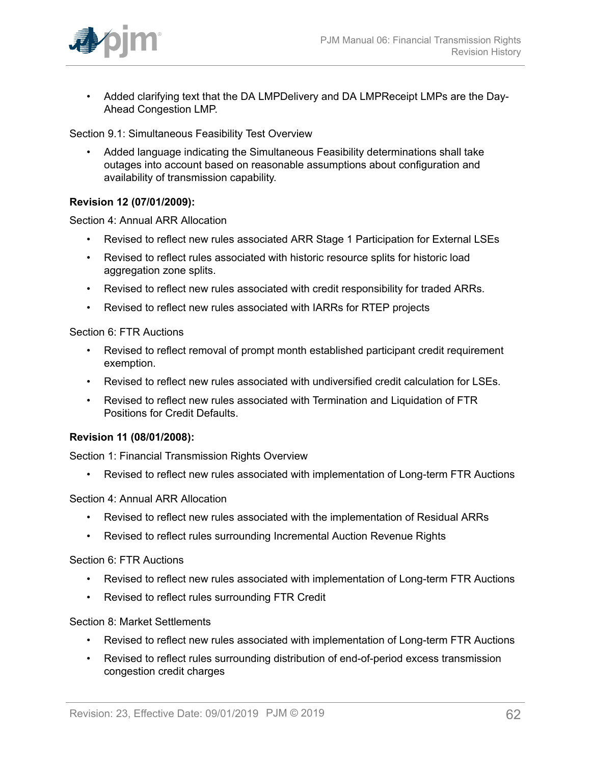- Added clarifying text that the DA LMPDelivery and DA LMPReceipt LMPs are the Day-Ahead Congestion LMP.

Section 9.1: Simultaneous Feasibility Test Overview

- Added language indicating the Simultaneous Feasibility determinations shall take outages into account based on reasonable assumptions about configuration and availability of transmission capability.

**Revision 12 (07/01/2009):**

Section 4: Annual ARR Allocation

- Revised to reflect new rules associated ARR Stage 1 Participation for External LSEs
- Revised to reflect rules associated with historic resource splits for historic load aggregation zone splits.
- Revised to reflect new rules associated with credit responsibility for traded ARRs.
- Revised to reflect new rules associated with IARRs for RTEP projects

Section 6: FTR Auctions

- Revised to reflect removal of prompt month established participant credit requirement exemption.
- Revised to reflect new rules associated with undiversified credit calculation for LSEs.
- Revised to reflect new rules associated with Termination and Liquidation of FTR Positions for Credit Defaults.

**Revision 11 (08/01/2008):**

Section 1: Financial Transmission Rights Overview

- Revised to reflect new rules associated with implementation of Long-term FTR Auctions

Section 4: Annual ARR Allocation

- Revised to reflect new rules associated with the implementation of Residual ARRs
- Revised to reflect rules surrounding Incremental Auction Revenue Rights

Section 6: FTR Auctions

- Revised to reflect new rules associated with implementation of Long-term FTR Auctions
- Revised to reflect rules surrounding FTR Credit

Section 8: Market Settlements

- Revised to reflect new rules associated with implementation of Long-term FTR Auctions
- Revised to reflect rules surrounding distribution of end-of-period excess transmission congestion credit charges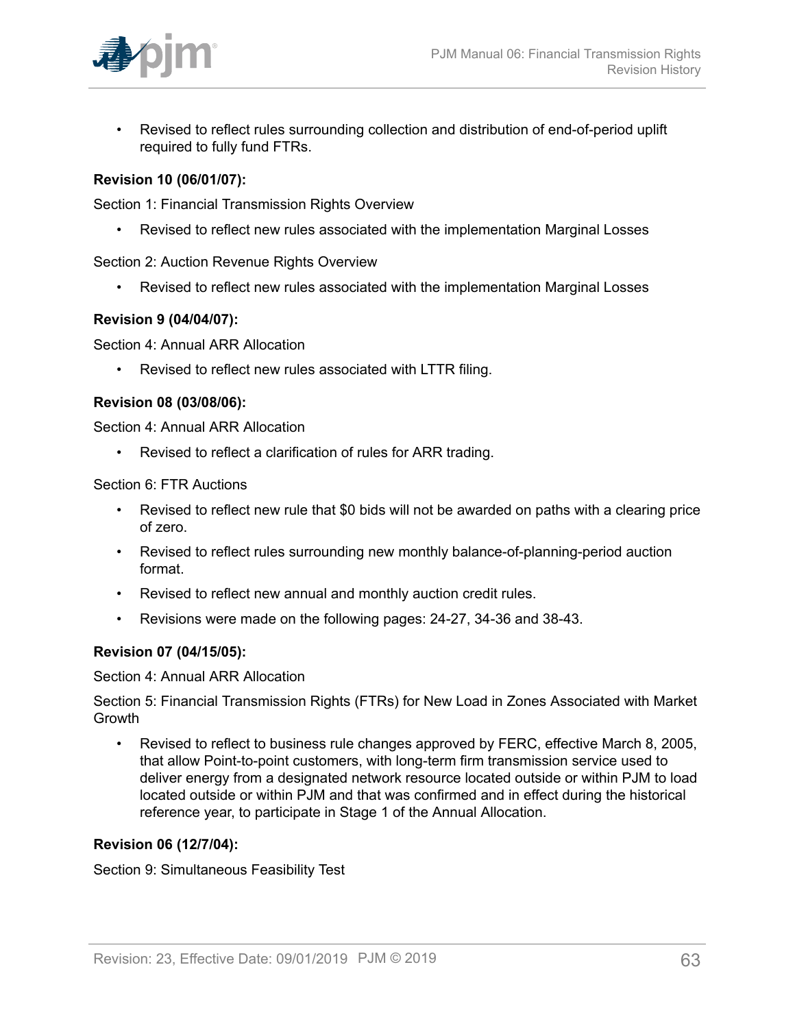- Revised to reflect rules surrounding collection and distribution of end-of-period uplift required to fully fund FTRs.

**Revision 10 (06/01/07):**

Section 1: Financial Transmission Rights Overview

- Revised to reflect new rules associated with the implementation Marginal Losses

Section 2: Auction Revenue Rights Overview

- Revised to reflect new rules associated with the implementation Marginal Losses

**Revision 9 (04/04/07):**

Section 4: Annual ARR Allocation

- Revised to reflect new rules associated with LTTR filing.

**Revision 08 (03/08/06):**

Section 4: Annual ARR Allocation

- Revised to reflect a clarification of rules for ARR trading.

Section 6: FTR Auctions

- Revised to reflect new rule that $0 bids will not be awarded on paths with a clearing price of zero.
- Revised to reflect rules surrounding new monthly balance-of-planning-period auction format.
- Revised to reflect new annual and monthly auction credit rules.
- Revisions were made on the following pages: 24-27, 34-36 and 38-43.

**Revision 07 (04/15/05):**

Section 4: Annual ARR Allocation

Section 5: Financial Transmission Rights (FTRs) for New Load in Zones Associated with Market Growth

- Revised to reflect to business rule changes approved by FERC, effective March 8, 2005, that allow Point-to-point customers, with long-term firm transmission service used to deliver energy from a designated network resource located outside or within PJM to load located outside or within PJM and that was confirmed and in effect during the historical reference year, to participate in Stage 1 of the Annual Allocation.

**Revision 06 (12/7/04):**

Section 9: Simultaneous Feasibility Test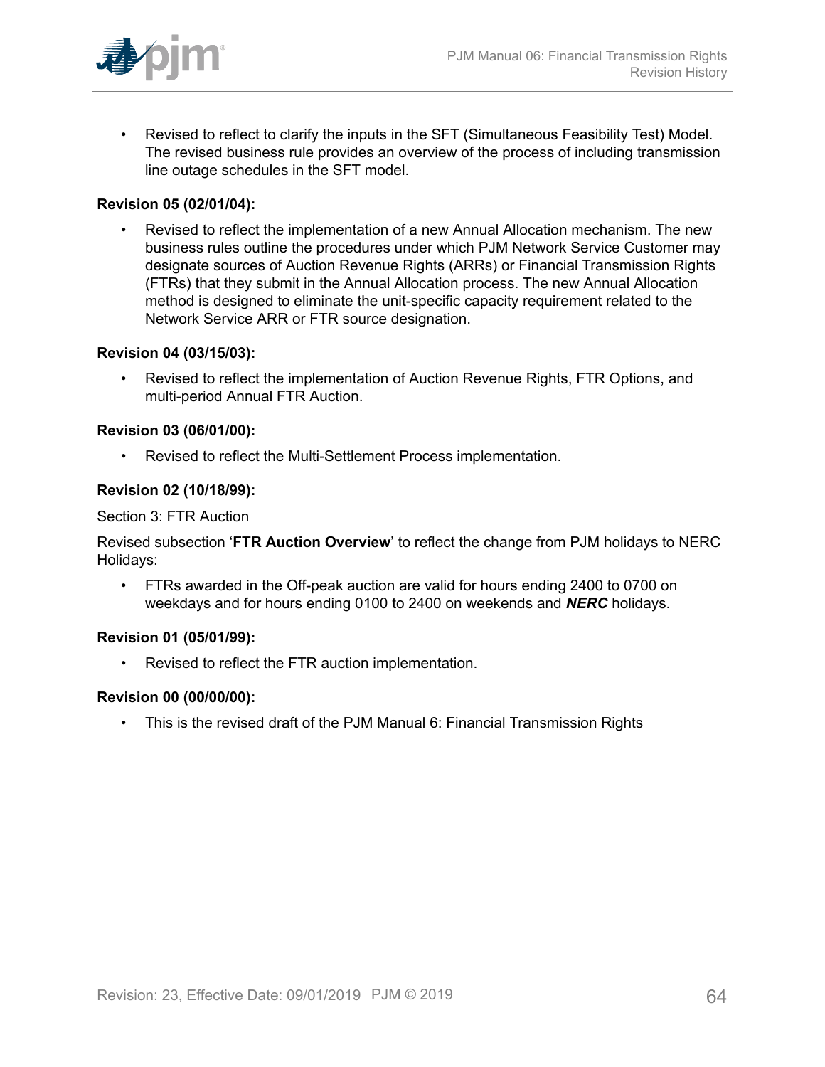- Revised to reflect to clarify the inputs in the SFT (Simultaneous Feasibility Test) Model. The revised business rule provides an overview of the process of including transmission line outage schedules in the SFT model.

**Revision 05 (02/01/04):**

- Revised to reflect the implementation of a new Annual Allocation mechanism. The new business rules outline the procedures under which PJM Network Service Customer may designate sources of Auction Revenue Rights (ARRs) or Financial Transmission Rights (FTRs) that they submit in the Annual Allocation process. The new Annual Allocation method is designed to eliminate the unit-specific capacity requirement related to the Network Service ARR or FTR source designation.

**Revision 04 (03/15/03):**

- Revised to reflect the implementation of Auction Revenue Rights, FTR Options, and multi-period Annual FTR Auction.

**Revision 03 (06/01/00):**

- Revised to reflect the Multi-Settlement Process implementation.

**Revision 02 (10/18/99):**

Section 3: FTR Auction

Revised subsection '**FTR Auction Overview**' to reflect the change from PJM holidays to NERC Holidays:

- FTRs awarded in the Off-peak auction are valid for hours ending 2400 to 0700 on weekdays and for hours ending 0100 to 2400 on weekends and ***NERC*** holidays.

**Revision 01 (05/01/99):**

- Revised to reflect the FTR auction implementation.

**Revision 00 (00/00/00):**

- This is the revised draft of the PJM Manual 6: Financial Transmission Rights